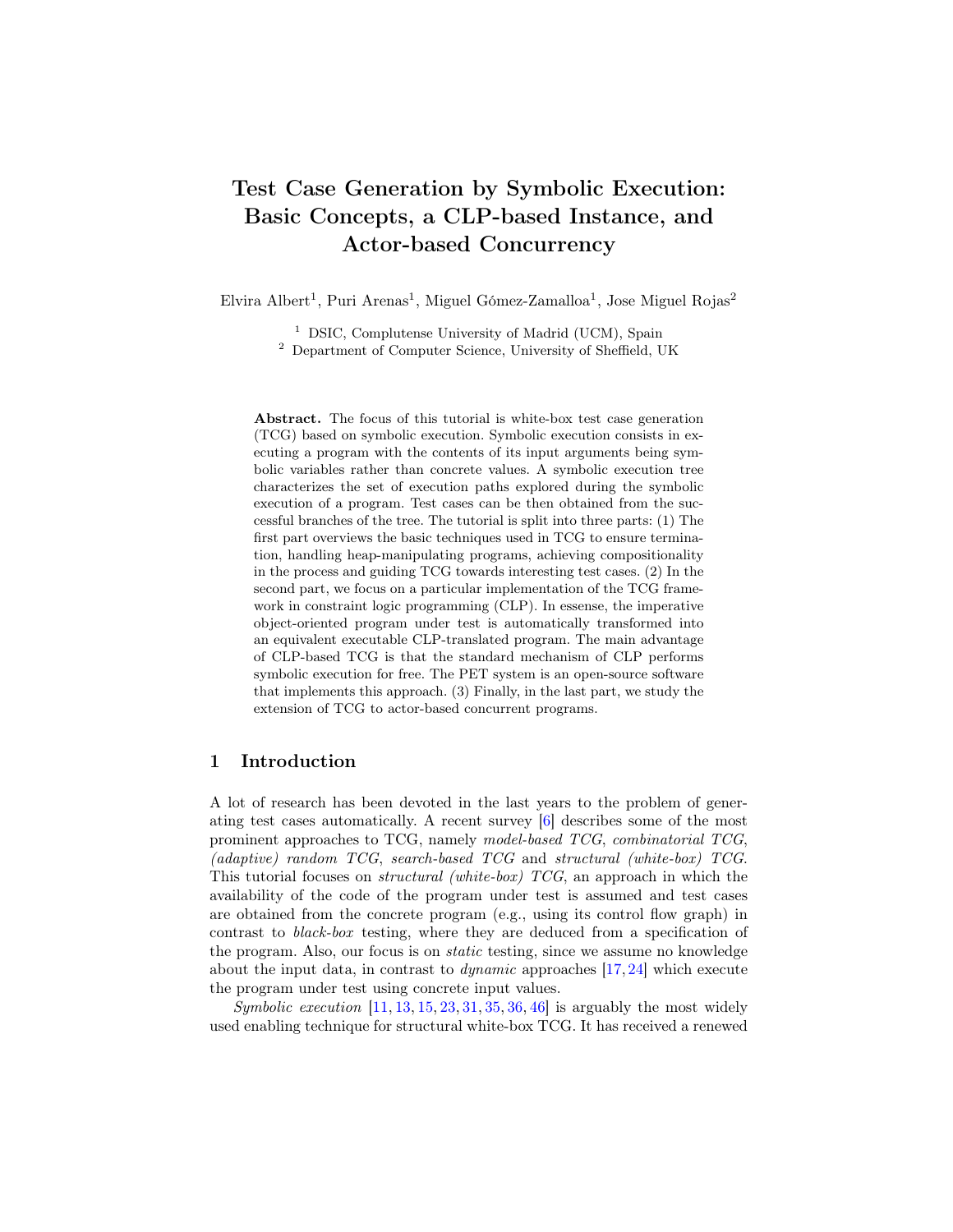# Test Case Generation by Symbolic Execution: Basic Concepts, a CLP-based Instance, and Actor-based Concurrency

Elvira Albert[1], Puri Arenas[1], Miguel Gómez-Zamalloa[1], Jose Miguel Rojas[2]

[1] DSIC, Complutense University of Madrid (UCM), Spain
[2] Department of Computer Science, University of Sheffield, UK

**Abstract.** The focus of this tutorial is white-box test case generation (TCG) based on symbolic execution. Symbolic execution consists in executing a program with the contents of its input arguments being symbolic variables rather than concrete values. A symbolic execution tree characterizes the set of execution paths explored during the symbolic execution of a program. Test cases can be then obtained from the successful branches of the tree. The tutorial is split into three parts: (1) The first part overviews the basic techniques used in TCG to ensure termination, handling heap-manipulating programs, achieving compositionality in the process and guiding TCG towards interesting test cases. (2) In the second part, we focus on a particular implementation of the TCG framework in constraint logic programming (CLP). In essense, the imperative object-oriented program under test is automatically transformed into an equivalent executable CLP-translated program. The main advantage of CLP-based TCG is that the standard mechanism of CLP performs symbolic execution for free. The PET system is an open-source software that implements this approach. (3) Finally, in the last part, we study the extension of TCG to actor-based concurrent programs.

## 1 Introduction

A lot of research has been devoted in the last years to the problem of generating test cases automatically. A recent survey [6] describes some of the most prominent approaches to TCG, namely *model-based TCG*, *combinatorial TCG*, *(adaptive) random TCG*, *search-based TCG* and *structural (white-box) TCG*. This tutorial focuses on *structural (white-box) TCG*, an approach in which the availability of the code of the program under test is assumed and test cases are obtained from the concrete program (e.g., using its control flow graph) in contrast to *black-box* testing, where they are deduced from a specification of the program. Also, our focus is on *static* testing, since we assume no knowledge about the input data, in contrast to *dynamic* approaches [17, 24] which execute the program under test using concrete input values.

*Symbolic execution* [11, 13, 15, 23, 31, 35, 36, 46] is arguably the most widely used enabling technique for structural white-box TCG. It has received a renewed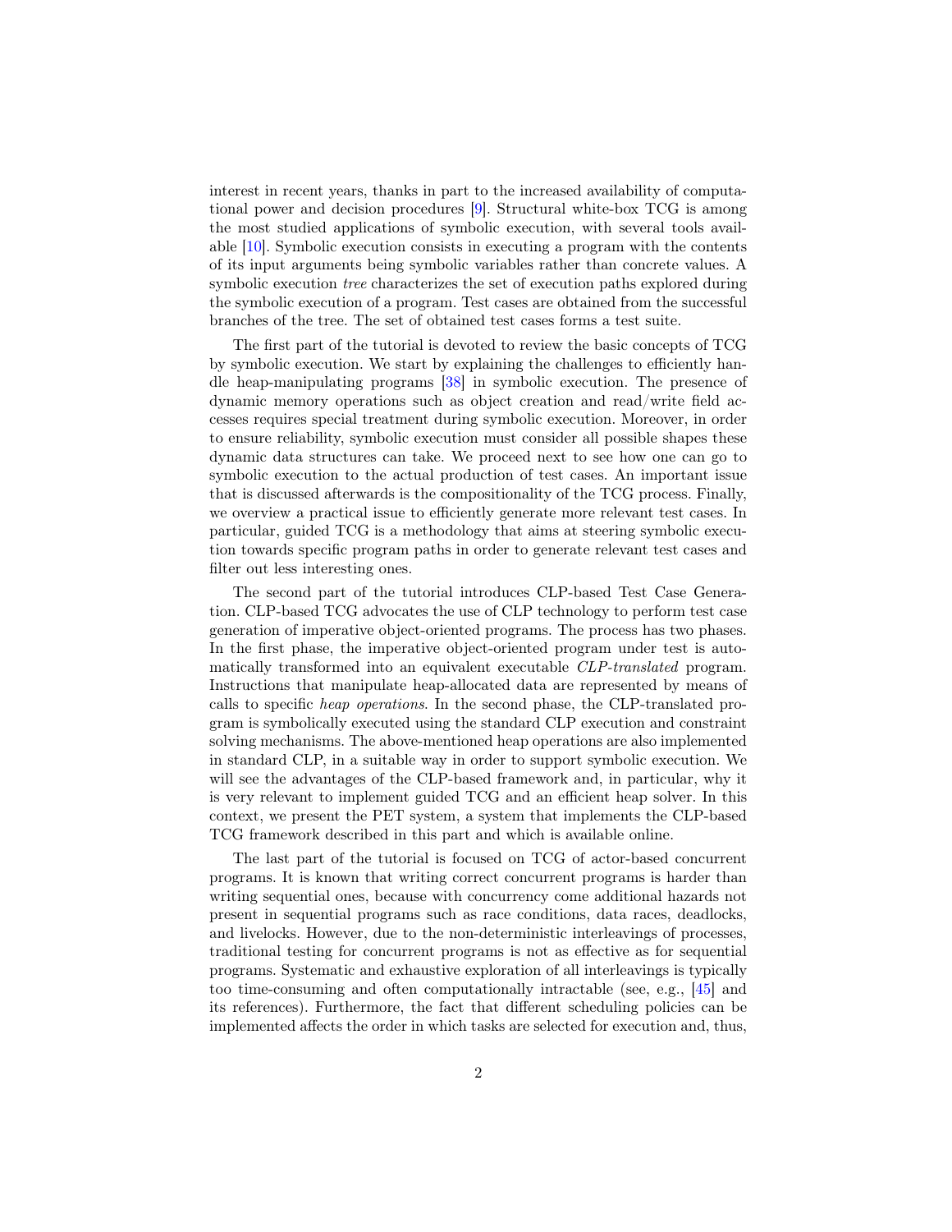interest in recent years, thanks in part to the increased availability of computational power and decision procedures [9]. Structural white-box TCG is among the most studied applications of symbolic execution, with several tools available [10]. Symbolic execution consists in executing a program with the contents of its input arguments being symbolic variables rather than concrete values. A symbolic execution *tree* characterizes the set of execution paths explored during the symbolic execution of a program. Test cases are obtained from the successful branches of the tree. The set of obtained test cases forms a test suite.

The first part of the tutorial is devoted to review the basic concepts of TCG by symbolic execution. We start by explaining the challenges to efficiently handle heap-manipulating programs [38] in symbolic execution. The presence of dynamic memory operations such as object creation and read/write field accesses requires special treatment during symbolic execution. Moreover, in order to ensure reliability, symbolic execution must consider all possible shapes these dynamic data structures can take. We proceed next to see how one can go to symbolic execution to the actual production of test cases. An important issue that is discussed afterwards is the compositionality of the TCG process. Finally, we overview a practical issue to efficiently generate more relevant test cases. In particular, guided TCG is a methodology that aims at steering symbolic execution towards specific program paths in order to generate relevant test cases and filter out less interesting ones.

The second part of the tutorial introduces CLP-based Test Case Generation. CLP-based TCG advocates the use of CLP technology to perform test case generation of imperative object-oriented programs. The process has two phases. In the first phase, the imperative object-oriented program under test is automatically transformed into an equivalent executable *CLP-translated* program. Instructions that manipulate heap-allocated data are represented by means of calls to specific *heap operations*. In the second phase, the CLP-translated program is symbolically executed using the standard CLP execution and constraint solving mechanisms. The above-mentioned heap operations are also implemented in standard CLP, in a suitable way in order to support symbolic execution. We will see the advantages of the CLP-based framework and, in particular, why it is very relevant to implement guided TCG and an efficient heap solver. In this context, we present the PET system, a system that implements the CLP-based TCG framework described in this part and which is available online.

The last part of the tutorial is focused on TCG of actor-based concurrent programs. It is known that writing correct concurrent programs is harder than writing sequential ones, because with concurrency come additional hazards not present in sequential programs such as race conditions, data races, deadlocks, and livelocks. However, due to the non-deterministic interleavings of processes, traditional testing for concurrent programs is not as effective as for sequential programs. Systematic and exhaustive exploration of all interleavings is typically too time-consuming and often computationally intractable (see, e.g., [45] and its references). Furthermore, the fact that different scheduling policies can be implemented affects the order in which tasks are selected for execution and, thus,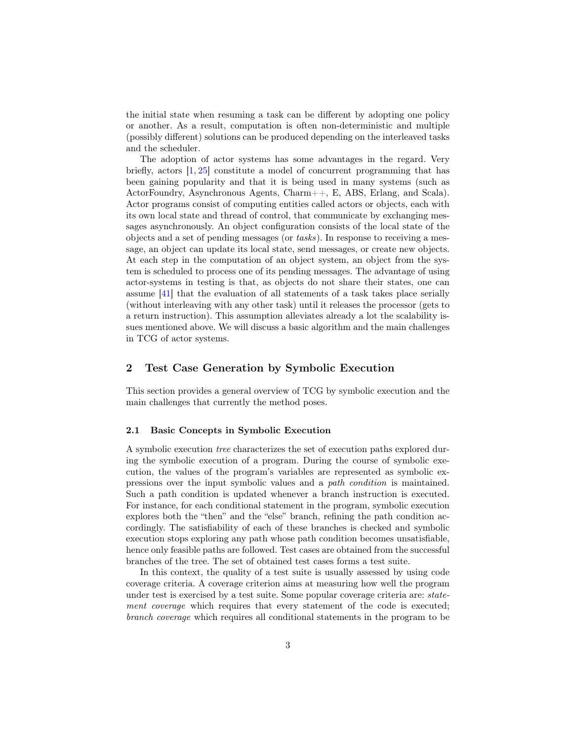the initial state when resuming a task can be different by adopting one policy or another. As a result, computation is often non-deterministic and multiple (possibly different) solutions can be produced depending on the interleaved tasks and the scheduler.

The adoption of actor systems has some advantages in the regard. Very briefly, actors [1, 25] constitute a model of concurrent programming that has been gaining popularity and that it is being used in many systems (such as ActorFoundry, Asynchronous Agents, Charm++, E, ABS, Erlang, and Scala). Actor programs consist of computing entities called actors or objects, each with its own local state and thread of control, that communicate by exchanging messages asynchronously. An object configuration consists of the local state of the objects and a set of pending messages (or *tasks*). In response to receiving a message, an object can update its local state, send messages, or create new objects. At each step in the computation of an object system, an object from the system is scheduled to process one of its pending messages. The advantage of using actor-systems in testing is that, as objects do not share their states, one can assume [41] that the evaluation of all statements of a task takes place serially (without interleaving with any other task) until it releases the processor (gets to a return instruction). This assumption alleviates already a lot the scalability issues mentioned above. We will discuss a basic algorithm and the main challenges in TCG of actor systems.

## 2 Test Case Generation by Symbolic Execution

This section provides a general overview of TCG by symbolic execution and the main challenges that currently the method poses.

### 2.1 Basic Concepts in Symbolic Execution

A symbolic execution *tree* characterizes the set of execution paths explored during the symbolic execution of a program. During the course of symbolic execution, the values of the program's variables are represented as symbolic expressions over the input symbolic values and a *path condition* is maintained. Such a path condition is updated whenever a branch instruction is executed. For instance, for each conditional statement in the program, symbolic execution explores both the "then" and the "else" branch, refining the path condition accordingly. The satisfiability of each of these branches is checked and symbolic execution stops exploring any path whose path condition becomes unsatisfiable, hence only feasible paths are followed. Test cases are obtained from the successful branches of the tree. The set of obtained test cases forms a test suite.

In this context, the quality of a test suite is usually assessed by using code coverage criteria. A coverage criterion aims at measuring how well the program under test is exercised by a test suite. Some popular coverage criteria are: *statement coverage* which requires that every statement of the code is executed; *branch coverage* which requires all conditional statements in the program to be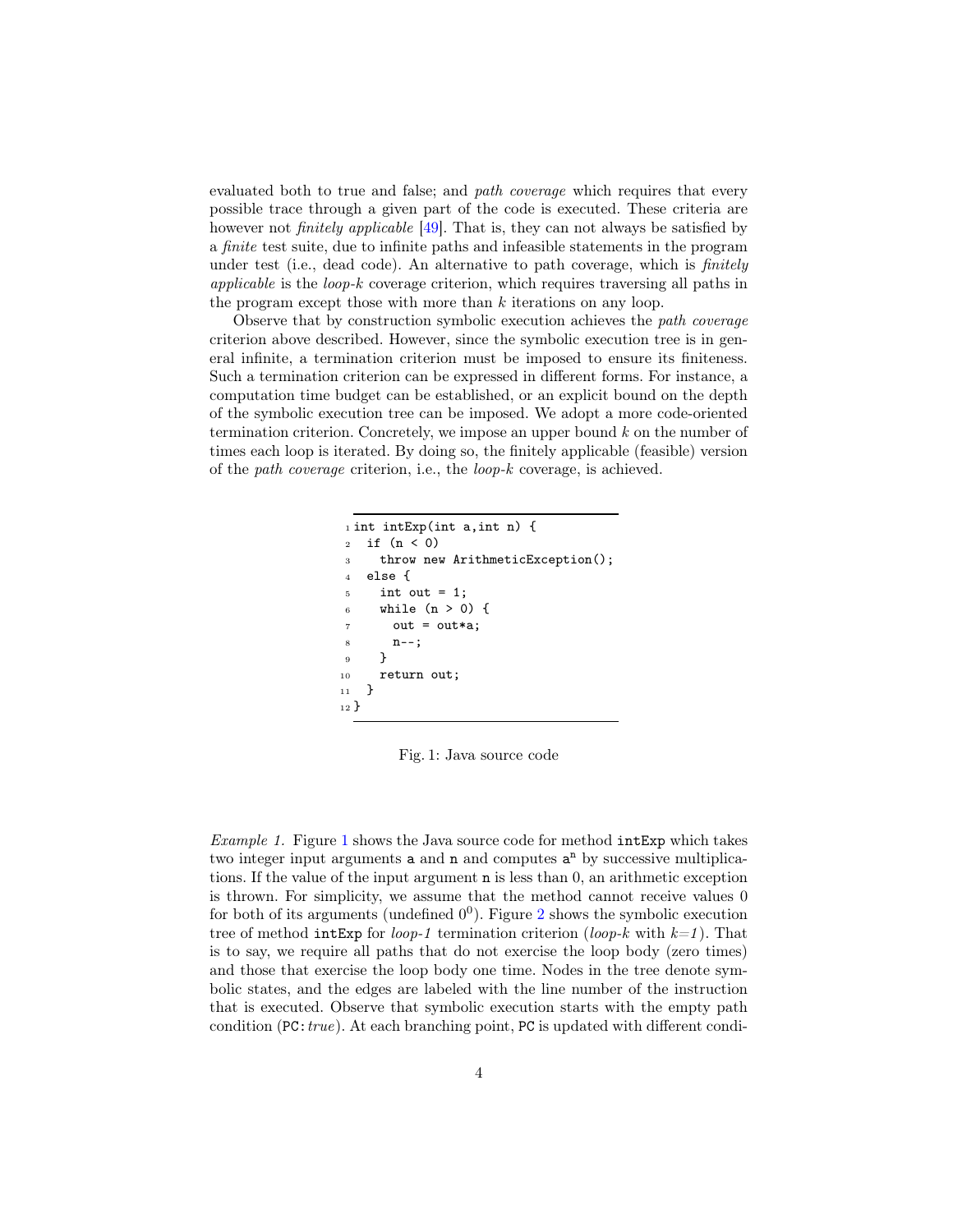evaluated both to true and false; and *path coverage* which requires that every possible trace through a given part of the code is executed. These criteria are however not *finitely applicable* [49]. That is, they can not always be satisfied by a *finite* test suite, due to infinite paths and infeasible statements in the program under test (i.e., dead code). An alternative to path coverage, which is *finitely applicable* is the *loop-k* coverage criterion, which requires traversing all paths in the program except those with more than $k$ iterations on any loop.

Observe that by construction symbolic execution achieves the *path coverage* criterion above described. However, since the symbolic execution tree is in general infinite, a termination criterion must be imposed to ensure its finiteness. Such a termination criterion can be expressed in different forms. For instance, a computation time budget can be established, or an explicit bound on the depth of the symbolic execution tree can be imposed. We adopt a more code-oriented termination criterion. Concretely, we impose an upper bound $k$ on the number of times each loop is iterated. By doing so, the finitely applicable (feasible) version of the *path coverage* criterion, i.e., the *loop-k* coverage, is achieved.

```
1  int intExp(int a,int n) {
2    if (n < 0)
3      throw new ArithmeticException();
4    else {
5      int out = 1;
6      while (n > 0) {
7        out = out*a;
8        n--;
9      }
10     return out;
11   }
12 }
```

Fig. 1: Java source code

*Example 1.* Figure 1 shows the Java source code for method `intExp` which takes two integer input arguments `a` and `n` and computes $a^n$ by successive multiplications. If the value of the input argument `n` is less than 0, an arithmetic exception is thrown. For simplicity, we assume that the method cannot receive values 0 for both of its arguments (undefined $0^0$). Figure 2 shows the symbolic execution tree of method `intExp` for *loop-1* termination criterion (*loop-k* with *k=1*). That is to say, we require all paths that do not exercise the loop body (zero times) and those that exercise the loop body one time. Nodes in the tree denote symbolic states, and the edges are labeled with the line number of the instruction that is executed. Observe that symbolic execution starts with the empty path condition (`PC:`*true*). At each branching point, `PC` is updated with different condi-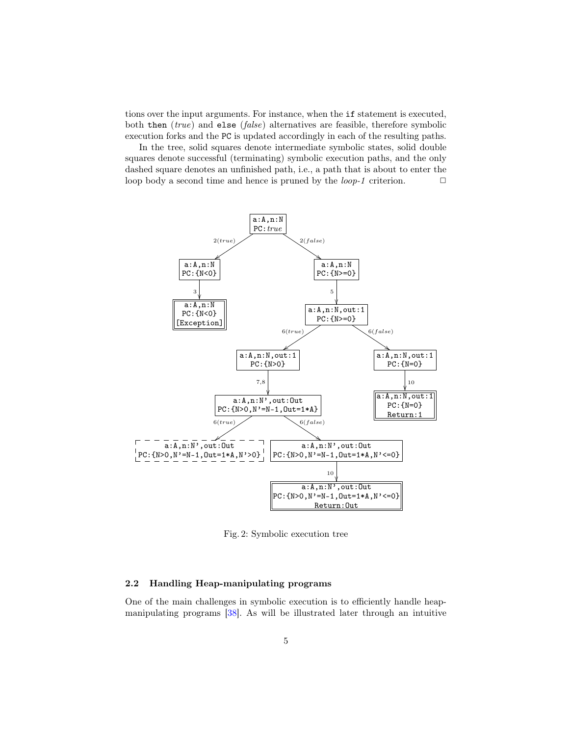tions over the input arguments. For instance, when the `if` statement is executed, both `then` (*true*) and `else` (*false*) alternatives are feasible, therefore symbolic execution forks and the `PC` is updated accordingly in each of the resulting paths.

In the tree, solid squares denote intermediate symbolic states, solid double squares denote successful (terminating) symbolic execution paths, and the only dashed square denotes an unfinished path, i.e., a path that is about to enter the loop body a second time and hence is pruned by the *loop-1* criterion. □

Fig. 2: Symbolic execution tree

## 2.2 Handling Heap-manipulating programs

One of the main challenges in symbolic execution is to efficiently handle heap-manipulating programs [38]. As will be illustrated later through an intuitive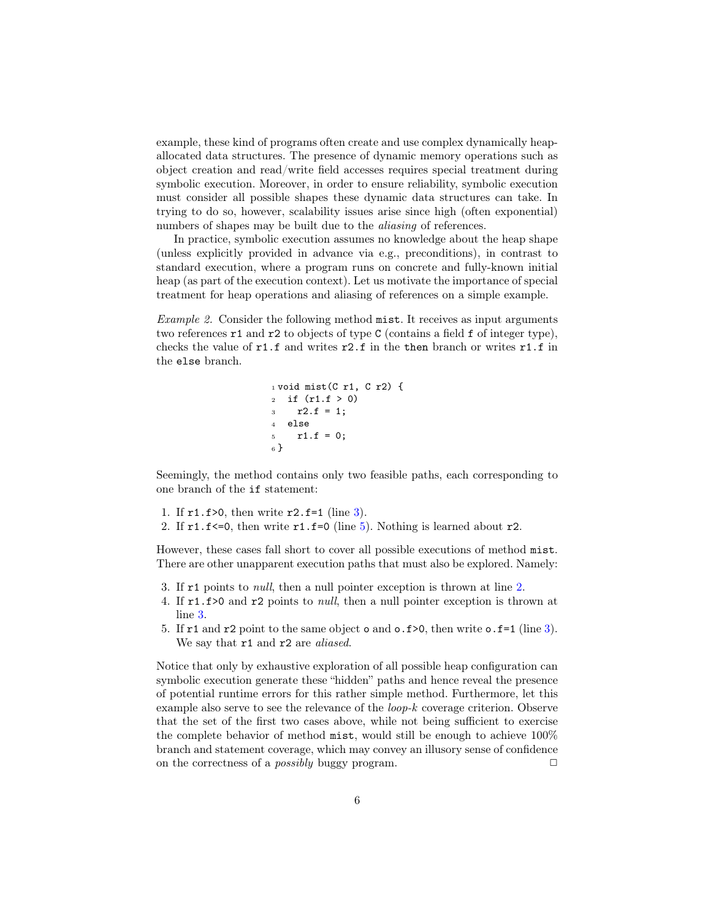example, these kind of programs often create and use complex dynamically heap-allocated data structures. The presence of dynamic memory operations such as object creation and read/write field accesses requires special treatment during symbolic execution. Moreover, in order to ensure reliability, symbolic execution must consider all possible shapes these dynamic data structures can take. In trying to do so, however, scalability issues arise since high (often exponential) numbers of shapes may be built due to the *aliasing* of references.

In practice, symbolic execution assumes no knowledge about the heap shape (unless explicitly provided in advance via e.g., preconditions), in contrast to standard execution, where a program runs on concrete and fully-known initial heap (as part of the execution context). Let us motivate the importance of special treatment for heap operations and aliasing of references on a simple example.

*Example 2.* Consider the following method `mist`. It receives as input arguments two references `r1` and `r2` to objects of type `C` (contains a field `f` of integer type), checks the value of `r1.f` and writes `r2.f` in the `then` branch or writes `r1.f` in the `else` branch.

```
1 void mist(C r1, C r2) {
2   if (r1.f > 0)
3     r2.f = 1;
4   else
5     r1.f = 0;
6 }
```

Seemingly, the method contains only two feasible paths, each corresponding to one branch of the `if` statement:

1. If `r1.f>0`, then write `r2.f=1` (line 3).
2. If `r1.f<=0`, then write `r1.f=0` (line 5). Nothing is learned about `r2`.

However, these cases fall short to cover all possible executions of method `mist`. There are other unapparent execution paths that must also be explored. Namely:

3. If `r1` points to *null*, then a null pointer exception is thrown at line 2.
4. If `r1.f>0` and `r2` points to *null*, then a null pointer exception is thrown at line 3.
5. If `r1` and `r2` point to the same object `o` and `o.f>0`, then write `o.f=1` (line 3). We say that `r1` and `r2` are *aliased*.

Notice that only by exhaustive exploration of all possible heap configuration can symbolic execution generate these "hidden" paths and hence reveal the presence of potential runtime errors for this rather simple method. Furthermore, let this example also serve to see the relevance of the *loop-k* coverage criterion. Observe that the set of the first two cases above, while not being sufficient to exercise the complete behavior of method `mist`, would still be enough to achieve 100% branch and statement coverage, which may convey an illusory sense of confidence on the correctness of a *possibly* buggy program. □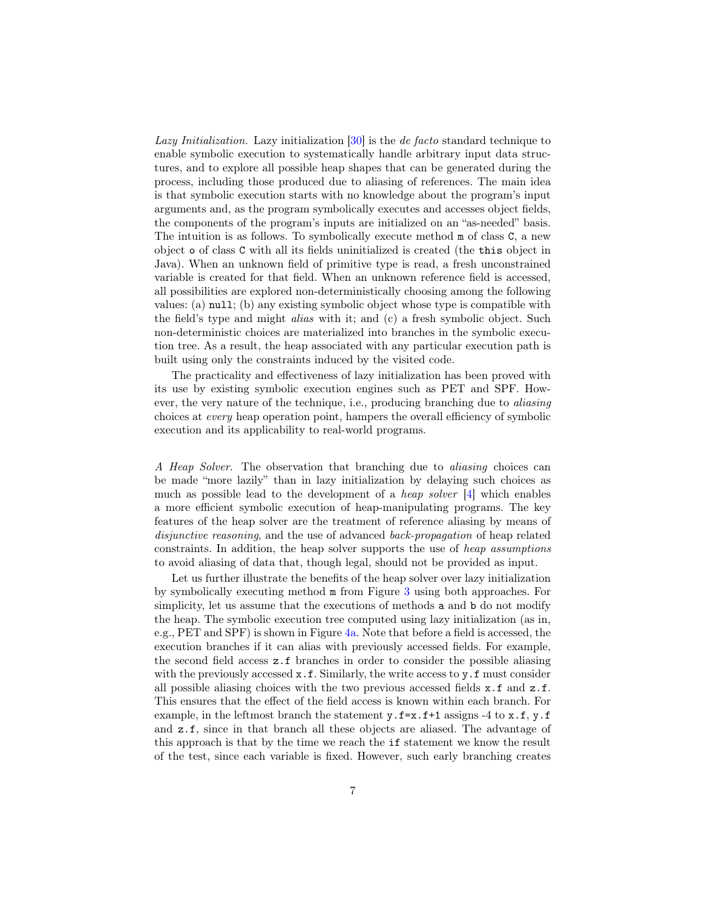*Lazy Initialization.* Lazy initialization [30] is the *de facto* standard technique to enable symbolic execution to systematically handle arbitrary input data structures, and to explore all possible heap shapes that can be generated during the process, including those produced due to aliasing of references. The main idea is that symbolic execution starts with no knowledge about the program's input arguments and, as the program symbolically executes and accesses object fields, the components of the program's inputs are initialized on an "as-needed" basis. The intuition is as follows. To symbolically execute method `m` of class `C`, a new object `o` of class `C` with all its fields uninitialized is created (the `this` object in Java). When an unknown field of primitive type is read, a fresh unconstrained variable is created for that field. When an unknown reference field is accessed, all possibilities are explored non-deterministically choosing among the following values: (a) `null`; (b) any existing symbolic object whose type is compatible with the field's type and might *alias* with it; and (c) a fresh symbolic object. Such non-deterministic choices are materialized into branches in the symbolic execution tree. As a result, the heap associated with any particular execution path is built using only the constraints induced by the visited code.

The practicality and effectiveness of lazy initialization has been proved with its use by existing symbolic execution engines such as PET and SPF. However, the very nature of the technique, i.e., producing branching due to *aliasing* choices at *every* heap operation point, hampers the overall efficiency of symbolic execution and its applicability to real-world programs.

*A Heap Solver.* The observation that branching due to *aliasing* choices can be made "more lazily" than in lazy initialization by delaying such choices as much as possible lead to the development of a *heap solver* [4] which enables a more efficient symbolic execution of heap-manipulating programs. The key features of the heap solver are the treatment of reference aliasing by means of *disjunctive reasoning*, and the use of advanced *back-propagation* of heap related constraints. In addition, the heap solver supports the use of *heap assumptions* to avoid aliasing of data that, though legal, should not be provided as input.

Let us further illustrate the benefits of the heap solver over lazy initialization by symbolically executing method `m` from Figure 3 using both approaches. For simplicity, let us assume that the executions of methods `a` and `b` do not modify the heap. The symbolic execution tree computed using lazy initialization (as in, e.g., PET and SPF) is shown in Figure 4a. Note that before a field is accessed, the execution branches if it can alias with previously accessed fields. For example, the second field access `z.f` branches in order to consider the possible aliasing with the previously accessed `x.f`. Similarly, the write access to `y.f` must consider all possible aliasing choices with the two previous accessed fields `x.f` and `z.f`. This ensures that the effect of the field access is known within each branch. For example, in the leftmost branch the statement `y.f=x.f+1` assigns -4 to `x.f`, `y.f` and `z.f`, since in that branch all these objects are aliased. The advantage of this approach is that by the time we reach the `if` statement we know the result of the test, since each variable is fixed. However, such early branching creates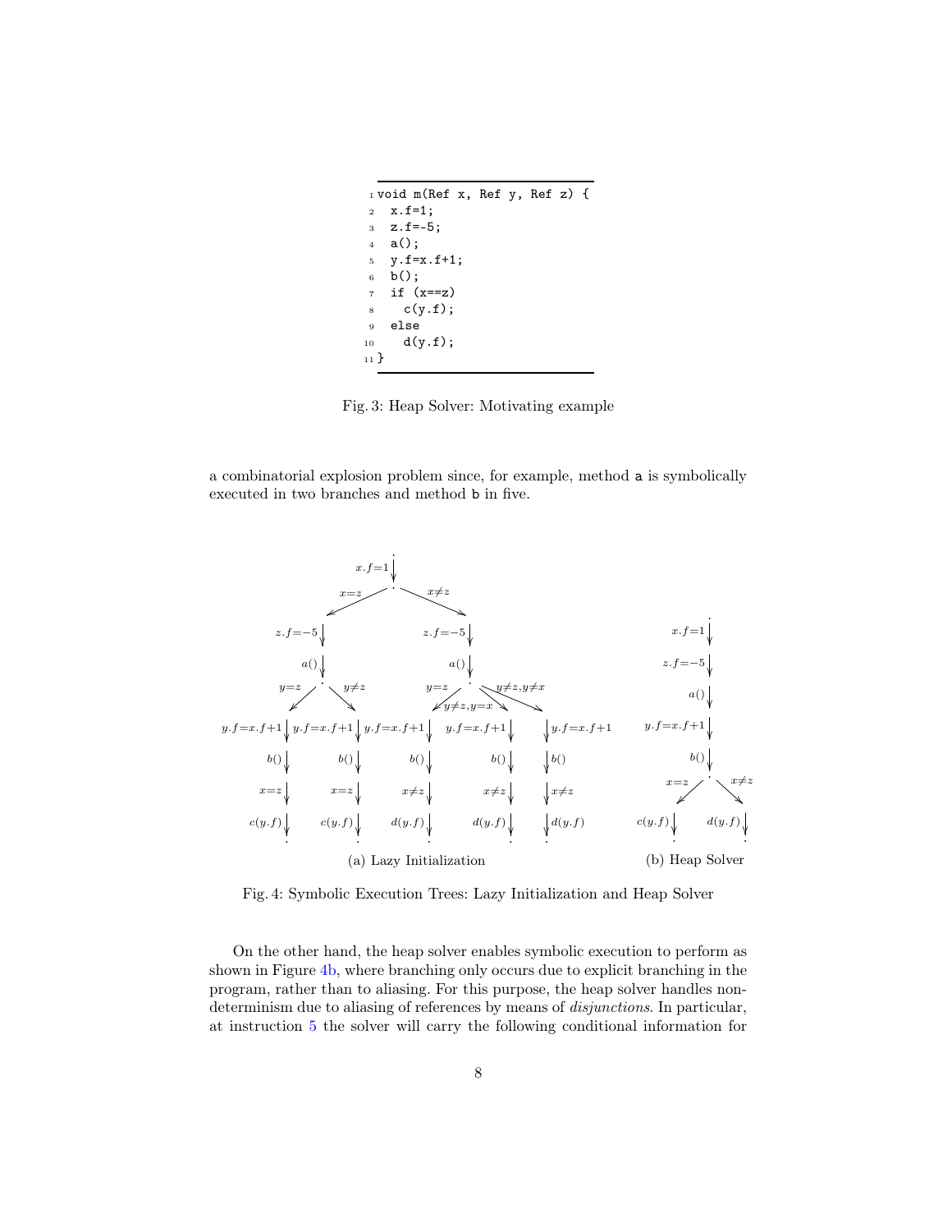```
void m(Ref x, Ref y, Ref z) {
  x.f=1;
  z.f=-5;
  a();
  y.f=x.f+1;
  b();
  if (x==z)
    c(y.f);
  else
    d(y.f);
}
```

Fig. 3: Heap Solver: Motivating example

a combinatorial explosion problem since, for example, method `a` is symbolically executed in two branches and method `b` in five.

(a) Lazy Initialization (b) Heap Solver

Fig. 4: Symbolic Execution Trees: Lazy Initialization and Heap Solver

On the other hand, the heap solver enables symbolic execution to perform as shown in Figure 4b, where branching only occurs due to explicit branching in the program, rather than to aliasing. For this purpose, the heap solver handles non-determinism due to aliasing of references by means of *disjunctions*. In particular, at instruction 5 the solver will carry the following conditional information for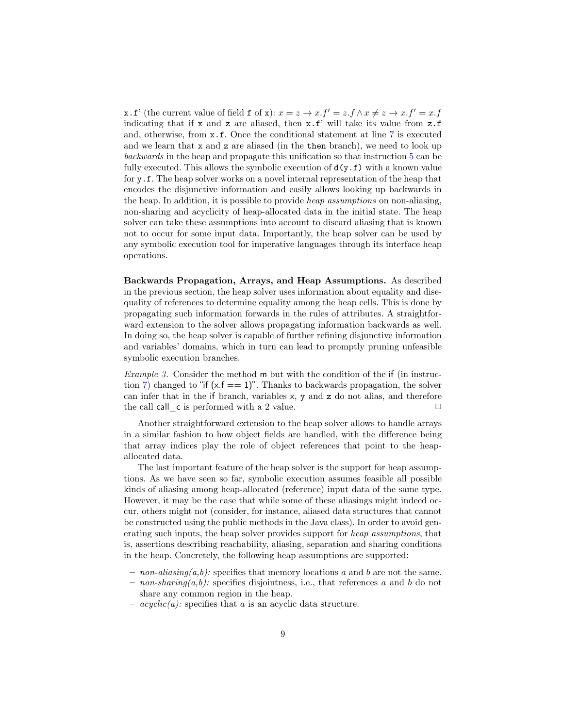`x.f`' (the current value of field `f` of `x`): $x = z \rightarrow x.f' = z.f \wedge x \neq z \rightarrow x.f' = x.f$ indicating that if `x` and `z` are aliased, then `x.f`' will take its value from `z.f` and, otherwise, from `x.f`. Once the conditional statement at line 7 is executed and we learn that `x` and `z` are aliased (in the **then** branch), we need to look up *backwards* in the heap and propagate this unification so that instruction 5 can be fully executed. This allows the symbolic execution of `d(y.f)` with a known value for `y.f`. The heap solver works on a novel internal representation of the heap that encodes the disjunctive information and easily allows looking up backwards in the heap. In addition, it is possible to provide *heap assumptions* on non-aliasing, non-sharing and acyclicity of heap-allocated data in the initial state. The heap solver can take these assumptions into account to discard aliasing that is known not to occur for some input data. Importantly, the heap solver can be used by any symbolic execution tool for imperative languages through its interface heap operations.

**Backwards Propagation, Arrays, and Heap Assumptions.** As described in the previous section, the heap solver uses information about equality and disequality of references to determine equality among the heap cells. This is done by propagating such information forwards in the rules of attributes. A straightforward extension to the solver allows propagating information backwards as well. In doing so, the heap solver is capable of further refining disjunctive information and variables' domains, which in turn can lead to promptly pruning unfeasible symbolic execution branches.

*Example 3.* Consider the method m but with the condition of the if (in instruction 7) changed to "if (x.f == 1)". Thanks to backwards propagation, the solver can infer that in the if branch, variables x, y and z do not alias, and therefore the call call_c is performed with a 2 value. □

Another straightforward extension to the heap solver allows to handle arrays in a similar fashion to how object fields are handled, with the difference being that array indices play the role of object references that point to the heap-allocated data.

The last important feature of the heap solver is the support for heap assumptions. As we have seen so far, symbolic execution assumes feasible all possible kinds of aliasing among heap-allocated (reference) input data of the same type. However, it may be the case that while some of these aliasings might indeed occur, others might not (consider, for instance, aliased data structures that cannot be constructed using the public methods in the Java class). In order to avoid generating such inputs, the heap solver provides support for *heap assumptions*, that is, assertions describing reachability, aliasing, separation and sharing conditions in the heap. Concretely, the following heap assumptions are supported:

- *non-aliasing(a,b):* specifies that memory locations $a$ and $b$ are not the same.
- *non-sharing(a,b):* specifies disjointness, i.e., that references $a$ and $b$ do not share any common region in the heap.
- *acyclic(a):* specifies that $a$ is an acyclic data structure.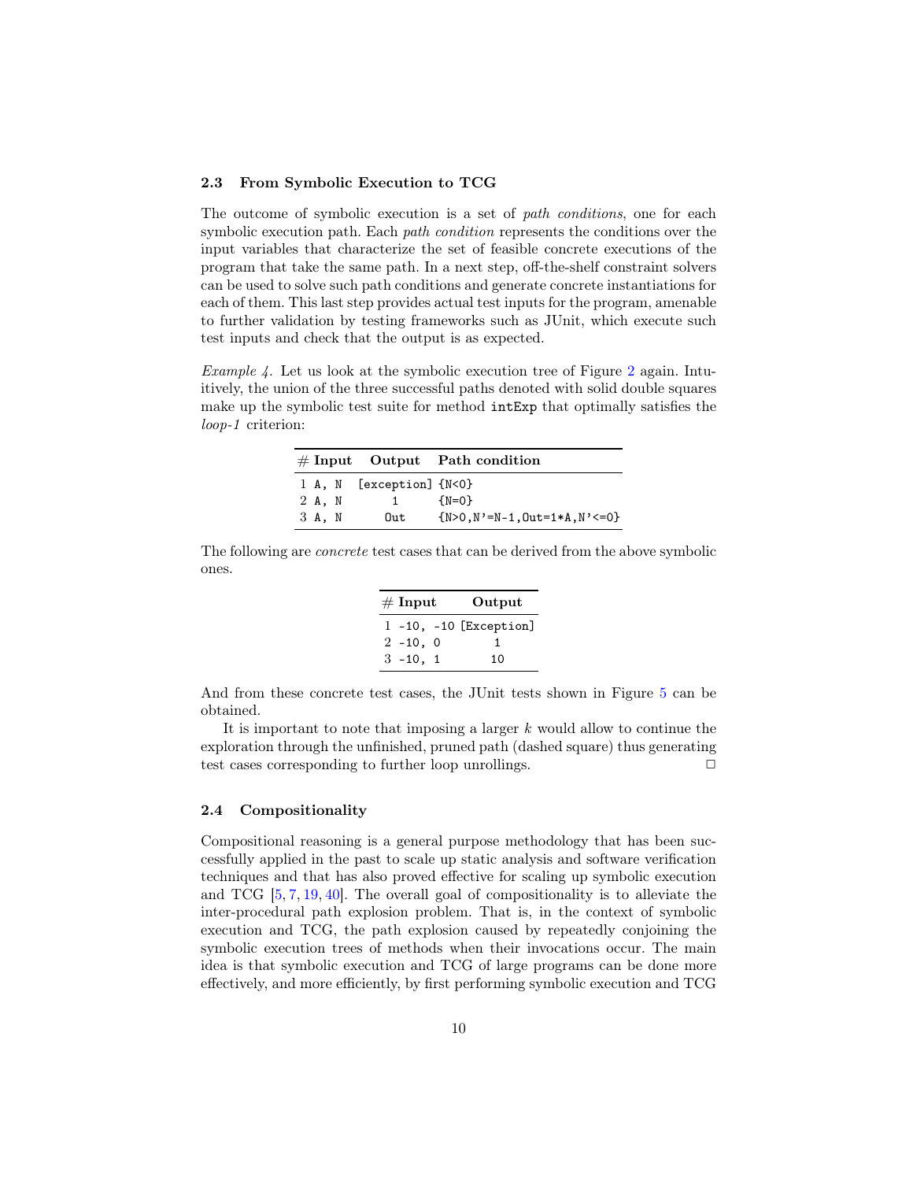### 2.3 From Symbolic Execution to TCG

The outcome of symbolic execution is a set of *path conditions*, one for each symbolic execution path. Each *path condition* represents the conditions over the input variables that characterize the set of feasible concrete executions of the program that take the same path. In a next step, off-the-shelf constraint solvers can be used to solve such path conditions and generate concrete instantiations for each of them. This last step provides actual test inputs for the program, amenable to further validation by testing frameworks such as JUnit, which execute such test inputs and check that the output is as expected.

*Example 4.* Let us look at the symbolic execution tree of Figure 2 again. Intuitively, the union of the three successful paths denoted with solid double squares make up the symbolic test suite for method `intExp` that optimally satisfies the *loop-1* criterion:

| # | Input | Output | Path condition |
|---|---|---|---|
| 1 | `A, N` | `[exception]` | `{N<0}` |
| 2 | `A, N` | `1` | `{N=0}` |
| 3 | `A, N` | `Out` | `{N>0,N'=N-1,Out=1*A,N'<=0}` |

The following are *concrete* test cases that can be derived from the above symbolic ones.

| # | Input | Output |
|---|---|---|
| 1 | `-10, -10` | `[Exception]` |
| 2 | `-10, 0` | `1` |
| 3 | `-10, 1` | `10` |

And from these concrete test cases, the JUnit tests shown in Figure 5 can be obtained.

It is important to note that imposing a larger $k$ would allow to continue the exploration through the unfinished, pruned path (dashed square) thus generating test cases corresponding to further loop unrollings. □

### 2.4 Compositionality

Compositional reasoning is a general purpose methodology that has been successfully applied in the past to scale up static analysis and software verification techniques and that has also proved effective for scaling up symbolic execution and TCG [5, 7, 19, 40]. The overall goal of compositionality is to alleviate the inter-procedural path explosion problem. That is, in the context of symbolic execution and TCG, the path explosion caused by repeatedly conjoining the symbolic execution trees of methods when their invocations occur. The main idea is that symbolic execution and TCG of large programs can be done more effectively, and more efficiently, by first performing symbolic execution and TCG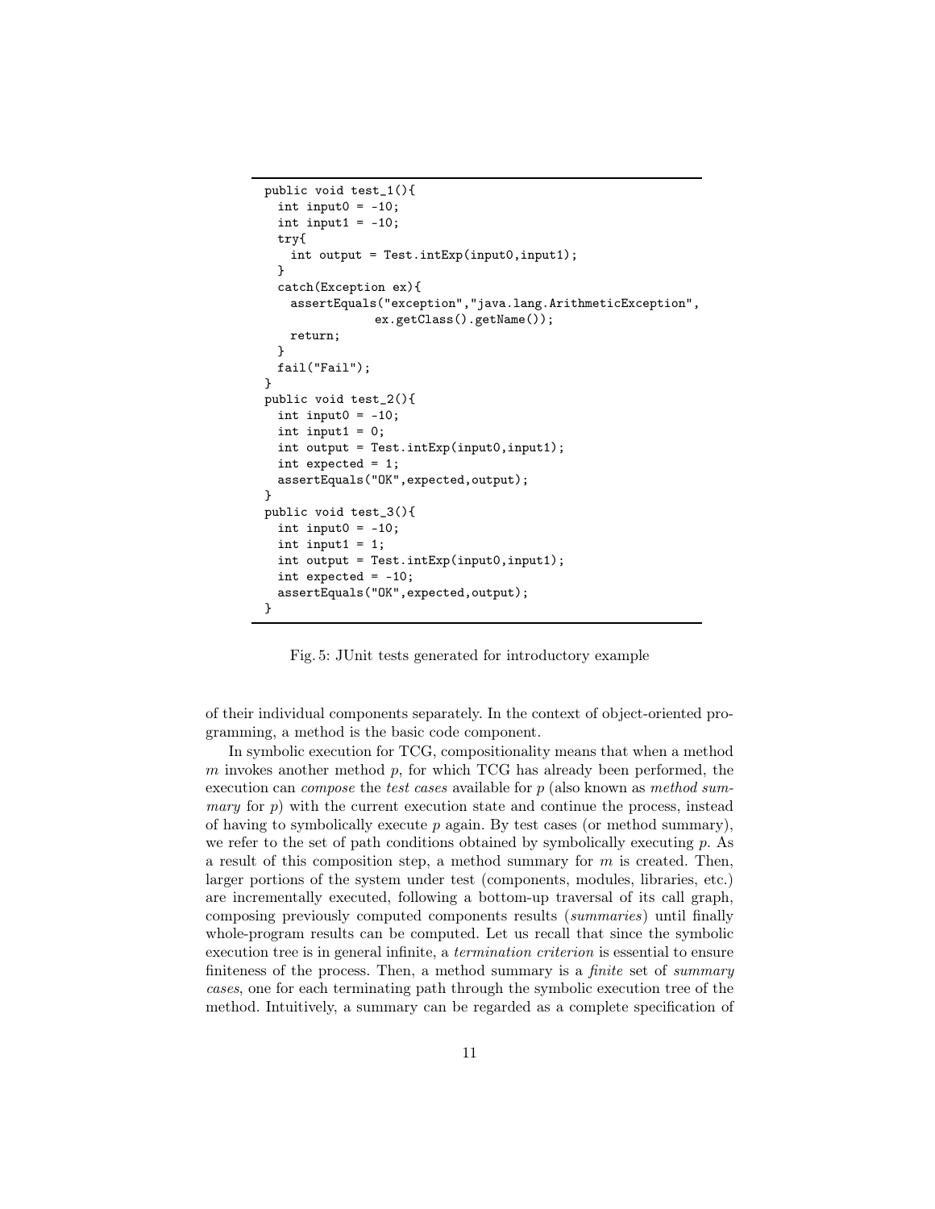```
public void test_1(){
  int input0 = -10;
  int input1 = -10;
  try{
    int output = Test.intExp(input0,input1);
  }
  catch(Exception ex){
    assertEquals("exception","java.lang.ArithmeticException",
                 ex.getClass().getName());
    return;
  }
  fail("Fail");
}
public void test_2(){
  int input0 = -10;
  int input1 = 0;
  int output = Test.intExp(input0,input1);
  int expected = 1;
  assertEquals("OK",expected,output);
}
public void test_3(){
  int input0 = -10;
  int input1 = 1;
  int output = Test.intExp(input0,input1);
  int expected = -10;
  assertEquals("OK",expected,output);
}
```

Fig. 5: JUnit tests generated for introductory example

of their individual components separately. In the context of object-oriented programming, a method is the basic code component.

In symbolic execution for TCG, compositionality means that when a method $m$ invokes another method $p$, for which TCG has already been performed, the execution can *compose* the *test cases* available for $p$ (also known as *method summary* for $p$) with the current execution state and continue the process, instead of having to symbolically execute $p$ again. By test cases (or method summary), we refer to the set of path conditions obtained by symbolically executing $p$. As a result of this composition step, a method summary for $m$ is created. Then, larger portions of the system under test (components, modules, libraries, etc.) are incrementally executed, following a bottom-up traversal of its call graph, composing previously computed components results (*summaries*) until finally whole-program results can be computed. Let us recall that since the symbolic execution tree is in general infinite, a *termination criterion* is essential to ensure finiteness of the process. Then, a method summary is a *finite* set of *summary cases*, one for each terminating path through the symbolic execution tree of the method. Intuitively, a summary can be regarded as a complete specification of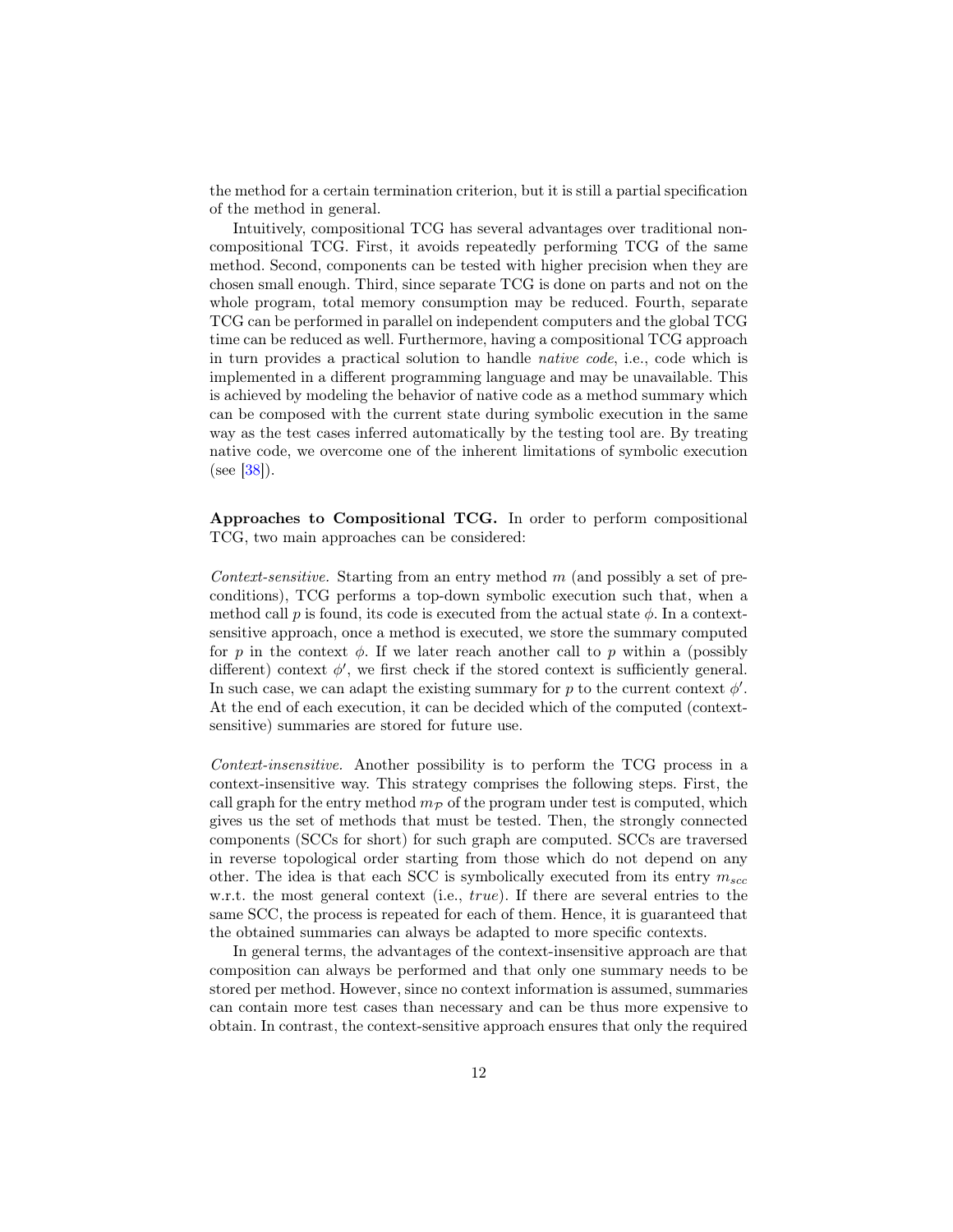the method for a certain termination criterion, but it is still a partial specification of the method in general.

Intuitively, compositional TCG has several advantages over traditional non-compositional TCG. First, it avoids repeatedly performing TCG of the same method. Second, components can be tested with higher precision when they are chosen small enough. Third, since separate TCG is done on parts and not on the whole program, total memory consumption may be reduced. Fourth, separate TCG can be performed in parallel on independent computers and the global TCG time can be reduced as well. Furthermore, having a compositional TCG approach in turn provides a practical solution to handle *native code*, i.e., code which is implemented in a different programming language and may be unavailable. This is achieved by modeling the behavior of native code as a method summary which can be composed with the current state during symbolic execution in the same way as the test cases inferred automatically by the testing tool are. By treating native code, we overcome one of the inherent limitations of symbolic execution (see [38]).

**Approaches to Compositional TCG.** In order to perform compositional TCG, two main approaches can be considered:

*Context-sensitive.* Starting from an entry method $m$ (and possibly a set of preconditions), TCG performs a top-down symbolic execution such that, when a method call $p$ is found, its code is executed from the actual state $\phi$. In a context-sensitive approach, once a method is executed, we store the summary computed for $p$ in the context $\phi$. If we later reach another call to $p$ within a (possibly different) context $\phi'$, we first check if the stored context is sufficiently general. In such case, we can adapt the existing summary for $p$ to the current context $\phi'$. At the end of each execution, it can be decided which of the computed (context-sensitive) summaries are stored for future use.

*Context-insensitive.* Another possibility is to perform the TCG process in a context-insensitive way. This strategy comprises the following steps. First, the call graph for the entry method $m_{\mathcal{P}}$ of the program under test is computed, which gives us the set of methods that must be tested. Then, the strongly connected components (SCCs for short) for such graph are computed. SCCs are traversed in reverse topological order starting from those which do not depend on any other. The idea is that each SCC is symbolically executed from its entry $m_{scc}$ w.r.t. the most general context (i.e., *true*). If there are several entries to the same SCC, the process is repeated for each of them. Hence, it is guaranteed that the obtained summaries can always be adapted to more specific contexts.

In general terms, the advantages of the context-insensitive approach are that composition can always be performed and that only one summary needs to be stored per method. However, since no context information is assumed, summaries can contain more test cases than necessary and can be thus more expensive to obtain. In contrast, the context-sensitive approach ensures that only the required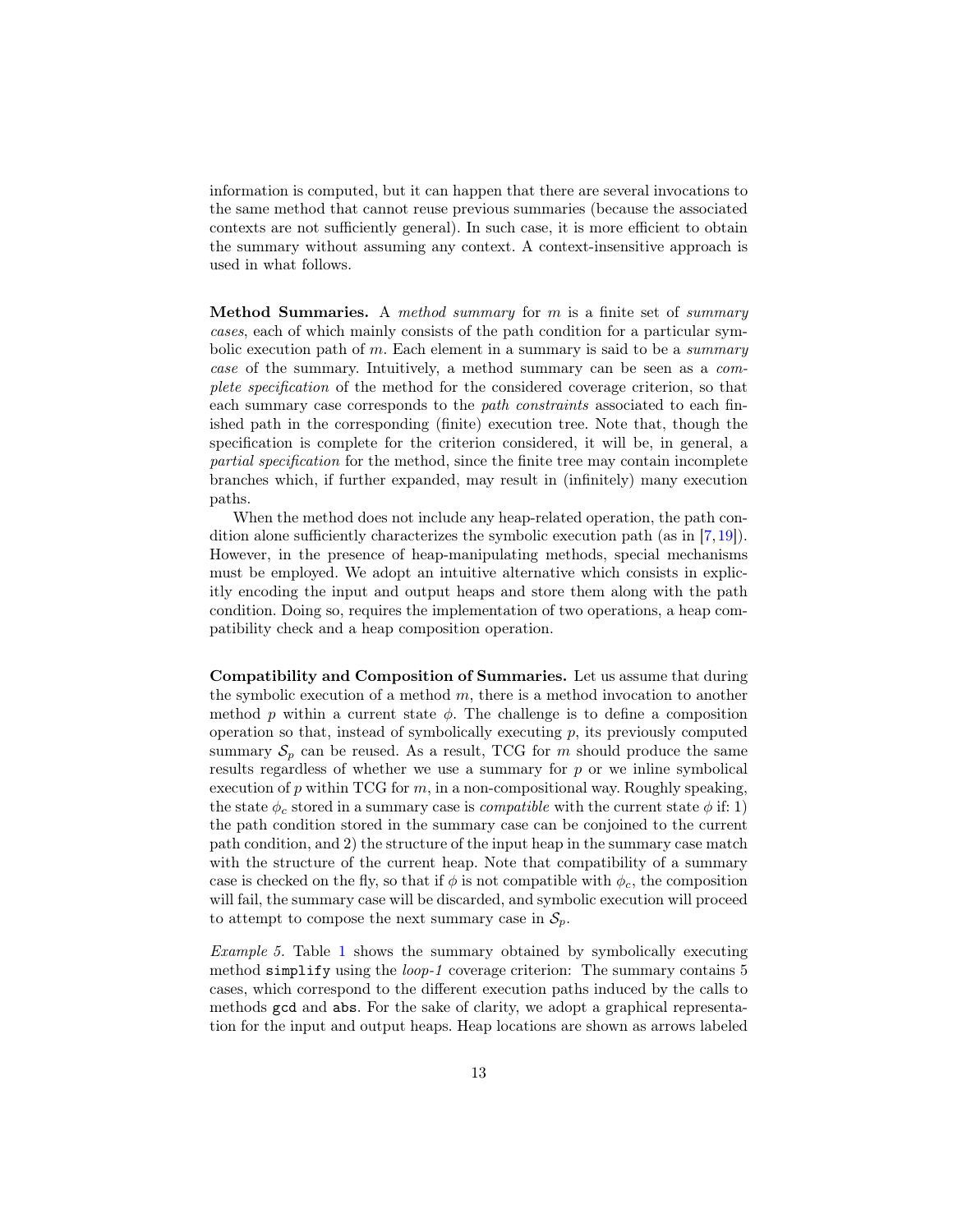information is computed, but it can happen that there are several invocations to the same method that cannot reuse previous summaries (because the associated contexts are not sufficiently general). In such case, it is more efficient to obtain the summary without assuming any context. A context-insensitive approach is used in what follows.

**Method Summaries.** A *method summary* for $m$ is a finite set of *summary cases*, each of which mainly consists of the path condition for a particular symbolic execution path of $m$. Each element in a summary is said to be a *summary case* of the summary. Intuitively, a method summary can be seen as a *complete specification* of the method for the considered coverage criterion, so that each summary case corresponds to the *path constraints* associated to each finished path in the corresponding (finite) execution tree. Note that, though the specification is complete for the criterion considered, it will be, in general, a *partial specification* for the method, since the finite tree may contain incomplete branches which, if further expanded, may result in (infinitely) many execution paths.

When the method does not include any heap-related operation, the path condition alone sufficiently characterizes the symbolic execution path (as in [7,19]). However, in the presence of heap-manipulating methods, special mechanisms must be employed. We adopt an intuitive alternative which consists in explicitly encoding the input and output heaps and store them along with the path condition. Doing so, requires the implementation of two operations, a heap compatibility check and a heap composition operation.

**Compatibility and Composition of Summaries.** Let us assume that during the symbolic execution of a method $m$, there is a method invocation to another method $p$ within a current state $\phi$. The challenge is to define a composition operation so that, instead of symbolically executing $p$, its previously computed summary $\mathcal{S}_p$ can be reused. As a result, TCG for $m$ should produce the same results regardless of whether we use a summary for $p$ or we inline symbolical execution of $p$ within TCG for $m$, in a non-compositional way. Roughly speaking, the state $\phi_c$ stored in a summary case is *compatible* with the current state $\phi$ if: 1) the path condition stored in the summary case can be conjoined to the current path condition, and 2) the structure of the input heap in the summary case match with the structure of the current heap. Note that compatibility of a summary case is checked on the fly, so that if $\phi$ is not compatible with $\phi_c$, the composition will fail, the summary case will be discarded, and symbolic execution will proceed to attempt to compose the next summary case in $\mathcal{S}_p$.

*Example 5.* Table 1 shows the summary obtained by symbolically executing method `simplify` using the *loop-1* coverage criterion: The summary contains 5 cases, which correspond to the different execution paths induced by the calls to methods `gcd` and `abs`. For the sake of clarity, we adopt a graphical representation for the input and output heaps. Heap locations are shown as arrows labeled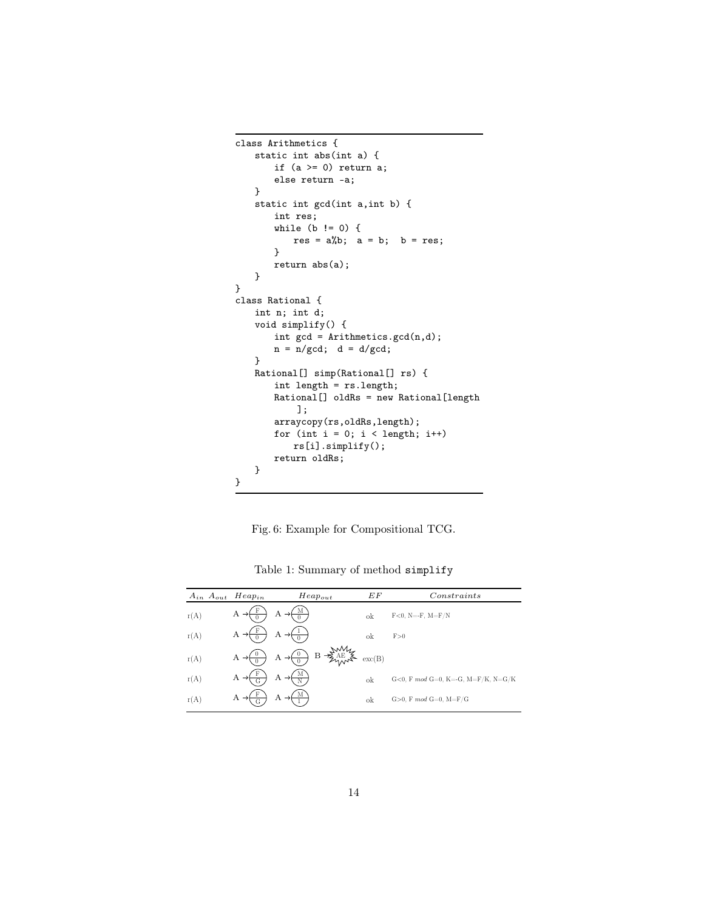```
class Arithmetics {
    static int abs(int a) {
        if (a >= 0) return a;
        else return -a;
    }
    static int gcd(int a,int b) {
        int res;
        while (b != 0) {
            res = a%b;  a = b;  b = res;
        }
        return abs(a);
    }
}
class Rational {
    int n; int d;
    void simplify() {
        int gcd = Arithmetics.gcd(n,d);
        n = n/gcd;  d = d/gcd;
    }
    Rational[] simp(Rational[] rs) {
        int length = rs.length;
        Rational[] oldRs = new Rational[length
            ];
        arraycopy(rs,oldRs,length);
        for (int i = 0; i < length; i++)
            rs[i].simplify();
        return oldRs;
    }
}
```

Fig. 6: Example for Compositional TCG.

Table 1: Summary of method `simplify`

| $A_{in}$ | $A_{out}$ | $Heap_{in}$ | $Heap_{out}$ | $EF$ | $Constraints$ |
|---|---|---|---|---|---|
| r(A) | | A → (F, 0) | A → (M, 0) | ok | F<0, N=-F, M=F/N |
| r(A) | | A → (F, 0) | A → (1, 0) | ok | F>0 |
| r(A) | | A → (0, 0) | A → (0, 0)  B → AE | exc(B) | |
| r(A) | | A → (F, G) | A → (M, N) | ok | G<0, F *mod* G=0, K=-G, M=F/K, N=G/K |
| r(A) | | A → (F, G) | A → (M, 1) | ok | G>0, F *mod* G=0, M=F/G |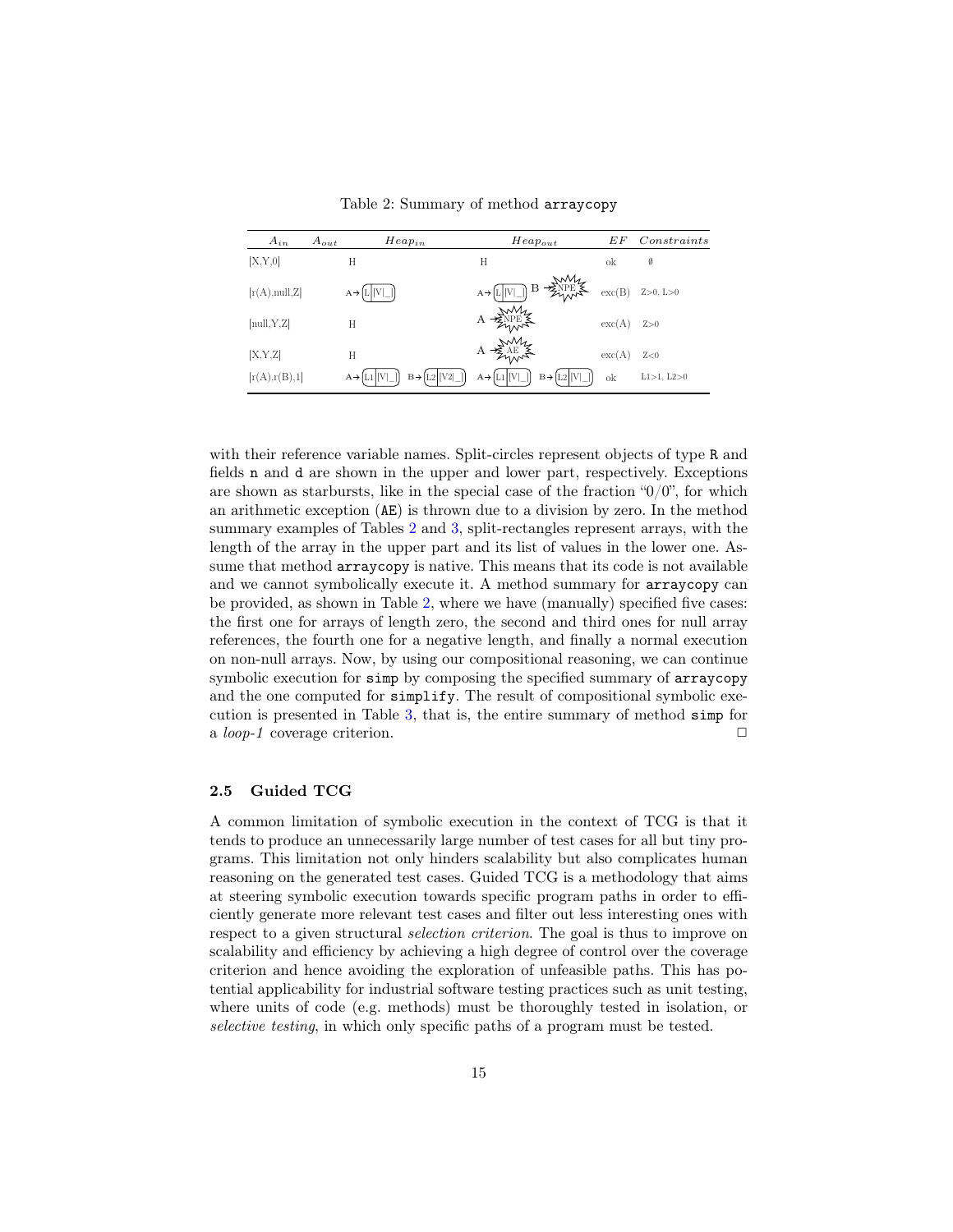Table 2: Summary of method `arraycopy`

| $A_{in}$ | $A_{out}$ | $Heap_{in}$ | $Heap_{out}$ | $EF$ | $Constraints$ |
|---|---|---|---|---|---|
| [X,Y,0] | | H | H | ok | ∅ |
| [r(A),null,Z] | | A→(L \| [V\|_]) | A→(L \| [V\|_]) B → NPE | exc(B) | Z>0, L>0 |
| [null,Y,Z] | | H | A → NPE | exc(A) | Z>0 |
| [X,Y,Z] | | H | A → AE | exc(A) | Z<0 |
| [r(A),r(B),1] | | A→(L1 \| [V\|_]) B→(L2 \| [V2\|_]) | A→(L1 \| [V\|_]) B→(L2 \| [V\|_]) | ok | L1>1, L2>0 |

with their reference variable names. Split-circles represent objects of type `R` and fields `n` and `d` are shown in the upper and lower part, respectively. Exceptions are shown as starbursts, like in the special case of the fraction "0/0", for which an arithmetic exception (`AE`) is thrown due to a division by zero. In the method summary examples of Tables 2 and 3, split-rectangles represent arrays, with the length of the array in the upper part and its list of values in the lower one. Assume that method `arraycopy` is native. This means that its code is not available and we cannot symbolically execute it. A method summary for `arraycopy` can be provided, as shown in Table 2, where we have (manually) specified five cases: the first one for arrays of length zero, the second and third ones for null array references, the fourth one for a negative length, and finally a normal execution on non-null arrays. Now, by using our compositional reasoning, we can continue symbolic execution for `simp` by composing the specified summary of `arraycopy` and the one computed for `simplify`. The result of compositional symbolic execution is presented in Table 3, that is, the entire summary of method `simp` for a *loop-1* coverage criterion. □

### 2.5 Guided TCG

A common limitation of symbolic execution in the context of TCG is that it tends to produce an unnecessarily large number of test cases for all but tiny programs. This limitation not only hinders scalability but also complicates human reasoning on the generated test cases. Guided TCG is a methodology that aims at steering symbolic execution towards specific program paths in order to efficiently generate more relevant test cases and filter out less interesting ones with respect to a given structural *selection criterion*. The goal is thus to improve on scalability and efficiency by achieving a high degree of control over the coverage criterion and hence avoiding the exploration of unfeasible paths. This has potential applicability for industrial software testing practices such as unit testing, where units of code (e.g. methods) must be thoroughly tested in isolation, or *selective testing*, in which only specific paths of a program must be tested.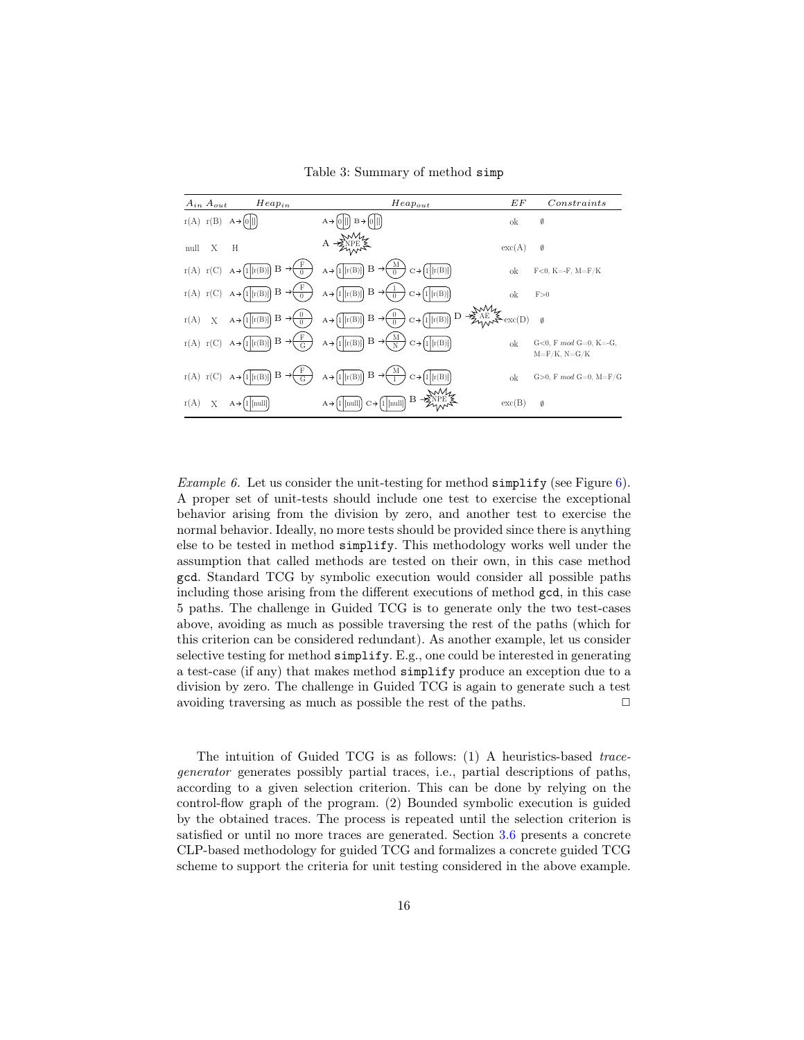Table 3: Summary of method simp

| $A_{in}$ | $A_{out}$ | $Heap_{in}$ | $Heap_{out}$ | $EF$ | $Constraints$ |
|---|---|---|---|---|---|
| r(A) | r(B) | A→(0 \| []) | A→(0 \| []) B→(0 \| []) | ok | ∅ |
| null | X | H | A→NPE | exc(A) | ∅ |
| r(A) | r(C) | A→(1 \| [r(B)]) B→(F/0) | A→(1 \| [r(B)]) B→(M/0) C→(1 \| [r(B)]) | ok | F<0, K=-F, M=F/K |
| r(A) | r(C) | A→(1 \| [r(B)]) B→(F/0) | A→(1 \| [r(B)]) B→(1/0) C→(1 \| [r(B)]) | ok | F>0 |
| r(A) | X | A→(1 \| [r(B)]) B→(0/0) | A→(1 \| [r(B)]) B→(0/0) C→(1 \| [r(B)]) D→AE | exc(D) | ∅ |
| r(A) | r(C) | A→(1 \| [r(B)]) B→(F/G) | A→(1 \| [r(B)]) B→(M/N) C→(1 \| [r(B)]) | ok | G<0, F *mod* G=0, K=-G, M=F/K, N=G/K |
| r(A) | r(C) | A→(1 \| [r(B)]) B→(F/G) | A→(1 \| [r(B)]) B→(M/1) C→(1 \| [r(B)]) | ok | G>0, F *mod* G=0, M=F/G |
| r(A) | X | A→(1 \| [null]) | A→(1 \| [null]) C→(1 \| [null]) B→NPE | exc(B) | ∅ |

*Example 6.* Let us consider the unit-testing for method simplify (see Figure 6). A proper set of unit-tests should include one test to exercise the exceptional behavior arising from the division by zero, and another test to exercise the normal behavior. Ideally, no more tests should be provided since there is anything else to be tested in method simplify. This methodology works well under the assumption that called methods are tested on their own, in this case method gcd. Standard TCG by symbolic execution would consider all possible paths including those arising from the different executions of method gcd, in this case 5 paths. The challenge in Guided TCG is to generate only the two test-cases above, avoiding as much as possible traversing the rest of the paths (which for this criterion can be considered redundant). As another example, let us consider selective testing for method simplify. E.g., one could be interested in generating a test-case (if any) that makes method simplify produce an exception due to a division by zero. The challenge in Guided TCG is again to generate such a test avoiding traversing as much as possible the rest of the paths. □

The intuition of Guided TCG is as follows: (1) A heuristics-based *trace-generator* generates possibly partial traces, i.e., partial descriptions of paths, according to a given selection criterion. This can be done by relying on the control-flow graph of the program. (2) Bounded symbolic execution is guided by the obtained traces. The process is repeated until the selection criterion is satisfied or until no more traces are generated. Section 3.6 presents a concrete CLP-based methodology for guided TCG and formalizes a concrete guided TCG scheme to support the criteria for unit testing considered in the above example.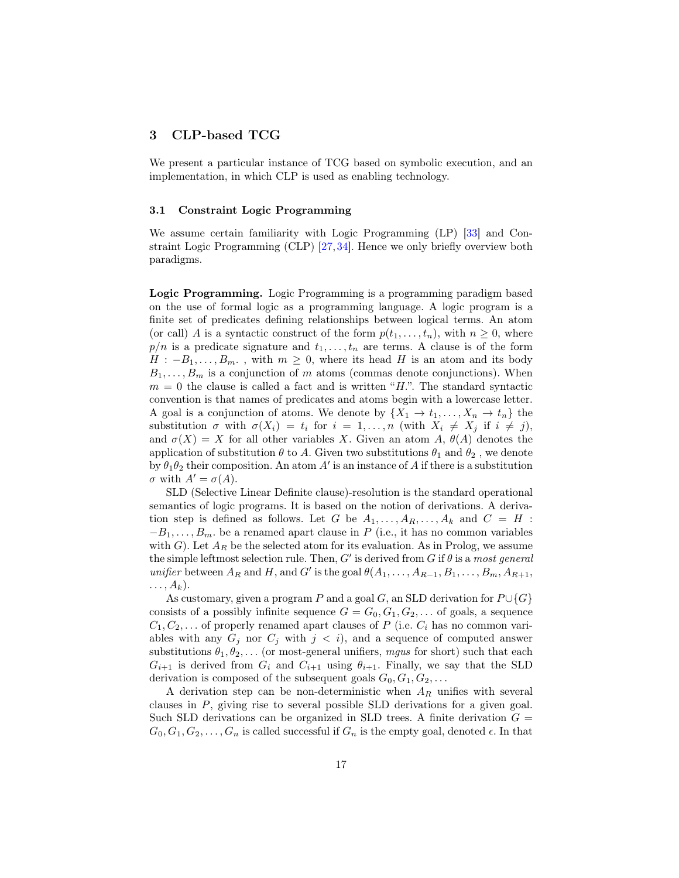## 3 CLP-based TCG

We present a particular instance of TCG based on symbolic execution, and an implementation, in which CLP is used as enabling technology.

### 3.1 Constraint Logic Programming

We assume certain familiarity with Logic Programming (LP) [33] and Constraint Logic Programming (CLP) [27,34]. Hence we only briefly overview both paradigms.

**Logic Programming.** Logic Programming is a programming paradigm based on the use of formal logic as a programming language. A logic program is a finite set of predicates defining relationships between logical terms. An atom (or call) $A$ is a syntactic construct of the form $p(t_1, \ldots, t_n)$, with $n \geq 0$, where $p/n$ is a predicate signature and $t_1, \ldots, t_n$ are terms. A clause is of the form $H : -B_1, \ldots, B_m.$ , with $m \geq 0$, where its head $H$ is an atom and its body $B_1, \ldots, B_m$ is a conjunction of $m$ atoms (commas denote conjunctions). When $m = 0$ the clause is called a fact and is written "$H$.". The standard syntactic convention is that names of predicates and atoms begin with a lowercase letter. A goal is a conjunction of atoms. We denote by $\{X_1 \to t_1, \ldots, X_n \to t_n\}$ the substitution $\sigma$ with $\sigma(X_i) = t_i$ for $i = 1, \ldots, n$ (with $X_i \neq X_j$ if $i \neq j$), and $\sigma(X) = X$ for all other variables $X$. Given an atom $A$, $\theta(A)$ denotes the application of substitution $\theta$ to $A$. Given two substitutions $\theta_1$ and $\theta_2$ , we denote by $\theta_1\theta_2$ their composition. An atom $A'$ is an instance of $A$ if there is a substitution $\sigma$ with $A' = \sigma(A)$.

SLD (Selective Linear Definite clause)-resolution is the standard operational semantics of logic programs. It is based on the notion of derivations. A derivation step is defined as follows. Let $G$ be $A_1, \ldots, A_R, \ldots, A_k$ and $C = H : -B_1, \ldots, B_m.$ be a renamed apart clause in $P$ (i.e., it has no common variables with $G$). Let $A_R$ be the selected atom for its evaluation. As in Prolog, we assume the simple leftmost selection rule. Then, $G'$ is derived from $G$ if $\theta$ is a *most general unifier* between $A_R$ and $H$, and $G'$ is the goal $\theta(A_1, \ldots, A_{R-1}, B_1, \ldots, B_m, A_{R+1}, \ldots, A_k)$.

As customary, given a program $P$ and a goal $G$, an SLD derivation for $P \cup \{G\}$ consists of a possibly infinite sequence $G = G_0, G_1, G_2, \ldots$ of goals, a sequence $C_1, C_2, \ldots$ of properly renamed apart clauses of $P$ (i.e. $C_i$ has no common variables with any $G_j$ nor $C_j$ with $j < i$), and a sequence of computed answer substitutions $\theta_1, \theta_2, \ldots$ (or most-general unifiers, *mgus* for short) such that each $G_{i+1}$ is derived from $G_i$ and $C_{i+1}$ using $\theta_{i+1}$. Finally, we say that the SLD derivation is composed of the subsequent goals $G_0, G_1, G_2, \ldots$

A derivation step can be non-deterministic when $A_R$ unifies with several clauses in $P$, giving rise to several possible SLD derivations for a given goal. Such SLD derivations can be organized in SLD trees. A finite derivation $G = G_0, G_1, G_2, \ldots, G_n$ is called successful if $G_n$ is the empty goal, denoted $\epsilon$. In that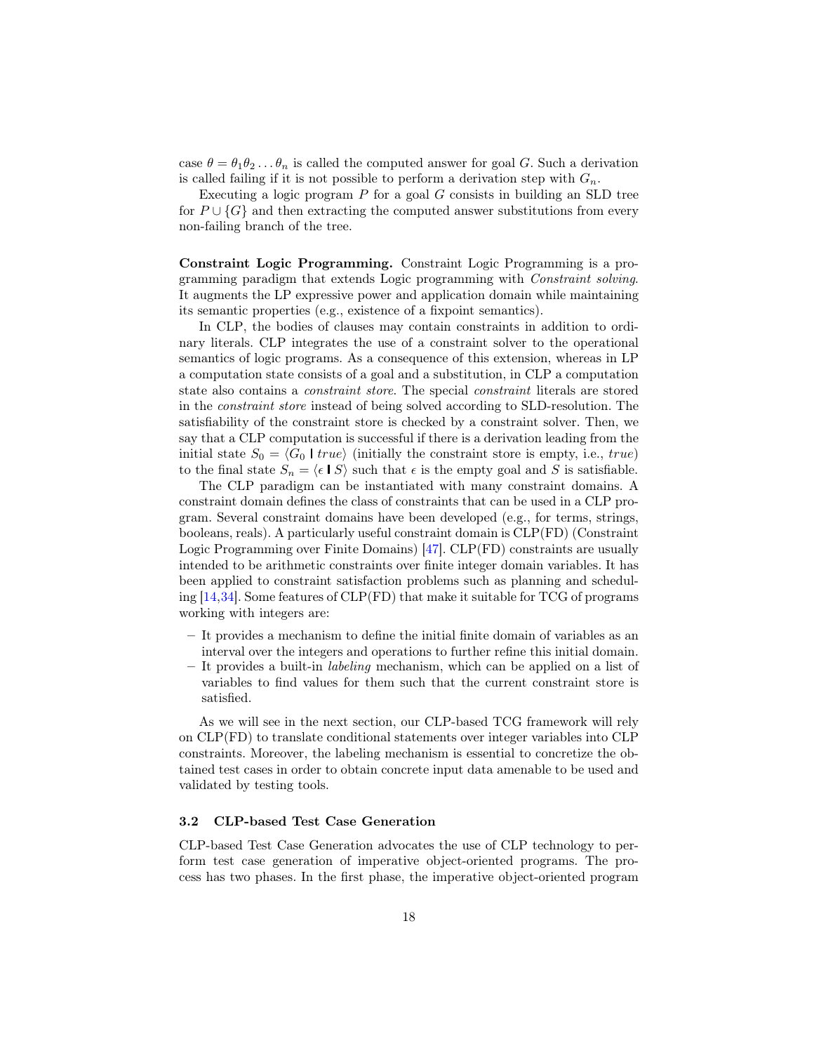case $\theta = \theta_1\theta_2 \ldots \theta_n$ is called the computed answer for goal $G$. Such a derivation is called failing if it is not possible to perform a derivation step with $G_n$.

Executing a logic program $P$ for a goal $G$ consists in building an SLD tree for $P \cup \{G\}$ and then extracting the computed answer substitutions from every non-failing branch of the tree.

**Constraint Logic Programming.** Constraint Logic Programming is a programming paradigm that extends Logic programming with *Constraint solving*. It augments the LP expressive power and application domain while maintaining its semantic properties (e.g., existence of a fixpoint semantics).

In CLP, the bodies of clauses may contain constraints in addition to ordinary literals. CLP integrates the use of a constraint solver to the operational semantics of logic programs. As a consequence of this extension, whereas in LP a computation state consists of a goal and a substitution, in CLP a computation state also contains a *constraint store*. The special *constraint* literals are stored in the *constraint store* instead of being solved according to SLD-resolution. The satisfiability of the constraint store is checked by a constraint solver. Then, we say that a CLP computation is successful if there is a derivation leading from the initial state $S_0 = \langle G_0 \mid true \rangle$ (initially the constraint store is empty, i.e., *true*) to the final state $S_n = \langle \epsilon \mid S \rangle$ such that $\epsilon$ is the empty goal and $S$ is satisfiable.

The CLP paradigm can be instantiated with many constraint domains. A constraint domain defines the class of constraints that can be used in a CLP program. Several constraint domains have been developed (e.g., for terms, strings, booleans, reals). A particularly useful constraint domain is CLP(FD) (Constraint Logic Programming over Finite Domains) [47]. CLP(FD) constraints are usually intended to be arithmetic constraints over finite integer domain variables. It has been applied to constraint satisfaction problems such as planning and scheduling [14,34]. Some features of CLP(FD) that make it suitable for TCG of programs working with integers are:

- It provides a mechanism to define the initial finite domain of variables as an interval over the integers and operations to further refine this initial domain.
- It provides a built-in *labeling* mechanism, which can be applied on a list of variables to find values for them such that the current constraint store is satisfied.

As we will see in the next section, our CLP-based TCG framework will rely on CLP(FD) to translate conditional statements over integer variables into CLP constraints. Moreover, the labeling mechanism is essential to concretize the obtained test cases in order to obtain concrete input data amenable to be used and validated by testing tools.

### 3.2 CLP-based Test Case Generation

CLP-based Test Case Generation advocates the use of CLP technology to perform test case generation of imperative object-oriented programs. The process has two phases. In the first phase, the imperative object-oriented program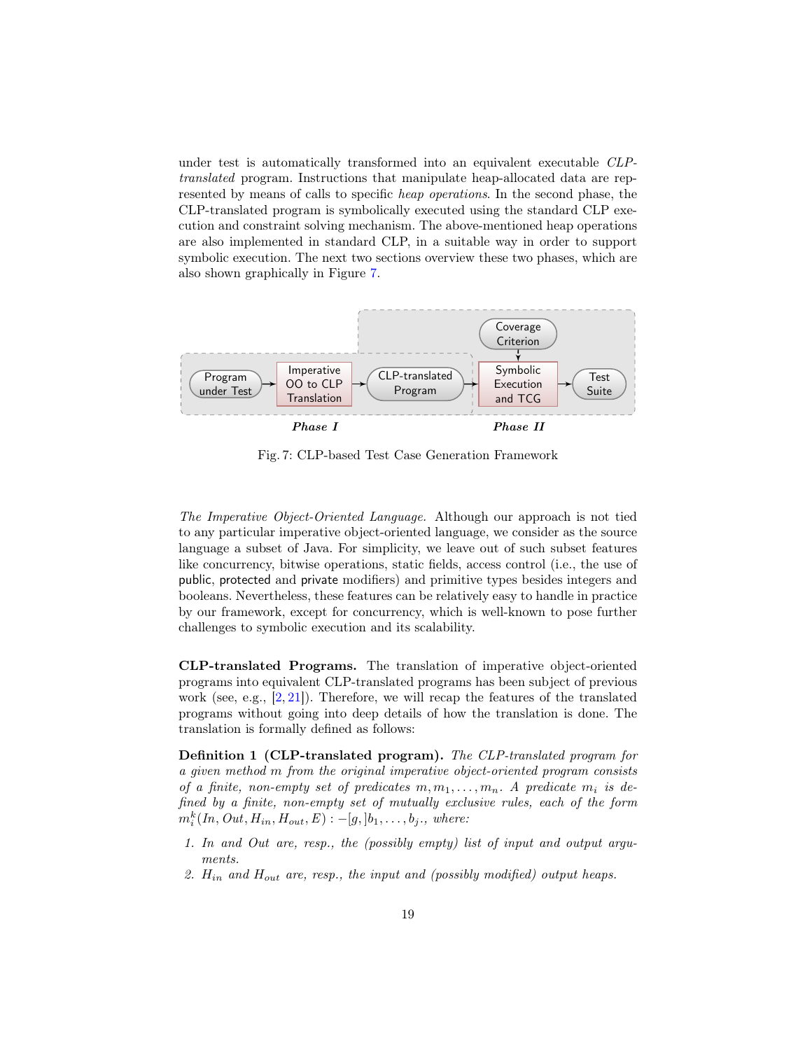under test is automatically transformed into an equivalent executable *CLP-translated* program. Instructions that manipulate heap-allocated data are represented by means of calls to specific *heap operations*. In the second phase, the CLP-translated program is symbolically executed using the standard CLP execution and constraint solving mechanism. The above-mentioned heap operations are also implemented in standard CLP, in a suitable way in order to support symbolic execution. The next two sections overview these two phases, which are also shown graphically in Figure 7.

Program under Test → Imperative OO to CLP Translation → CLP-translated Program → Symbolic Execution and TCG (with Coverage Criterion) → Test Suite

**Phase I** **Phase II**

Fig. 7: CLP-based Test Case Generation Framework

*The Imperative Object-Oriented Language.* Although our approach is not tied to any particular imperative object-oriented language, we consider as the source language a subset of Java. For simplicity, we leave out of such subset features like concurrency, bitwise operations, static fields, access control (i.e., the use of public, protected and private modifiers) and primitive types besides integers and booleans. Nevertheless, these features can be relatively easy to handle in practice by our framework, except for concurrency, which is well-known to pose further challenges to symbolic execution and its scalability.

**CLP-translated Programs.** The translation of imperative object-oriented programs into equivalent CLP-translated programs has been subject of previous work (see, e.g., [2, 21]). Therefore, we will recap the features of the translated programs without going into deep details of how the translation is done. The translation is formally defined as follows:

**Definition 1 (CLP-translated program).** *The CLP-translated program for a given method $m$ from the original imperative object-oriented program consists of a finite, non-empty set of predicates $m, m_1, \ldots, m_n$. A predicate $m_i$ is defined by a finite, non-empty set of mutually exclusive rules, each of the form $m_i^k(In, Out, H_{in}, H_{out}, E) :- [g,]b_1, \ldots, b_j.$, where:*

1. *In and Out are, resp., the (possibly empty) list of input and output arguments.*
2. *$H_{in}$ and $H_{out}$ are, resp., the input and (possibly modified) output heaps.*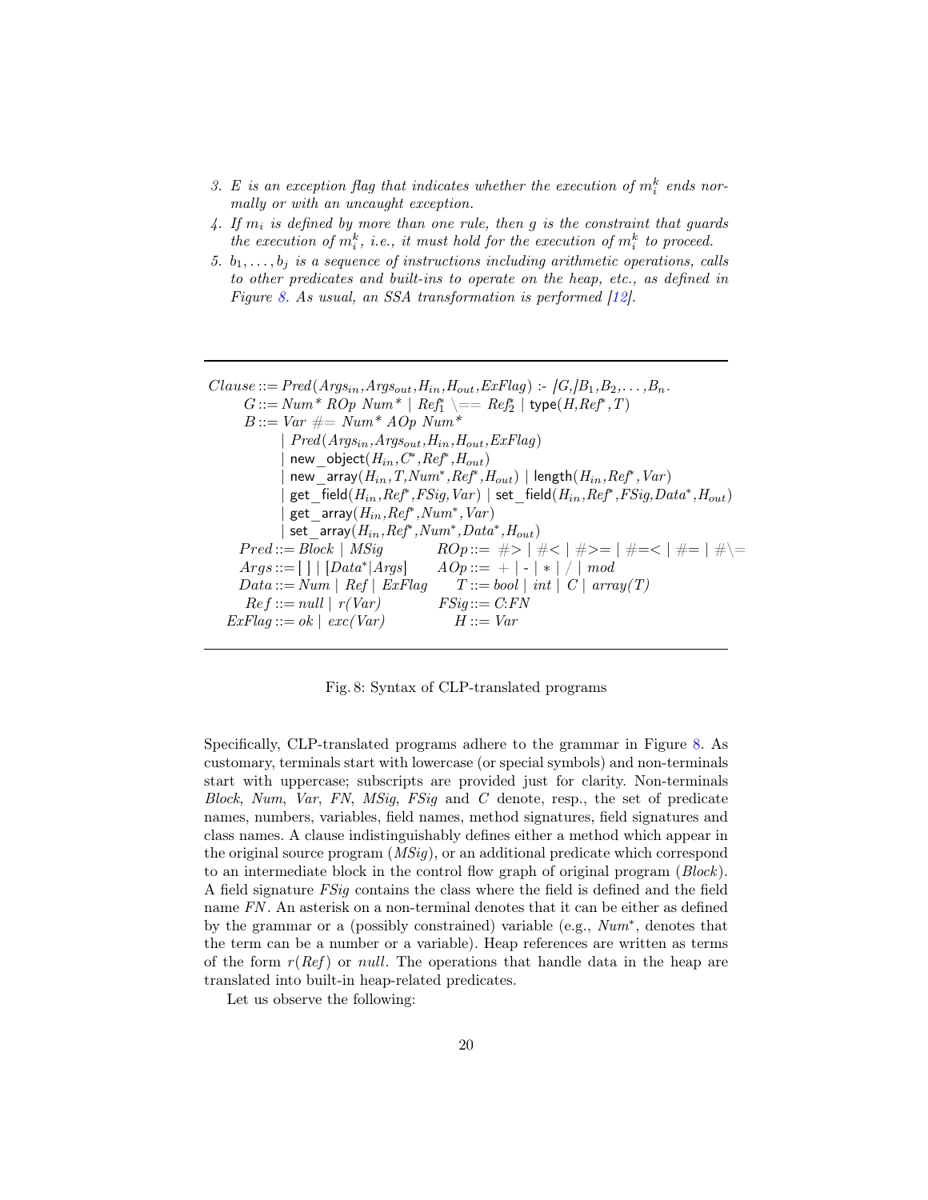3. $E$ is an exception flag that indicates whether the execution of $m_i^k$ ends normally or with an uncaught exception.
4. If $m_i$ is defined by more than one rule, then $g$ is the constraint that guards the execution of $m_i^k$, i.e., it must hold for the execution of $m_i^k$ to proceed.
5. $b_1, \ldots, b_j$ is a sequence of instructions including arithmetic operations, calls to other predicates and built-ins to operate on the heap, etc., as defined in Figure 8. As usual, an SSA transformation is performed [12].

---

$$
\begin{array}{rl}
Clause ::= & Pred(Args_{in}, Args_{out}, H_{in}, H_{out}, ExFlag) \text{ :- } [G,]B_1, B_2, \ldots, B_n. \\
G ::= & Num^*\ ROp\ Num^* \mid Ref_1^* \mathrel{\backslash{==}} Ref_2^* \mid \mathsf{type}(H, Ref^*, T) \\
B ::= & Var \mathrel{\#{=}} Num^*\ AOp\ Num^* \\
\mid & Pred(Args_{in}, Args_{out}, H_{in}, H_{out}, ExFlag) \\
\mid & \mathsf{new\_object}(H_{in}, C^*, Ref^*, H_{out}) \\
\mid & \mathsf{new\_array}(H_{in}, T, Num^*, Ref^*, H_{out}) \mid \mathsf{length}(H_{in}, Ref^*, Var) \\
\mid & \mathsf{get\_field}(H_{in}, Ref^*, FSig, Var) \mid \mathsf{set\_field}(H_{in}, Ref^*, FSig, Data^*, H_{out}) \\
\mid & \mathsf{get\_array}(H_{in}, Ref^*, Num^*, Var) \\
\mid & \mathsf{set\_array}(H_{in}, Ref^*, Num^*, Data^*, H_{out})
\end{array}
$$

$$
\begin{array}{rlrl}
Pred ::= & Block \mid MSig & ROp ::= & \#> \mid \#< \mid \#>= \mid \#=< \mid \#= \mid \#\backslash= \\
Args ::= & [\,] \mid [Data^* | Args] & AOp ::= & + \mid - \mid * \mid / \mid mod \\
Data ::= & Num \mid Ref \mid ExFlag & T ::= & bool \mid int \mid C \mid array(T) \\
Ref ::= & null \mid r(Var) & FSig ::= & C{:}FN \\
ExFlag ::= & ok \mid exc(Var) & H ::= & Var
\end{array}
$$

---

Fig. 8: Syntax of CLP-translated programs

Specifically, CLP-translated programs adhere to the grammar in Figure 8. As customary, terminals start with lowercase (or special symbols) and non-terminals start with uppercase; subscripts are provided just for clarity. Non-terminals *Block*, *Num*, *Var*, *FN*, *MSig*, *FSig* and *C* denote, resp., the set of predicate names, numbers, variables, field names, method signatures, field signatures and class names. A clause indistinguishably defines either a method which appear in the original source program (*MSig*), or an additional predicate which correspond to an intermediate block in the control flow graph of original program (*Block*). A field signature *FSig* contains the class where the field is defined and the field name *FN*. An asterisk on a non-terminal denotes that it can be either as defined by the grammar or a (possibly constrained) variable (e.g., $Num^*$, denotes that the term can be a number or a variable). Heap references are written as terms of the form $r(Ref)$ or $null$. The operations that handle data in the heap are translated into built-in heap-related predicates.

Let us observe the following: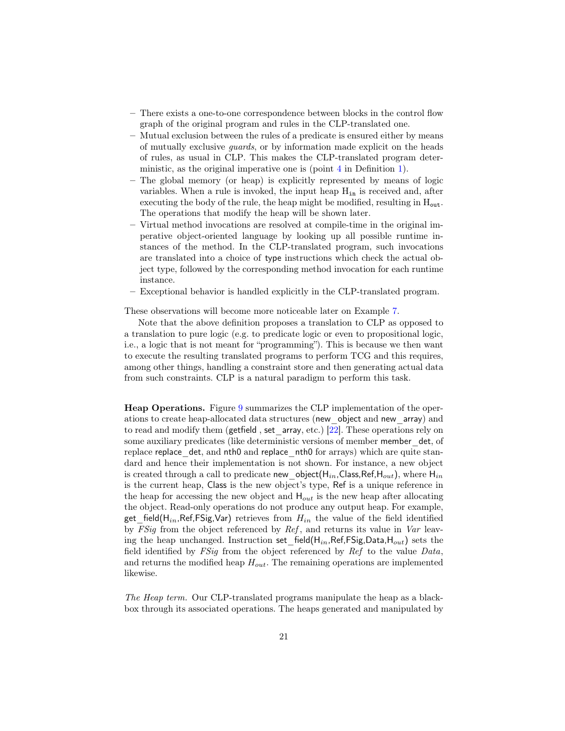– There exists a one-to-one correspondence between blocks in the control flow graph of the original program and rules in the CLP-translated one.
– Mutual exclusion between the rules of a predicate is ensured either by means of mutually exclusive *guards*, or by information made explicit on the heads of rules, as usual in CLP. This makes the CLP-translated program deterministic, as the original imperative one is (point 4 in Definition 1).
– The global memory (or heap) is explicitly represented by means of logic variables. When a rule is invoked, the input heap $\mathtt{H_{in}}$ is received and, after executing the body of the rule, the heap might be modified, resulting in $\mathtt{H_{out}}$. The operations that modify the heap will be shown later.
– Virtual method invocations are resolved at compile-time in the original imperative object-oriented language by looking up all possible runtime instances of the method. In the CLP-translated program, such invocations are translated into a choice of type instructions which check the actual object type, followed by the corresponding method invocation for each runtime instance.
– Exceptional behavior is handled explicitly in the CLP-translated program.

These observations will become more noticeable later on Example 7.

Note that the above definition proposes a translation to CLP as opposed to a translation to pure logic (e.g. to predicate logic or even to propositional logic, i.e., a logic that is not meant for "programming"). This is because we then want to execute the resulting translated programs to perform TCG and this requires, among other things, handling a constraint store and then generating actual data from such constraints. CLP is a natural paradigm to perform this task.

**Heap Operations.** Figure 9 summarizes the CLP implementation of the operations to create heap-allocated data structures (new_object and new_array) and to read and modify them (getfield , set_array, etc.) [22]. These operations rely on some auxiliary predicates (like deterministic versions of member member_det, of replace replace_det, and nth0 and replace_nth0 for arrays) which are quite standard and hence their implementation is not shown. For instance, a new object is created through a call to predicate new_object($\mathsf{H}_{in}$,Class,Ref,$\mathsf{H}_{out}$), where $\mathsf{H}_{in}$ is the current heap, Class is the new object's type, Ref is a unique reference in the heap for accessing the new object and $\mathsf{H}_{out}$ is the new heap after allocating the object. Read-only operations do not produce any output heap. For example, get_field($\mathsf{H}_{in}$,Ref,FSig,Var) retrieves from $H_{in}$ the value of the field identified by *FSig* from the object referenced by *Ref*, and returns its value in *Var* leaving the heap unchanged. Instruction set_field($\mathsf{H}_{in}$,Ref,FSig,Data,$\mathsf{H}_{out}$) sets the field identified by *FSig* from the object referenced by *Ref* to the value *Data*, and returns the modified heap $H_{out}$. The remaining operations are implemented likewise.

*The Heap term.* Our CLP-translated programs manipulate the heap as a black-box through its associated operations. The heaps generated and manipulated by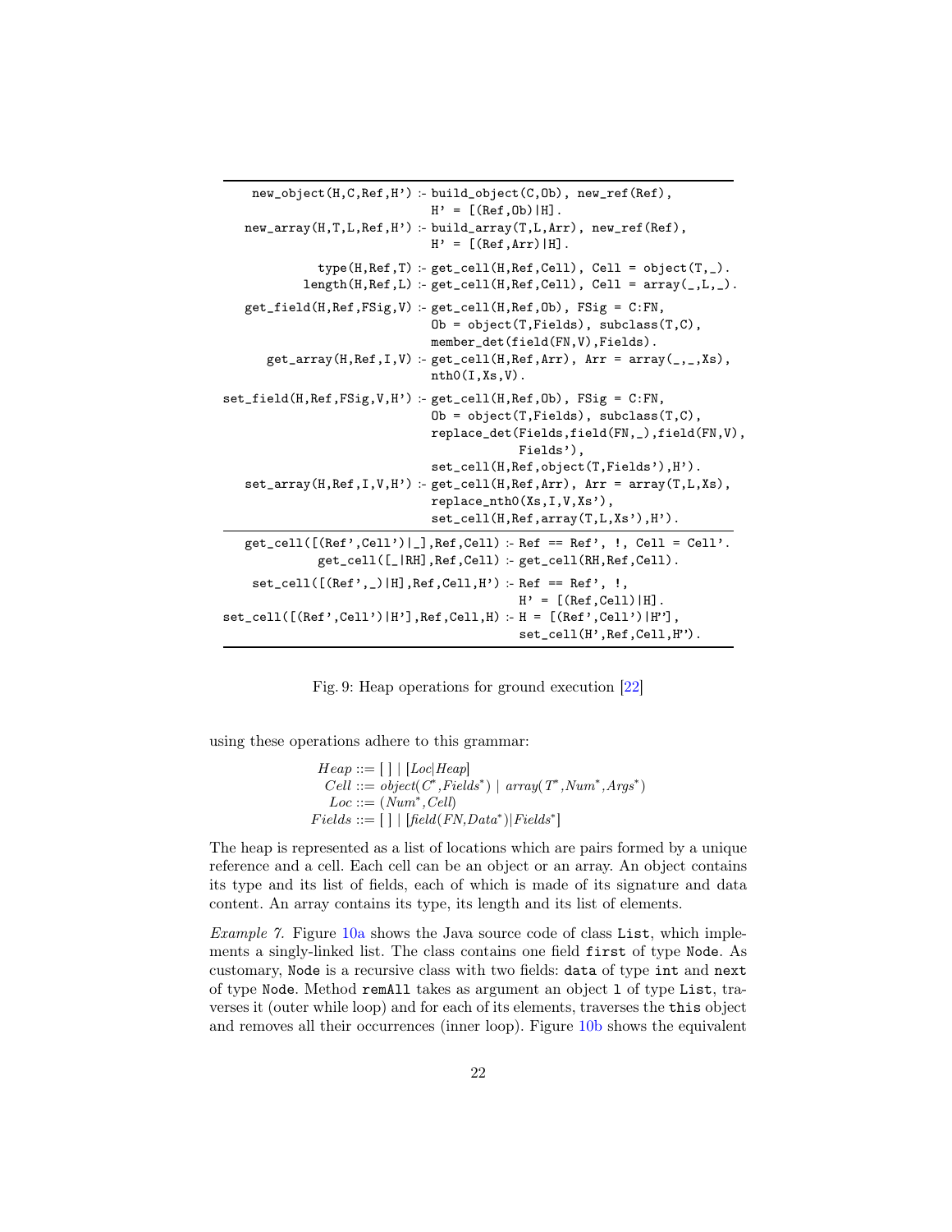```
   new_object(H,C,Ref,H') :- build_object(C,Ob), new_ref(Ref),
                             H' = [(Ref,Ob)|H].
  new_array(H,T,L,Ref,H') :- build_array(T,L,Arr), new_ref(Ref),
                             H' = [(Ref,Arr)|H].

            type(H,Ref,T) :- get_cell(H,Ref,Cell), Cell = object(T,_).
          length(H,Ref,L) :- get_cell(H,Ref,Cell), Cell = array(_,L,_).

  get_field(H,Ref,FSig,V) :- get_cell(H,Ref,Ob), FSig = C:FN,
                             Ob = object(T,Fields), subclass(T,C),
                             member_det(field(FN,V),Fields).
     get_array(H,Ref,I,V) :- get_cell(H,Ref,Arr), Arr = array(_,_,Xs),
                             nth0(I,Xs,V).

set_field(H,Ref,FSig,V,H') :- get_cell(H,Ref,Ob), FSig = C:FN,
                             Ob = object(T,Fields), subclass(T,C),
                             replace_det(Fields,field(FN,_),field(FN,V),
                                         Fields'),
                             set_cell(H,Ref,object(T,Fields'),H').
  set_array(H,Ref,I,V,H') :- get_cell(H,Ref,Arr), Arr = array(T,L,Xs),
                             replace_nth0(Xs,I,V,Xs'),
                             set_cell(H,Ref,array(T,L,Xs'),H').
--------------------------------------------------------------------------
  get_cell([(Ref',Cell')|_],Ref,Cell) :- Ref == Ref', !, Cell = Cell'.
            get_cell([_|RH],Ref,Cell) :- get_cell(RH,Ref,Cell).

    set_cell([(Ref',_)|H],Ref,Cell,H') :- Ref == Ref', !,
                                          H' = [(Ref,Cell)|H].
set_cell([(Ref',Cell')|H'],Ref,Cell,H) :- H = [(Ref',Cell')|H''],
                                          set_cell(H',Ref,Cell,H'').
```

Fig. 9: Heap operations for ground execution [22]

using these operations adhere to this grammar:

$$
\begin{aligned}
Heap &::= [\,] \mid [Loc|Heap] \\
Cell &::= object(C^{*}, Fields^{*}) \mid array(T^{*}, Num^{*}, Args^{*}) \\
Loc &::= (Num^{*}, Cell) \\
Fields &::= [\,] \mid [field(FN, Data^{*})|Fields^{*}]
\end{aligned}
$$

The heap is represented as a list of locations which are pairs formed by a unique reference and a cell. Each cell can be an object or an array. An object contains its type and its list of fields, each of which is made of its signature and data content. An array contains its type, its length and its list of elements.

*Example 7.* Figure 10a shows the Java source code of class `List`, which implements a singly-linked list. The class contains one field `first` of type `Node`. As customary, `Node` is a recursive class with two fields: `data` of type `int` and `next` of type `Node`. Method `remAll` takes as argument an object `l` of type `List`, traverses it (outer while loop) and for each of its elements, traverses the `this` object and removes all their occurrences (inner loop). Figure 10b shows the equivalent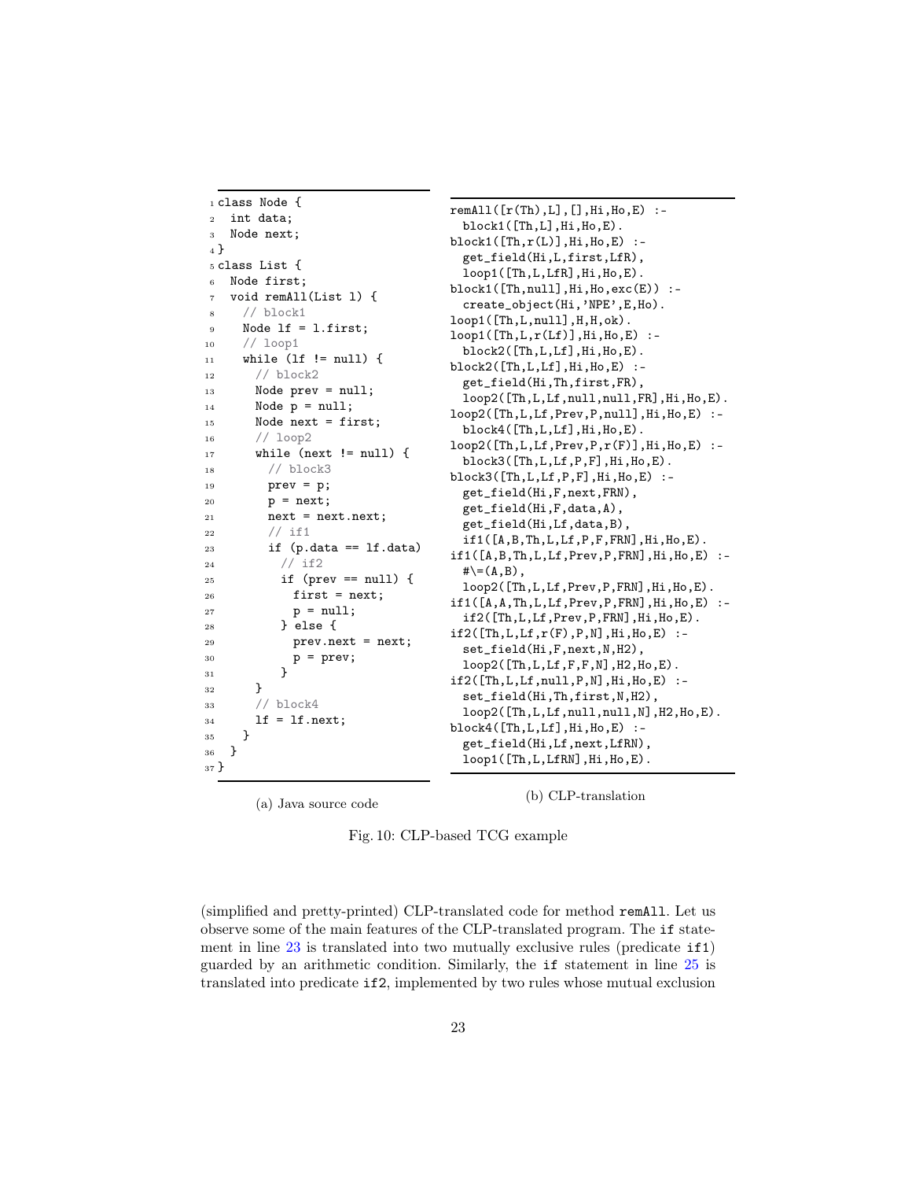```java
1  class Node {
2    int data;
3    Node next;
4  }
5  class List {
6    Node first;
7    void remAll(List l) {
8      // block1
9      Node lf = l.first;
10     // loop1
11     while (lf != null) {
12       // block2
13       Node prev = null;
14       Node p = null;
15       Node next = first;
16       // loop2
17       while (next != null) {
18         // block3
19         prev = p;
20         p = next;
21         next = next.next;
22         // if1
23         if (p.data == lf.data)
24           // if2
25           if (prev == null) {
26             first = next;
27             p = null;
28           } else {
29             prev.next = next;
30             p = prev;
31           }
32       }
33       // block4
34       lf = lf.next;
35     }
36   }
37 }
```

(a) Java source code

```prolog
remAll([r(Th),L],[],Hi,Ho,E) :-
  block1([Th,L],Hi,Ho,E).
block1([Th,r(L)],Hi,Ho,E) :-
  get_field(Hi,L,first,LfR),
  loop1([Th,L,LfR],Hi,Ho,E).
block1([Th,null],Hi,Ho,exc(E)) :-
  create_object(Hi,'NPE',E,Ho).
loop1([Th,L,null],H,H,ok).
loop1([Th,L,r(Lf)],Hi,Ho,E) :-
  block2([Th,L,Lf],Hi,Ho,E).
block2([Th,L,Lf],Hi,Ho,E) :-
  get_field(Hi,Th,first,FR),
  loop2([Th,L,Lf,null,null,FR],Hi,Ho,E).
loop2([Th,L,Lf,Prev,P,null],Hi,Ho,E) :-
  block4([Th,L,Lf],Hi,Ho,E).
loop2([Th,L,Lf,Prev,P,r(F)],Hi,Ho,E) :-
  block3([Th,L,Lf,P,F],Hi,Ho,E).
block3([Th,L,Lf,P,F],Hi,Ho,E) :-
  get_field(Hi,F,next,FRN),
  get_field(Hi,F,data,A),
  get_field(Hi,Lf,data,B),
  if1([A,B,Th,L,Lf,P,F,FRN],Hi,Ho,E).
if1([A,B,Th,L,Lf,Prev,P,FRN],Hi,Ho,E) :-
  #\=(A,B),
  loop2([Th,L,Lf,Prev,P,FRN],Hi,Ho,E).
if1([A,A,Th,L,Lf,Prev,P,FRN],Hi,Ho,E) :-
  if2([Th,L,Lf,Prev,P,FRN],Hi,Ho,E).
if2([Th,L,Lf,r(F),P,N],Hi,Ho,E) :-
  set_field(Hi,F,next,N,H2),
  loop2([Th,L,Lf,F,F,N],H2,Ho,E).
if2([Th,L,Lf,null,P,N],Hi,Ho,E) :-
  set_field(Hi,Th,first,N,H2),
  loop2([Th,L,Lf,null,null,N],H2,Ho,E).
block4([Th,L,Lf],Hi,Ho,E) :-
  get_field(Hi,Lf,next,LfRN),
  loop1([Th,L,LfRN],Hi,Ho,E).
```

(b) CLP-translation

Fig. 10: CLP-based TCG example

(simplified and pretty-printed) CLP-translated code for method `remAll`. Let us observe some of the main features of the CLP-translated program. The `if` statement in line 23 is translated into two mutually exclusive rules (predicate `if1`) guarded by an arithmetic condition. Similarly, the `if` statement in line 25 is translated into predicate `if2`, implemented by two rules whose mutual exclusion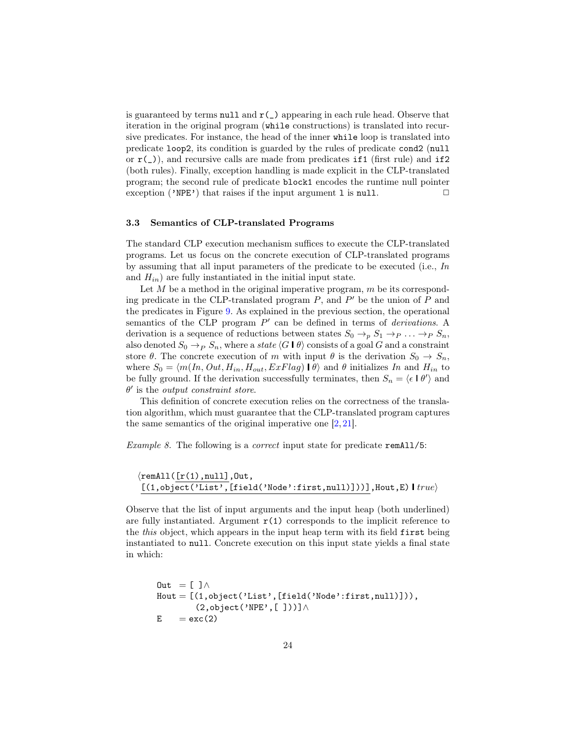is guaranteed by terms `null` and `r(_)` appearing in each rule head. Observe that iteration in the original program (`while` constructions) is translated into recursive predicates. For instance, the head of the inner `while` loop is translated into predicate `loop2`, its condition is guarded by the rules of predicate `cond2` (`null` or `r(_)`), and recursive calls are made from predicates `if1` (first rule) and `if2` (both rules). Finally, exception handling is made explicit in the CLP-translated program; the second rule of predicate `block1` encodes the runtime null pointer exception (`'NPE'`) that raises if the input argument `l` is `null`. □

### 3.3 Semantics of CLP-translated Programs

The standard CLP execution mechanism suffices to execute the CLP-translated programs. Let us focus on the concrete execution of CLP-translated programs by assuming that all input parameters of the predicate to be executed (i.e., $In$ and $H_{in}$) are fully instantiated in the initial input state.

Let $M$ be a method in the original imperative program, $m$ be its corresponding predicate in the CLP-translated program $P$, and $P'$ be the union of $P$ and the predicates in Figure 9. As explained in the previous section, the operational semantics of the CLP program $P'$ can be defined in terms of *derivations*. A derivation is a sequence of reductions between states $S_0 \rightarrow_p S_1 \rightarrow_P \ldots \rightarrow_P S_n$, also denoted $S_0 \rightarrow_P S_n$, where a *state* $\langle G \mid \theta \rangle$ consists of a goal $G$ and a constraint store $\theta$. The concrete execution of $m$ with input $\theta$ is the derivation $S_0 \rightarrow S_n$, where $S_0 = \langle m(In, Out, H_{in}, H_{out}, ExFlag) \mid \theta \rangle$ and $\theta$ initializes $In$ and $H_{in}$ to be fully ground. If the derivation successfully terminates, then $S_n = \langle \epsilon \mid \theta' \rangle$ and $\theta'$ is the *output constraint store*.

This definition of concrete execution relies on the correctness of the translation algorithm, which must guarantee that the CLP-translated program captures the same semantics of the original imperative one [2, 21].

*Example 8.* The following is a *correct* input state for predicate `remAll/5`:

```
⟨remAll([r(1),null],Out,
 [(1,object('List',[field('Node':first,null)]))],Hout,E) | true⟩
```

Observe that the list of input arguments and the input heap (both underlined) are fully instantiated. Argument `r(1)` corresponds to the implicit reference to the *this* object, which appears in the input heap term with its field `first` being instantiated to `null`. Concrete execution on this input state yields a final state in which:

```
Out  = [ ]∧
Hout = [(1,object('List',[field('Node':first,null)])),
        (2,object('NPE',[ ]))]∧
E    = exc(2)
```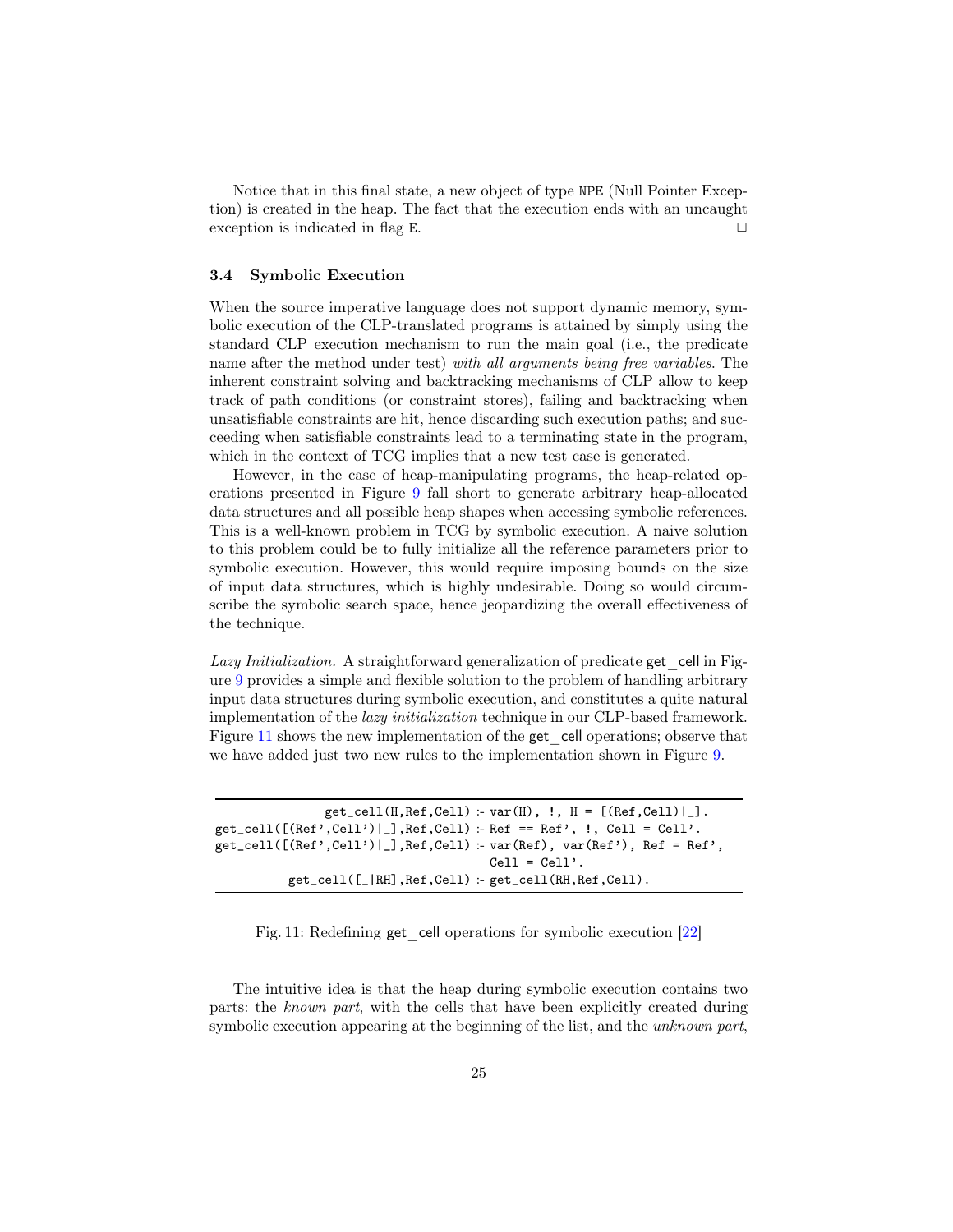Notice that in this final state, a new object of type NPE (Null Pointer Exception) is created in the heap. The fact that the execution ends with an uncaught exception is indicated in flag E. □

### 3.4 Symbolic Execution

When the source imperative language does not support dynamic memory, symbolic execution of the CLP-translated programs is attained by simply using the standard CLP execution mechanism to run the main goal (i.e., the predicate name after the method under test) *with all arguments being free variables*. The inherent constraint solving and backtracking mechanisms of CLP allow to keep track of path conditions (or constraint stores), failing and backtracking when unsatisfiable constraints are hit, hence discarding such execution paths; and succeeding when satisfiable constraints lead to a terminating state in the program, which in the context of TCG implies that a new test case is generated.

However, in the case of heap-manipulating programs, the heap-related operations presented in Figure 9 fall short to generate arbitrary heap-allocated data structures and all possible heap shapes when accessing symbolic references. This is a well-known problem in TCG by symbolic execution. A naive solution to this problem could be to fully initialize all the reference parameters prior to symbolic execution. However, this would require imposing bounds on the size of input data structures, which is highly undesirable. Doing so would circumscribe the symbolic search space, hence jeopardizing the overall effectiveness of the technique.

*Lazy Initialization.* A straightforward generalization of predicate get_cell in Figure 9 provides a simple and flexible solution to the problem of handling arbitrary input data structures during symbolic execution, and constitutes a quite natural implementation of the *lazy initialization* technique in our CLP-based framework. Figure 11 shows the new implementation of the get_cell operations; observe that we have added just two new rules to the implementation shown in Figure 9.

```
               get_cell(H,Ref,Cell) :- var(H), !, H = [(Ref,Cell)|_].
get_cell([(Ref',Cell')|_],Ref,Cell) :- Ref == Ref', !, Cell = Cell'.
get_cell([(Ref',Cell')|_],Ref,Cell) :- var(Ref), var(Ref'), Ref = Ref',
                                       Cell = Cell'.
          get_cell([_|RH],Ref,Cell) :- get_cell(RH,Ref,Cell).
```

Fig. 11: Redefining get_cell operations for symbolic execution [22]

The intuitive idea is that the heap during symbolic execution contains two parts: the *known part*, with the cells that have been explicitly created during symbolic execution appearing at the beginning of the list, and the *unknown part*,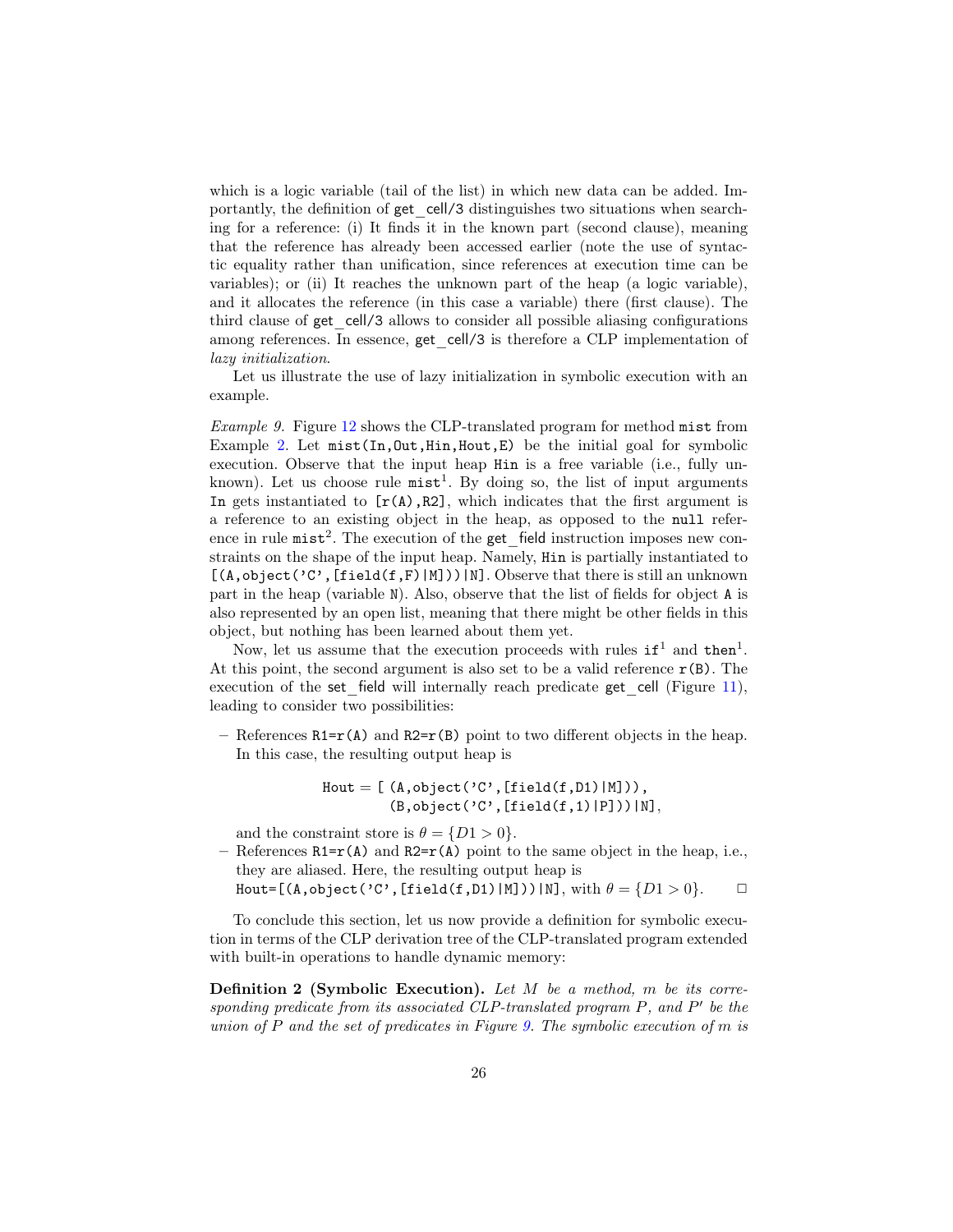which is a logic variable (tail of the list) in which new data can be added. Importantly, the definition of get_cell/3 distinguishes two situations when searching for a reference: (i) It finds it in the known part (second clause), meaning that the reference has already been accessed earlier (note the use of syntactic equality rather than unification, since references at execution time can be variables); or (ii) It reaches the unknown part of the heap (a logic variable), and it allocates the reference (in this case a variable) there (first clause). The third clause of get_cell/3 allows to consider all possible aliasing configurations among references. In essence, get_cell/3 is therefore a CLP implementation of *lazy initialization*.

Let us illustrate the use of lazy initialization in symbolic execution with an example.

*Example 9.* Figure 12 shows the CLP-translated program for method `mist` from Example 2. Let `mist(In,Out,Hin,Hout,E)` be the initial goal for symbolic execution. Observe that the input heap `Hin` is a free variable (i.e., fully unknown). Let us choose rule $\texttt{mist}^1$. By doing so, the list of input arguments `In` gets instantiated to `[r(A),R2]`, which indicates that the first argument is a reference to an existing object in the heap, as opposed to the `null` reference in rule $\texttt{mist}^2$. The execution of the get_field instruction imposes new constraints on the shape of the input heap. Namely, `Hin` is partially instantiated to `[(A,object('C',[field(f,F)|M]))|N]`. Observe that there is still an unknown part in the heap (variable `N`). Also, observe that the list of fields for object `A` is also represented by an open list, meaning that there might be other fields in this object, but nothing has been learned about them yet.

Now, let us assume that the execution proceeds with rules $\texttt{if}^1$ and $\texttt{then}^1$. At this point, the second argument is also set to be a valid reference `r(B)`. The execution of the set_field will internally reach predicate get_cell (Figure 11), leading to consider two possibilities:

– References `R1=r(A)` and `R2=r(B)` point to two different objects in the heap. In this case, the resulting output heap is

```
Hout = [ (A,object('C',[field(f,D1)|M])),
         (B,object('C',[field(f,1)|P]))|N],
```

and the constraint store is $\theta = \{D1 > 0\}$.

– References `R1=r(A)` and `R2=r(A)` point to the same object in the heap, i.e., they are aliased. Here, the resulting output heap is `Hout=[(A,object('C',[field(f,D1)|M]))|N]`, with $\theta = \{D1 > 0\}$. □

To conclude this section, let us now provide a definition for symbolic execution in terms of the CLP derivation tree of the CLP-translated program extended with built-in operations to handle dynamic memory:

**Definition 2 (Symbolic Execution).** *Let $M$ be a method, $m$ be its corresponding predicate from its associated CLP-translated program $P$, and $P'$ be the union of $P$ and the set of predicates in Figure 9. The symbolic execution of $m$ is*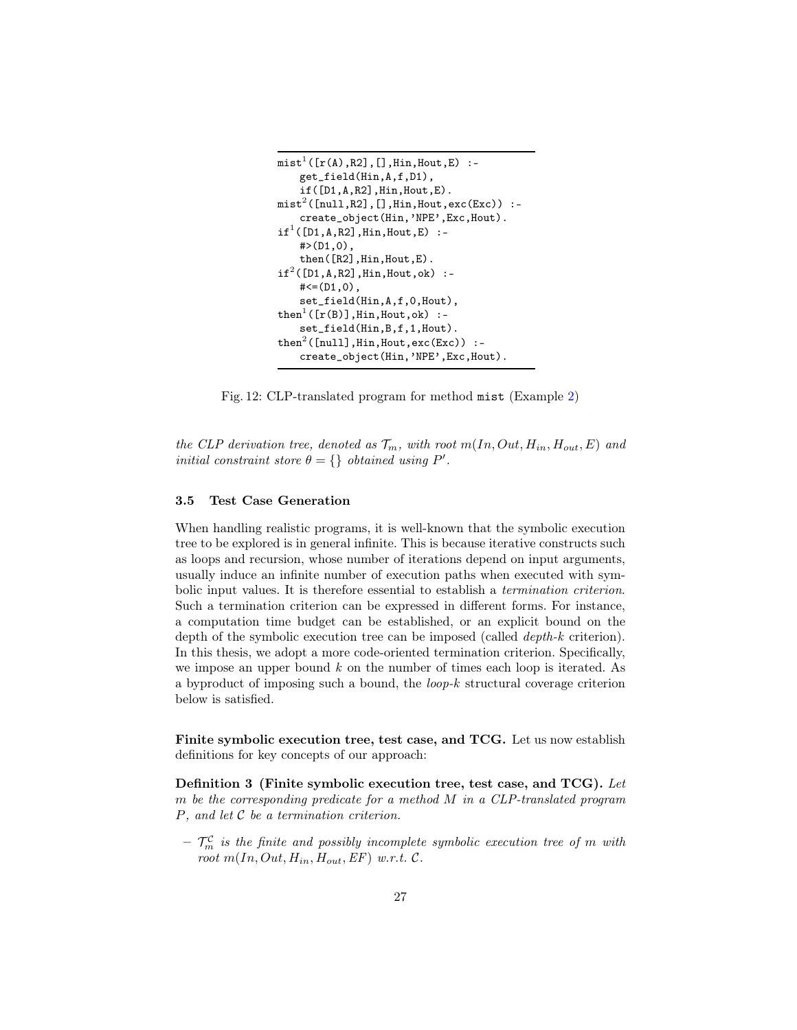```
mist¹([r(A),R2],[],Hin,Hout,E) :-
    get_field(Hin,A,f,D1),
    if([D1,A,R2],Hin,Hout,E).
mist²([null,R2],[],Hin,Hout,exc(Exc)) :-
    create_object(Hin,'NPE',Exc,Hout).
if¹([D1,A,R2],Hin,Hout,E) :-
    #>(D1,0),
    then([R2],Hin,Hout,E).
if²([D1,A,R2],Hin,Hout,ok) :-
    #<=(D1,0),
    set_field(Hin,A,f,0,Hout),
then¹([r(B)],Hin,Hout,ok) :-
    set_field(Hin,B,f,1,Hout).
then²([null],Hin,Hout,exc(Exc)) :-
    create_object(Hin,'NPE',Exc,Hout).
```

Fig. 12: CLP-translated program for method `mist` (Example 2)

*the CLP derivation tree, denoted as $\mathcal{T}_m$, with root $m(In, Out, H_{in}, H_{out}, E)$ and initial constraint store $\theta = \{\}$ obtained using $P'$.*

### 3.5 Test Case Generation

When handling realistic programs, it is well-known that the symbolic execution tree to be explored is in general infinite. This is because iterative constructs such as loops and recursion, whose number of iterations depend on input arguments, usually induce an infinite number of execution paths when executed with symbolic input values. It is therefore essential to establish a *termination criterion*. Such a termination criterion can be expressed in different forms. For instance, a computation time budget can be established, or an explicit bound on the depth of the symbolic execution tree can be imposed (called *depth-k* criterion). In this thesis, we adopt a more code-oriented termination criterion. Specifically, we impose an upper bound $k$ on the number of times each loop is iterated. As a byproduct of imposing such a bound, the *loop-k* structural coverage criterion below is satisfied.

**Finite symbolic execution tree, test case, and TCG.** Let us now establish definitions for key concepts of our approach:

**Definition 3 (Finite symbolic execution tree, test case, and TCG).** *Let $m$ be the corresponding predicate for a method $M$ in a CLP-translated program $P$, and let $\mathcal{C}$ be a termination criterion.*

- *$\mathcal{T}_m^{\mathcal{C}}$ is the finite and possibly incomplete symbolic execution tree of $m$ with root $m(In, Out, H_{in}, H_{out}, EF)$ w.r.t. $\mathcal{C}$.*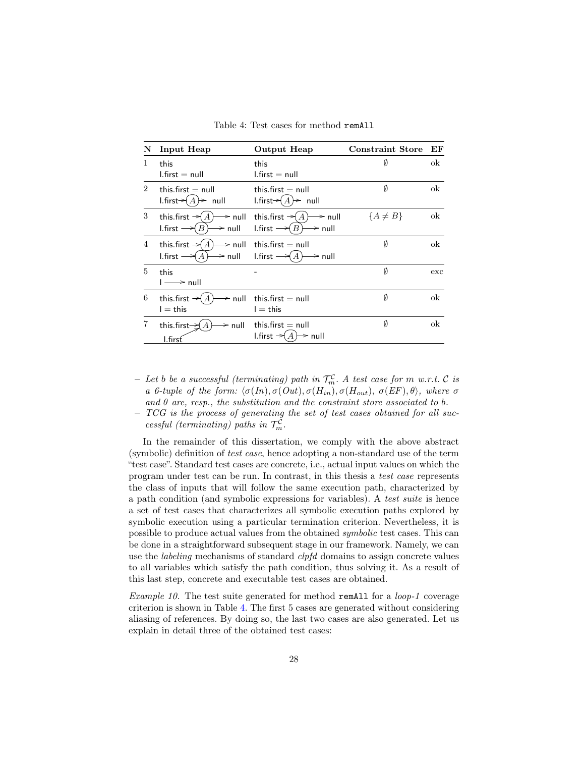Table 4: Test cases for method `remAll`

| N | Input Heap | Output Heap | Constraint Store | EF |
|---|---|---|---|---|
| 1 | this<br>l.first = null | this<br>l.first = null | $\emptyset$ | ok |
| 2 | this.first = null<br>l.first→(A)→ null | this.first = null<br>l.first→(A)→ null | $\emptyset$ | ok |
| 3 | this.first →(A)→ null<br>l.first →(B)→ null | this.first →(A)→ null<br>l.first →(B)→ null | $\{A \neq B\}$ | ok |
| 4 | this.first →(A)→ null<br>l.first →(A)→ null | this.first = null<br>l.first →(A)→ null | $\emptyset$ | ok |
| 5 | this<br>l → null | - | $\emptyset$ | exc |
| 6 | this.first →(A)→ null<br>l = this | this.first = null<br>l = this | $\emptyset$ | ok |
| 7 | this.first →(A)→ null<br>l.first ↗ (points to same A) | this.first = null<br>l.first →(A)→ null | $\emptyset$ | ok |

- *Let $b$ be a successful (terminating) path in $\mathcal{T}_m^{\mathcal{C}}$. A test case for $m$ w.r.t. $\mathcal{C}$ is a 6-tuple of the form: $\langle \sigma(In), \sigma(Out), \sigma(H_{in}), \sigma(H_{out}), \sigma(EF), \theta \rangle$, where $\sigma$ and $\theta$ are, resp., the substitution and the constraint store associated to $b$.*
- *TCG is the process of generating the set of test cases obtained for all successful (terminating) paths in $\mathcal{T}_m^{\mathcal{C}}$.*

In the remainder of this dissertation, we comply with the above abstract (symbolic) definition of *test case*, hence adopting a non-standard use of the term "test case". Standard test cases are concrete, i.e., actual input values on which the program under test can be run. In contrast, in this thesis a *test case* represents the class of inputs that will follow the same execution path, characterized by a path condition (and symbolic expressions for variables). A *test suite* is hence a set of test cases that characterizes all symbolic execution paths explored by symbolic execution using a particular termination criterion. Nevertheless, it is possible to produce actual values from the obtained *symbolic* test cases. This can be done in a straightforward subsequent stage in our framework. Namely, we can use the *labeling* mechanisms of standard *clpfd* domains to assign concrete values to all variables which satisfy the path condition, thus solving it. As a result of this last step, concrete and executable test cases are obtained.

*Example 10.* The test suite generated for method `remAll` for a *loop-1* coverage criterion is shown in Table 4. The first 5 cases are generated without considering aliasing of references. By doing so, the last two cases are also generated. Let us explain in detail three of the obtained test cases: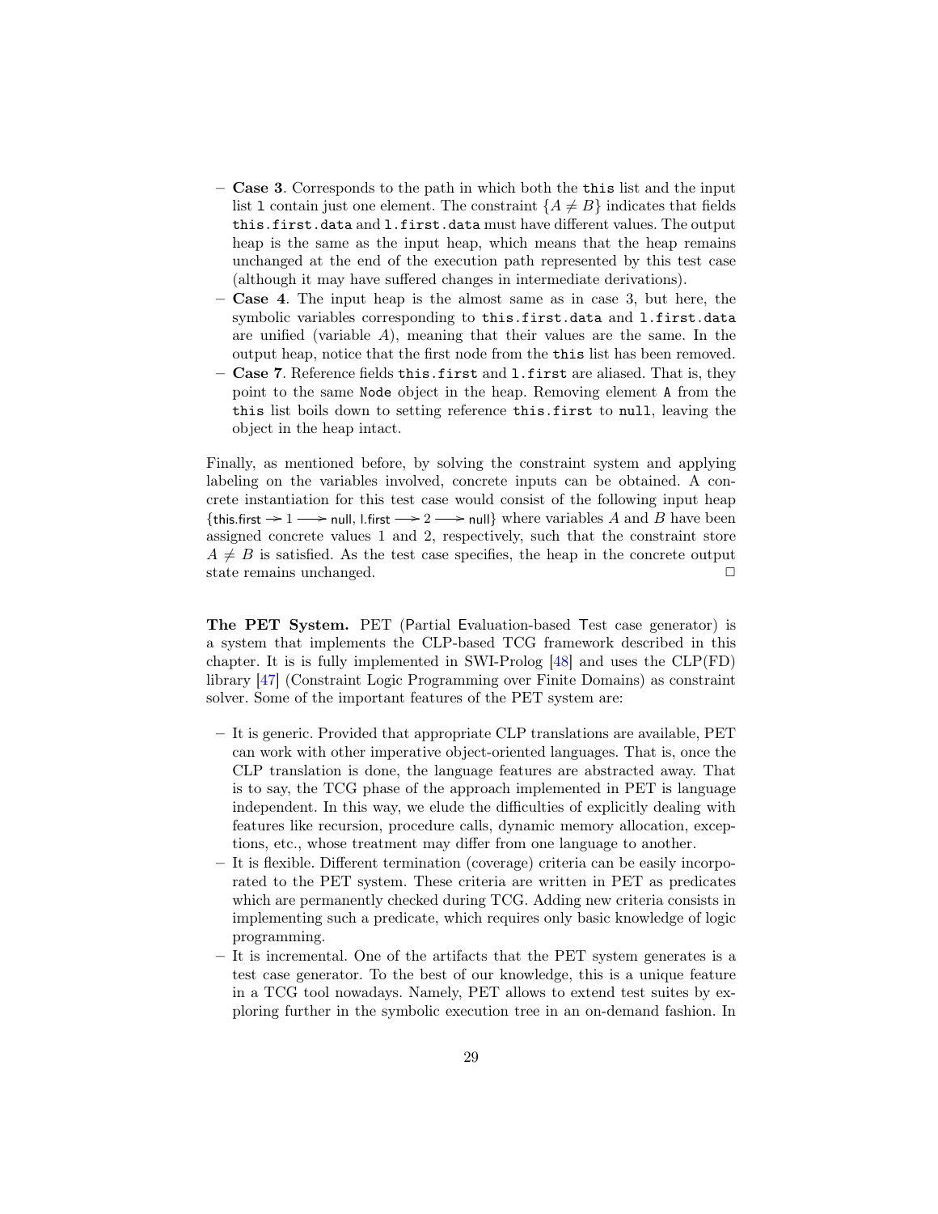- **Case 3**. Corresponds to the path in which both the `this` list and the input list `l` contain just one element. The constraint $\{A \neq B\}$ indicates that fields `this.first.data` and `l.first.data` must have different values. The output heap is the same as the input heap, which means that the heap remains unchanged at the end of the execution path represented by this test case (although it may have suffered changes in intermediate derivations).
- **Case 4**. The input heap is the almost same as in case 3, but here, the symbolic variables corresponding to `this.first.data` and `l.first.data` are unified (variable $A$), meaning that their values are the same. In the output heap, notice that the first node from the `this` list has been removed.
- **Case 7**. Reference fields `this.first` and `l.first` are aliased. That is, they point to the same `Node` object in the heap. Removing element `A` from the `this` list boils down to setting reference `this.first` to `null`, leaving the object in the heap intact.

Finally, as mentioned before, by solving the constraint system and applying labeling on the variables involved, concrete inputs can be obtained. A concrete instantiation for this test case would consist of the following input heap {this.first $\rightarrow$ 1 $\longrightarrow$ null, l.first $\longrightarrow$ 2 $\longrightarrow$ null} where variables $A$ and $B$ have been assigned concrete values 1 and 2, respectively, such that the constraint store $A \neq B$ is satisfied. As the test case specifies, the heap in the concrete output state remains unchanged. □

**The PET System.** PET (Partial Evaluation-based Test case generator) is a system that implements the CLP-based TCG framework described in this chapter. It is is fully implemented in SWI-Prolog [48] and uses the CLP(FD) library [47] (Constraint Logic Programming over Finite Domains) as constraint solver. Some of the important features of the PET system are:

- It is generic. Provided that appropriate CLP translations are available, PET can work with other imperative object-oriented languages. That is, once the CLP translation is done, the language features are abstracted away. That is to say, the TCG phase of the approach implemented in PET is language independent. In this way, we elude the difficulties of explicitly dealing with features like recursion, procedure calls, dynamic memory allocation, exceptions, etc., whose treatment may differ from one language to another.
- It is flexible. Different termination (coverage) criteria can be easily incorporated to the PET system. These criteria are written in PET as predicates which are permanently checked during TCG. Adding new criteria consists in implementing such a predicate, which requires only basic knowledge of logic programming.
- It is incremental. One of the artifacts that the PET system generates is a test case generator. To the best of our knowledge, this is a unique feature in a TCG tool nowadays. Namely, PET allows to extend test suites by exploring further in the symbolic execution tree in an on-demand fashion. In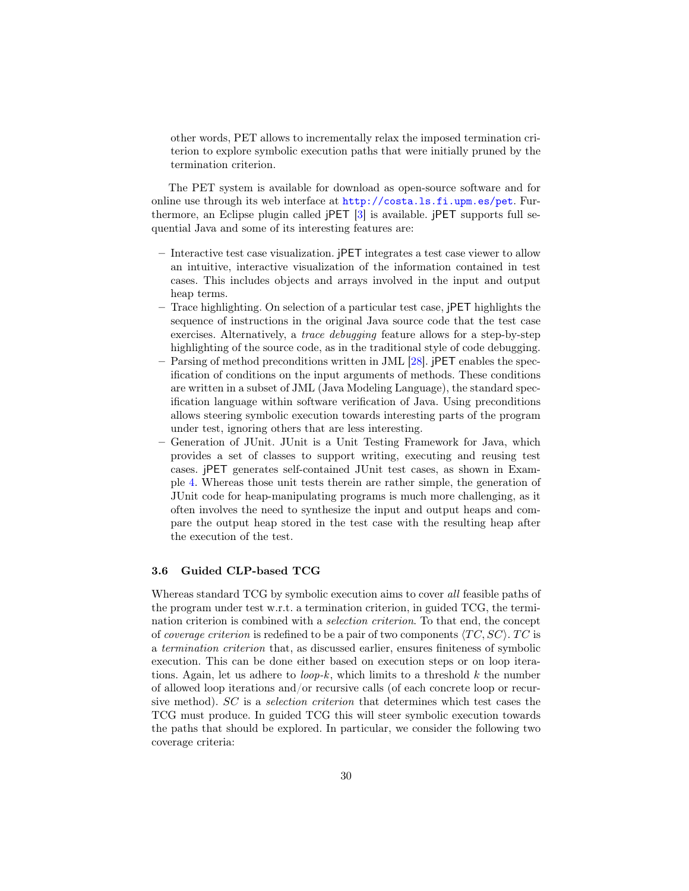other words, PET allows to incrementally relax the imposed termination criterion to explore symbolic execution paths that were initially pruned by the termination criterion.

The PET system is available for download as open-source software and for online use through its web interface at http://costa.ls.fi.upm.es/pet. Furthermore, an Eclipse plugin called jPET [3] is available. jPET supports full sequential Java and some of its interesting features are:

- Interactive test case visualization. jPET integrates a test case viewer to allow an intuitive, interactive visualization of the information contained in test cases. This includes objects and arrays involved in the input and output heap terms.
- Trace highlighting. On selection of a particular test case, jPET highlights the sequence of instructions in the original Java source code that the test case exercises. Alternatively, a *trace debugging* feature allows for a step-by-step highlighting of the source code, as in the traditional style of code debugging.
- Parsing of method preconditions written in JML [28]. jPET enables the specification of conditions on the input arguments of methods. These conditions are written in a subset of JML (Java Modeling Language), the standard specification language within software verification of Java. Using preconditions allows steering symbolic execution towards interesting parts of the program under test, ignoring others that are less interesting.
- Generation of JUnit. JUnit is a Unit Testing Framework for Java, which provides a set of classes to support writing, executing and reusing test cases. jPET generates self-contained JUnit test cases, as shown in Example 4. Whereas those unit tests therein are rather simple, the generation of JUnit code for heap-manipulating programs is much more challenging, as it often involves the need to synthesize the input and output heaps and compare the output heap stored in the test case with the resulting heap after the execution of the test.

### 3.6 Guided CLP-based TCG

Whereas standard TCG by symbolic execution aims to cover *all* feasible paths of the program under test w.r.t. a termination criterion, in guided TCG, the termination criterion is combined with a *selection criterion*. To that end, the concept of *coverage criterion* is redefined to be a pair of two components $\langle TC, SC \rangle$. $TC$ is a *termination criterion* that, as discussed earlier, ensures finiteness of symbolic execution. This can be done either based on execution steps or on loop iterations. Again, let us adhere to *loop-k*, which limits to a threshold $k$ the number of allowed loop iterations and/or recursive calls (of each concrete loop or recursive method). $SC$ is a *selection criterion* that determines which test cases the TCG must produce. In guided TCG this will steer symbolic execution towards the paths that should be explored. In particular, we consider the following two coverage criteria: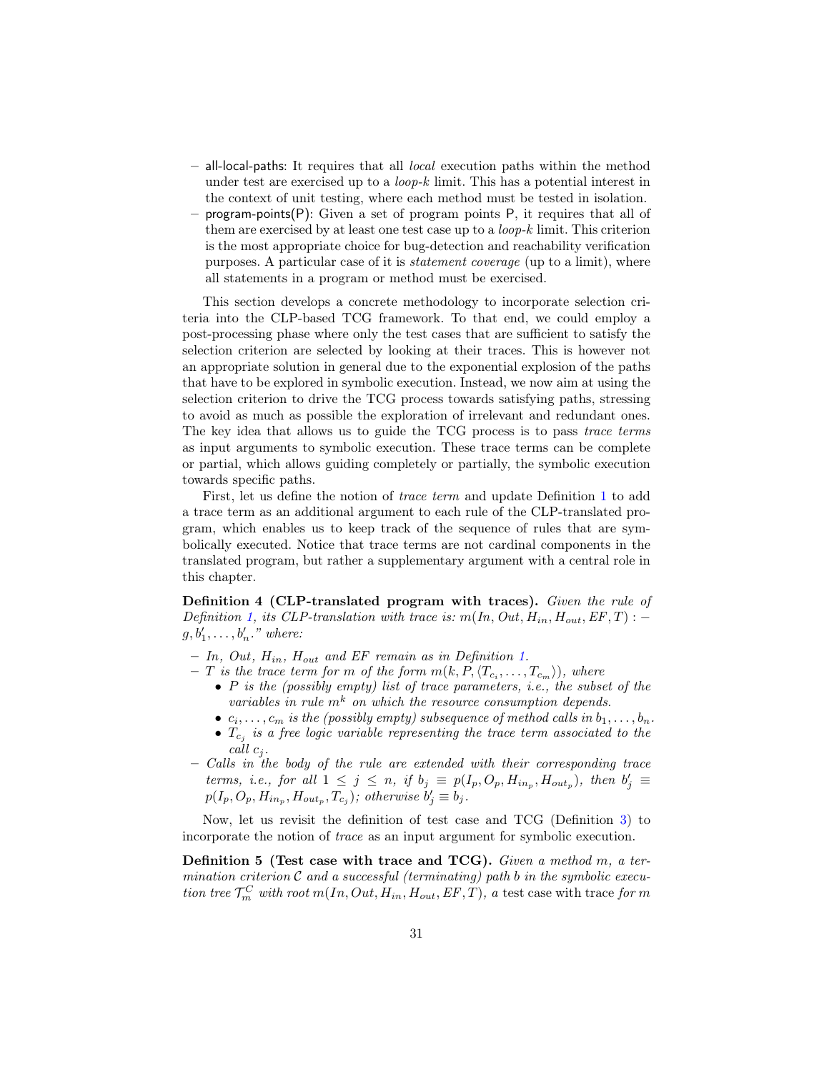- all-local-paths: It requires that all *local* execution paths within the method under test are exercised up to a *loop-k* limit. This has a potential interest in the context of unit testing, where each method must be tested in isolation.
- program-points(P): Given a set of program points P, it requires that all of them are exercised by at least one test case up to a *loop-k* limit. This criterion is the most appropriate choice for bug-detection and reachability verification purposes. A particular case of it is *statement coverage* (up to a limit), where all statements in a program or method must be exercised.

This section develops a concrete methodology to incorporate selection criteria into the CLP-based TCG framework. To that end, we could employ a post-processing phase where only the test cases that are sufficient to satisfy the selection criterion are selected by looking at their traces. This is however not an appropriate solution in general due to the exponential explosion of the paths that have to be explored in symbolic execution. Instead, we now aim at using the selection criterion to drive the TCG process towards satisfying paths, stressing to avoid as much as possible the exploration of irrelevant and redundant ones. The key idea that allows us to guide the TCG process is to pass *trace terms* as input arguments to symbolic execution. These trace terms can be complete or partial, which allows guiding completely or partially, the symbolic execution towards specific paths.

First, let us define the notion of *trace term* and update Definition 1 to add a trace term as an additional argument to each rule of the CLP-translated program, which enables us to keep track of the sequence of rules that are symbolically executed. Notice that trace terms are not cardinal components in the translated program, but rather a supplementary argument with a central role in this chapter.

**Definition 4 (CLP-translated program with traces).** *Given the rule of Definition 1, its CLP-translation with trace is:* $m(In, Out, H_{in}, H_{out}, EF, T) :- g, b'_1, \ldots, b'_n.$*" where:*

- *In, Out,* $H_{in}$*,* $H_{out}$ *and EF remain as in Definition 1.*
- *T is the trace term for m of the form* $m(k, P, \langle T_{c_i}, \ldots, T_{c_m} \rangle)$*, where*
  - *P is the (possibly empty) list of trace parameters, i.e., the subset of the variables in rule* $m^k$ *on which the resource consumption depends.*
  - $c_i, \ldots, c_m$ *is the (possibly empty) subsequence of method calls in* $b_1, \ldots, b_n$*.*
  - $T_{c_j}$ *is a free logic variable representing the trace term associated to the call* $c_j$*.*
- *Calls in the body of the rule are extended with their corresponding trace terms, i.e., for all* $1 \leq j \leq n$*, if* $b_j \equiv p(I_p, O_p, H_{in_p}, H_{out_p})$*, then* $b'_j \equiv p(I_p, O_p, H_{in_p}, H_{out_p}, T_{c_j})$*; otherwise* $b'_j \equiv b_j$*.*

Now, let us revisit the definition of test case and TCG (Definition 3) to incorporate the notion of *trace* as an input argument for symbolic execution.

**Definition 5 (Test case with trace and TCG).** *Given a method m, a termination criterion* $\mathcal{C}$ *and a successful (terminating) path b in the symbolic execution tree* $\mathcal{T}_m^C$ *with root* $m(In, Out, H_{in}, H_{out}, EF, T)$*, a* test case with trace *for m*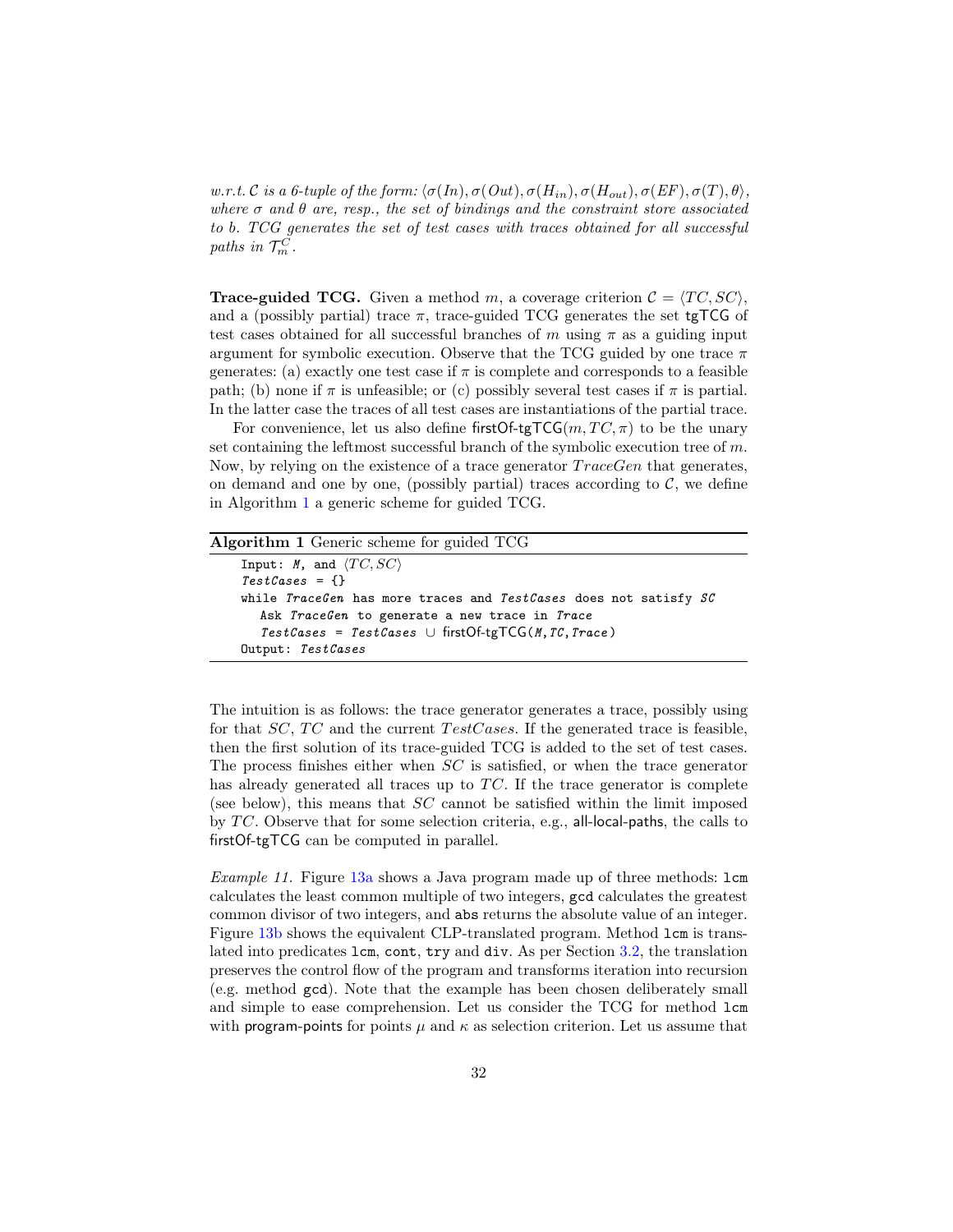*w.r.t.* $\mathcal{C}$ *is a 6-tuple of the form:* $\langle \sigma(In), \sigma(Out), \sigma(H_{in}), \sigma(H_{out}), \sigma(EF), \sigma(T), \theta \rangle$, *where* $\sigma$ *and* $\theta$ *are, resp., the set of bindings and the constraint store associated to b. TCG generates the set of test cases with traces obtained for all successful paths in* $\mathcal{T}_m^{\mathcal{C}}$.

**Trace-guided TCG.** Given a method $m$, a coverage criterion $\mathcal{C} = \langle TC, SC \rangle$, and a (possibly partial) trace $\pi$, trace-guided TCG generates the set tgTCG of test cases obtained for all successful branches of $m$ using $\pi$ as a guiding input argument for symbolic execution. Observe that the TCG guided by one trace $\pi$ generates: (a) exactly one test case if $\pi$ is complete and corresponds to a feasible path; (b) none if $\pi$ is unfeasible; or (c) possibly several test cases if $\pi$ is partial. In the latter case the traces of all test cases are instantiations of the partial trace.

For convenience, let us also define firstOf-tgTCG($m, TC, \pi$) to be the unary set containing the leftmost successful branch of the symbolic execution tree of $m$. Now, by relying on the existence of a trace generator $TraceGen$ that generates, on demand and one by one, (possibly partial) traces according to $\mathcal{C}$, we define in Algorithm 1 a generic scheme for guided TCG.

**Algorithm 1** Generic scheme for guided TCG

```
Input: M, and ⟨TC,SC⟩
TestCases = {}
while TraceGen has more traces and TestCases does not satisfy SC
  Ask TraceGen to generate a new trace in Trace
  TestCases = TestCases ∪ firstOf-tgTCG(M,TC,Trace)
Output: TestCases
```

The intuition is as follows: the trace generator generates a trace, possibly using for that $SC$, $TC$ and the current $TestCases$. If the generated trace is feasible, then the first solution of its trace-guided TCG is added to the set of test cases. The process finishes either when $SC$ is satisfied, or when the trace generator has already generated all traces up to $TC$. If the trace generator is complete (see below), this means that $SC$ cannot be satisfied within the limit imposed by $TC$. Observe that for some selection criteria, e.g., all-local-paths, the calls to firstOf-tgTCG can be computed in parallel.

*Example 11.* Figure 13a shows a Java program made up of three methods: `lcm` calculates the least common multiple of two integers, `gcd` calculates the greatest common divisor of two integers, and `abs` returns the absolute value of an integer. Figure 13b shows the equivalent CLP-translated program. Method `lcm` is translated into predicates `lcm`, `cont`, `try` and `div`. As per Section 3.2, the translation preserves the control flow of the program and transforms iteration into recursion (e.g. method `gcd`). Note that the example has been chosen deliberately small and simple to ease comprehension. Let us consider the TCG for method `lcm` with program-points for points $\mu$ and $\kappa$ as selection criterion. Let us assume that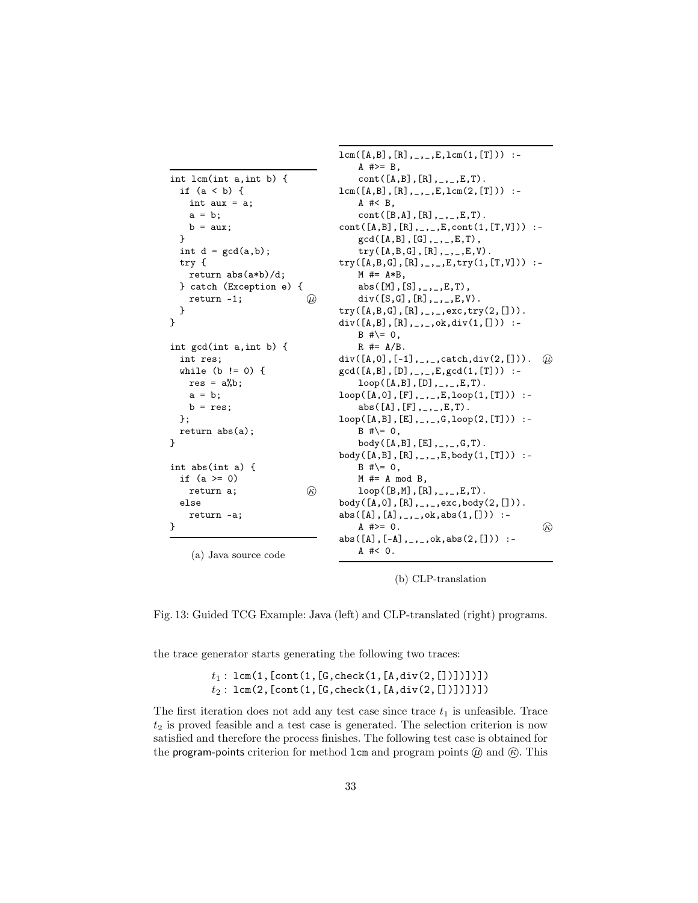```java
int lcm(int a,int b) {
  if (a < b) {
    int aux = a;
    a = b;
    b = aux;
  }
  int d = gcd(a,b);
  try {
    return abs(a*b)/d;
  } catch (Exception e) {
    return -1;              (μ)
  }
}

int gcd(int a,int b) {
  int res;
  while (b != 0) {
    res = a%b;
    a = b;
    b = res;
  };
  return abs(a);
}

int abs(int a) {
  if (a >= 0)
    return a;               (κ)
  else
    return -a;
}
```

(a) Java source code

```prolog
lcm([A,B],[R],_,_,E,lcm(1,[T])) :-
    A #>= B,
    cont([A,B],[R],_,_,E,T).
lcm([A,B],[R],_,_,E,lcm(2,[T])) :-
    A #< B,
    cont([B,A],[R],_,_,E,T).
cont([A,B],[R],_,_,E,cont(1,[T,V])) :-
    gcd([A,B],[G],_,_,E,T),
    try([A,B,G],[R],_,_,E,V).
try([A,B,G],[R],_,_,E,try(1,[T,V])) :-
    M #= A*B,
    abs([M],[S],_,_,E,T),
    div([S,G],[R],_,_,E,V).
try([A,B,G],[R],_,_,exc,try(2,[])).
div([A,B],[R],_,_,ok,div(1,[])) :-
    B #\= 0,
    R #= A/B.
div([A,0],[-1],_,_,catch,div(2,[])).   (μ)
gcd([A,B],[D],_,_,E,gcd(1,[T])) :-
    loop([A,B],[D],_,_,E,T).
loop([A,0],[F],_,_,E,loop(1,[T])) :-
    abs([A],[F],_,_,E,T).
loop([A,B],[E],_,_,G,loop(2,[T])) :-
    B #\= 0,
    body([A,B],[E],_,_,G,T).
body([A,B],[R],_,_,E,body(1,[T])) :-
    B #\= 0,
    M #= A mod B,
    loop([B,M],[R],_,_,E,T).
body([A,0],[R],_,_,exc,body(2,[])).
abs([A],[A],_,_,ok,abs(1,[])) :-
    A #>= 0.                            (κ)
abs([A],[-A],_,_,ok,abs(2,[])) :-
    A #< 0.
```

(b) CLP-translation

Fig. 13: Guided TCG Example: Java (left) and CLP-translated (right) programs.

the trace generator starts generating the following two traces:

$t_1$ : `lcm(1,[cont(1,[G,check(1,[A,div(2,[])])])])`
$t_2$ : `lcm(2,[cont(1,[G,check(1,[A,div(2,[])])])])`

The first iteration does not add any test case since trace $t_1$ is unfeasible. Trace $t_2$ is proved feasible and a test case is generated. The selection criterion is now satisfied and therefore the process finishes. The following test case is obtained for the program-points criterion for method `lcm` and program points (μ) and (κ). This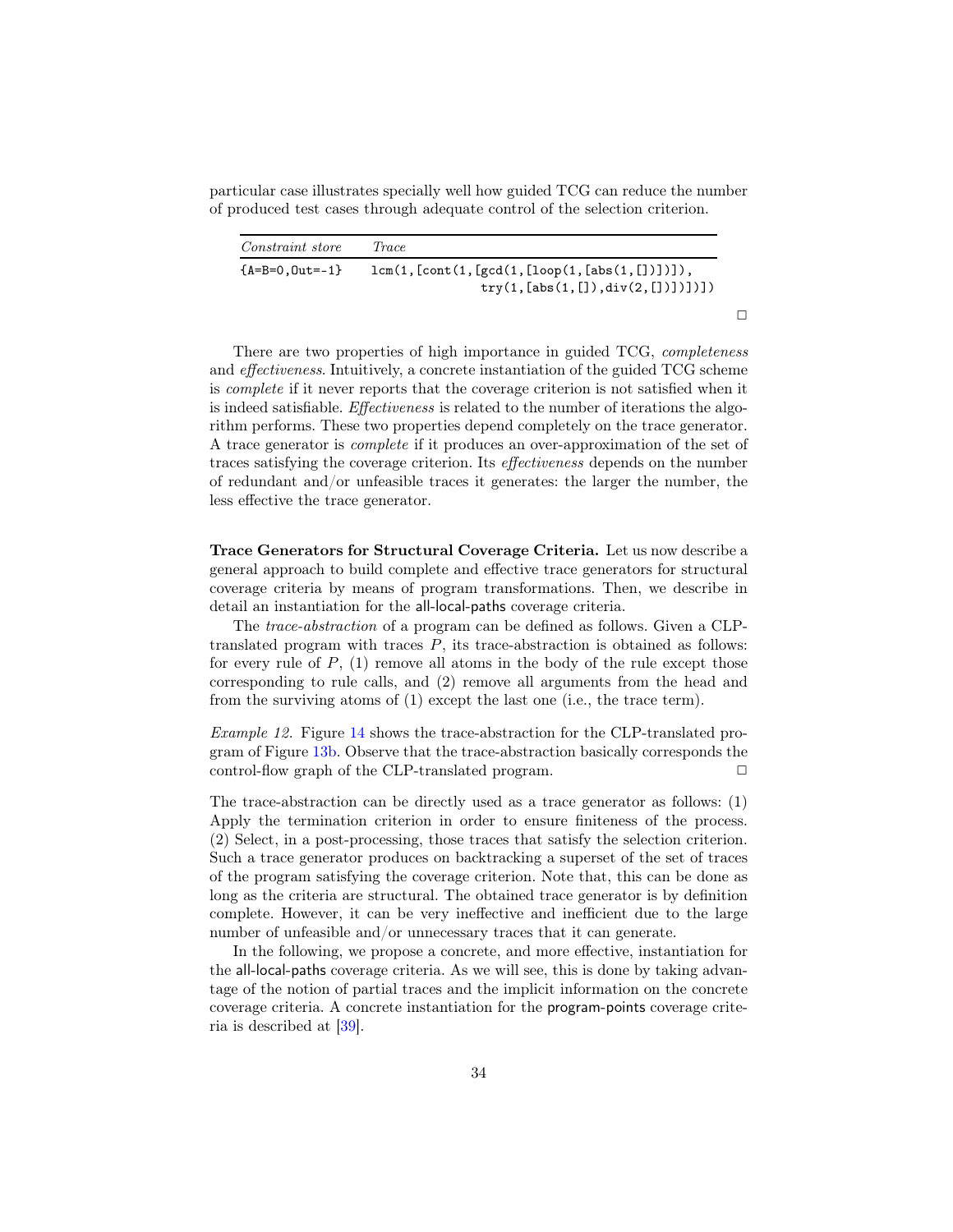particular case illustrates specially well how guided TCG can reduce the number of produced test cases through adequate control of the selection criterion.

| *Constraint store* | *Trace* |
|---|---|
| `{A=B=0,Out=-1}` | `lcm(1,[cont(1,[gcd(1,[loop(1,[abs(1,[])])]), try(1,[abs(1,[]),div(2,[])])])])` |

□

There are two properties of high importance in guided TCG, *completeness* and *effectiveness*. Intuitively, a concrete instantiation of the guided TCG scheme is *complete* if it never reports that the coverage criterion is not satisfied when it is indeed satisfiable. *Effectiveness* is related to the number of iterations the algorithm performs. These two properties depend completely on the trace generator. A trace generator is *complete* if it produces an over-approximation of the set of traces satisfying the coverage criterion. Its *effectiveness* depends on the number of redundant and/or unfeasible traces it generates: the larger the number, the less effective the trace generator.

**Trace Generators for Structural Coverage Criteria.** Let us now describe a general approach to build complete and effective trace generators for structural coverage criteria by means of program transformations. Then, we describe in detail an instantiation for the all-local-paths coverage criteria.

The *trace-abstraction* of a program can be defined as follows. Given a CLP-translated program with traces $P$, its trace-abstraction is obtained as follows: for every rule of $P$, (1) remove all atoms in the body of the rule except those corresponding to rule calls, and (2) remove all arguments from the head and from the surviving atoms of (1) except the last one (i.e., the trace term).

*Example 12.* Figure 14 shows the trace-abstraction for the CLP-translated program of Figure 13b. Observe that the trace-abstraction basically corresponds the control-flow graph of the CLP-translated program. □

The trace-abstraction can be directly used as a trace generator as follows: (1) Apply the termination criterion in order to ensure finiteness of the process. (2) Select, in a post-processing, those traces that satisfy the selection criterion. Such a trace generator produces on backtracking a superset of the set of traces of the program satisfying the coverage criterion. Note that, this can be done as long as the criteria are structural. The obtained trace generator is by definition complete. However, it can be very ineffective and inefficient due to the large number of unfeasible and/or unnecessary traces that it can generate.

In the following, we propose a concrete, and more effective, instantiation for the all-local-paths coverage criteria. As we will see, this is done by taking advantage of the notion of partial traces and the implicit information on the concrete coverage criteria. A concrete instantiation for the program-points coverage criteria is described at [39].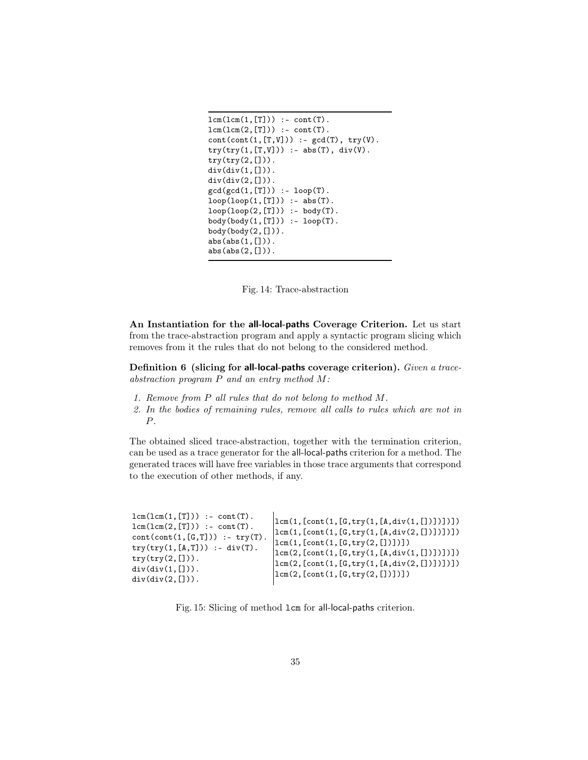```
lcm(lcm(1,[T])) :- cont(T).
lcm(lcm(2,[T])) :- cont(T).
cont(cont(1,[T,V])) :- gcd(T), try(V).
try(try(1,[T,V])) :- abs(T), div(V).
try(try(2,[])).
div(div(1,[])).
div(div(2,[])).
gcd(gcd(1,[T])) :- loop(T).
loop(loop(1,[T])) :- abs(T).
loop(loop(2,[T])) :- body(T).
body(body(1,[T])) :- loop(T).
body(body(2,[])).
abs(abs(1,[])).
abs(abs(2,[])).
```

Fig. 14: Trace-abstraction

**An Instantiation for the all-local-paths Coverage Criterion.** Let us start from the trace-abstraction program and apply a syntactic program slicing which removes from it the rules that do not belong to the considered method.

**Definition 6 (slicing for all-local-paths coverage criterion).** *Given a trace-abstraction program $P$ and an entry method $M$:*

1. *Remove from $P$ all rules that do not belong to method $M$.*
2. *In the bodies of remaining rules, remove all calls to rules which are not in $P$.*

The obtained sliced trace-abstraction, together with the termination criterion, can be used as a trace generator for the all-local-paths criterion for a method. The generated traces will have free variables in those trace arguments that correspond to the execution of other methods, if any.

```
lcm(lcm(1,[T])) :- cont(T).
lcm(lcm(2,[T])) :- cont(T).
cont(cont(1,[G,T])) :- try(T).
try(try(1,[A,T])) :- div(T).
try(try(2,[])).
div(div(1,[])).
div(div(2,[])).
```

```
lcm(1,[cont(1,[G,try(1,[A,div(1,[])])])])
lcm(1,[cont(1,[G,try(1,[A,div(2,[])])])])
lcm(1,[cont(1,[G,try(2,[])])])
lcm(2,[cont(1,[G,try(1,[A,div(1,[])])])])
lcm(2,[cont(1,[G,try(1,[A,div(2,[])])])])
lcm(2,[cont(1,[G,try(2,[])])])
```

Fig. 15: Slicing of method lcm for all-local-paths criterion.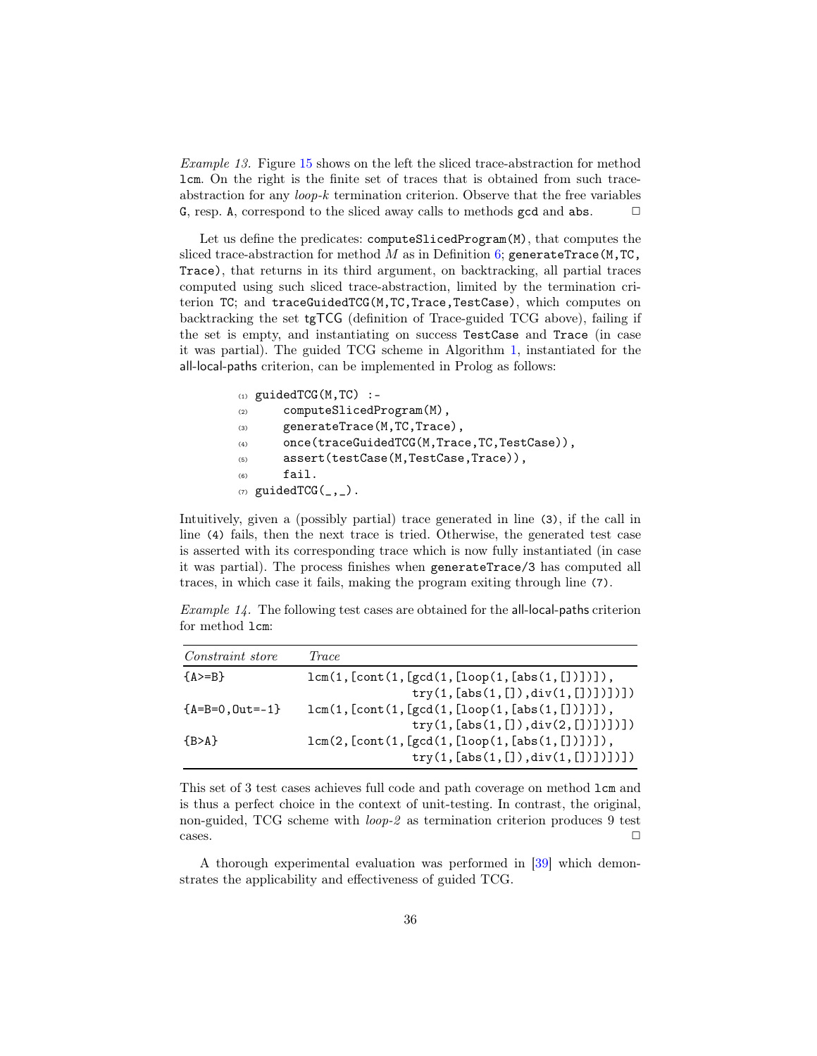*Example 13.* Figure 15 shows on the left the sliced trace-abstraction for method `lcm`. On the right is the finite set of traces that is obtained from such trace-abstraction for any *loop-k* termination criterion. Observe that the free variables `G`, resp. `A`, correspond to the sliced away calls to methods `gcd` and `abs`. □

Let us define the predicates: `computeSlicedProgram(M)`, that computes the sliced trace-abstraction for method $M$ as in Definition 6; `generateTrace(M,TC,Trace)`, that returns in its third argument, on backtracking, all partial traces computed using such sliced trace-abstraction, limited by the termination criterion `TC`; and `traceGuidedTCG(M,TC,Trace,TestCase)`, which computes on backtracking the set `tgTCG` (definition of Trace-guided TCG above), failing if the set is empty, and instantiating on success `TestCase` and `Trace` (in case it was partial). The guided TCG scheme in Algorithm 1, instantiated for the all-local-paths criterion, can be implemented in Prolog as follows:

```
(1) guidedTCG(M,TC) :-
(2)     computeSlicedProgram(M),
(3)     generateTrace(M,TC,Trace),
(4)     once(traceGuidedTCG(M,Trace,TC,TestCase)),
(5)     assert(testCase(M,TestCase,Trace)),
(6)     fail.
(7) guidedTCG(_,_).
```

Intuitively, given a (possibly partial) trace generated in line (3), if the call in line (4) fails, then the next trace is tried. Otherwise, the generated test case is asserted with its corresponding trace which is now fully instantiated (in case it was partial). The process finishes when `generateTrace/3` has computed all traces, in which case it fails, making the program exiting through line (7).

*Example 14.* The following test cases are obtained for the all-local-paths criterion for method `lcm`:

| *Constraint store* | *Trace* |
|---|---|
| `{A>=B}` | `lcm(1,[cont(1,[gcd(1,[loop(1,[abs(1,[])])]), try(1,[abs(1,[]),div(1,[])])])])` |
| `{A=B=0,Out=-1}` | `lcm(1,[cont(1,[gcd(1,[loop(1,[abs(1,[])])]), try(1,[abs(1,[]),div(2,[])])])])` |
| `{B>A}` | `lcm(2,[cont(1,[gcd(1,[loop(1,[abs(1,[])])]), try(1,[abs(1,[]),div(1,[])])])])` |

This set of 3 test cases achieves full code and path coverage on method `lcm` and is thus a perfect choice in the context of unit-testing. In contrast, the original, non-guided, TCG scheme with *loop-2* as termination criterion produces 9 test cases. □

A thorough experimental evaluation was performed in [39] which demonstrates the applicability and effectiveness of guided TCG.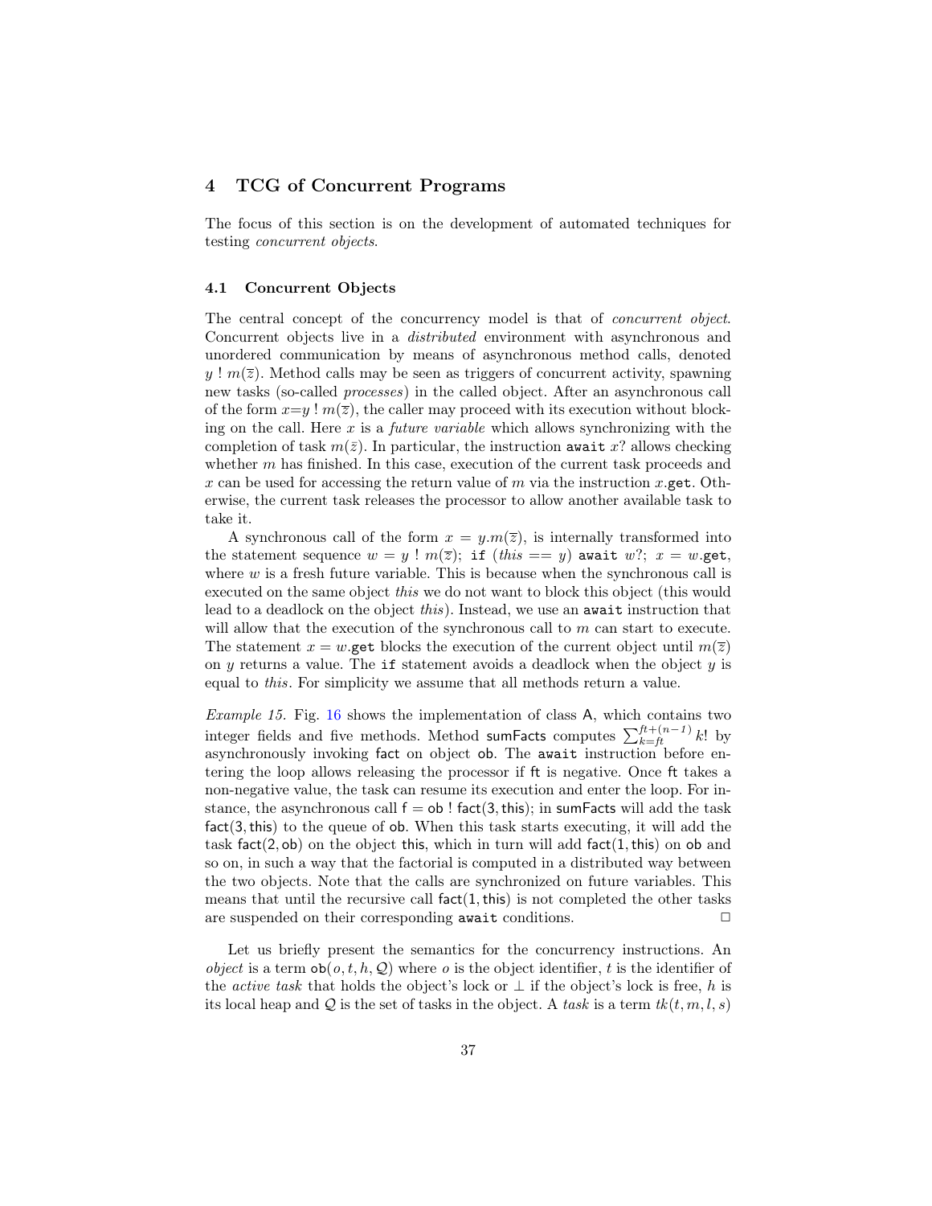## 4 TCG of Concurrent Programs

The focus of this section is on the development of automated techniques for testing *concurrent objects*.

### 4.1 Concurrent Objects

The central concept of the concurrency model is that of *concurrent object*. Concurrent objects live in a *distributed* environment with asynchronous and unordered communication by means of asynchronous method calls, denoted $y\ !\ m(\overline{z})$. Method calls may be seen as triggers of concurrent activity, spawning new tasks (so-called *processes*) in the called object. After an asynchronous call of the form $x{=}y\ !\ m(\overline{z})$, the caller may proceed with its execution without blocking on the call. Here $x$ is a *future variable* which allows synchronizing with the completion of task $m(\bar{z})$. In particular, the instruction `await` $x?$ allows checking whether $m$ has finished. In this case, execution of the current task proceeds and $x$ can be used for accessing the return value of $m$ via the instruction $x$.`get`. Otherwise, the current task releases the processor to allow another available task to take it.

A synchronous call of the form $x = y.m(\overline{z})$, is internally transformed into the statement sequence $w = y\ !\ m(\overline{z})$; `if` $(\mathit{this} == y)$ `await` $w?$; $x = w$.`get`, where $w$ is a fresh future variable. This is because when the synchronous call is executed on the same object *this* we do not want to block this object (this would lead to a deadlock on the object *this*). Instead, we use an `await` instruction that will allow that the execution of the synchronous call to $m$ can start to execute. The statement $x = w$.`get` blocks the execution of the current object until $m(\overline{z})$ on $y$ returns a value. The `if` statement avoids a deadlock when the object $y$ is equal to *this*. For simplicity we assume that all methods return a value.

*Example 15.* Fig. 16 shows the implementation of class A, which contains two integer fields and five methods. Method sumFacts computes $\sum_{k=ft}^{ft+(n-1)} k!$ by asynchronously invoking fact on object ob. The `await` instruction before entering the loop allows releasing the processor if ft is negative. Once ft takes a non-negative value, the task can resume its execution and enter the loop. For instance, the asynchronous call f = ob ! fact(3, this); in sumFacts will add the task fact(3, this) to the queue of ob. When this task starts executing, it will add the task fact(2, ob) on the object this, which in turn will add fact(1, this) on ob and so on, in such a way that the factorial is computed in a distributed way between the two objects. Note that the calls are synchronized on future variables. This means that until the recursive call fact(1, this) is not completed the other tasks are suspended on their corresponding `await` conditions. □

Let us briefly present the semantics for the concurrency instructions. An *object* is a term $\mathsf{ob}(o, t, h, \mathcal{Q})$ where $o$ is the object identifier, $t$ is the identifier of the *active task* that holds the object's lock or $\bot$ if the object's lock is free, $h$ is its local heap and $\mathcal{Q}$ is the set of tasks in the object. A *task* is a term $tk(t, m, l, s)$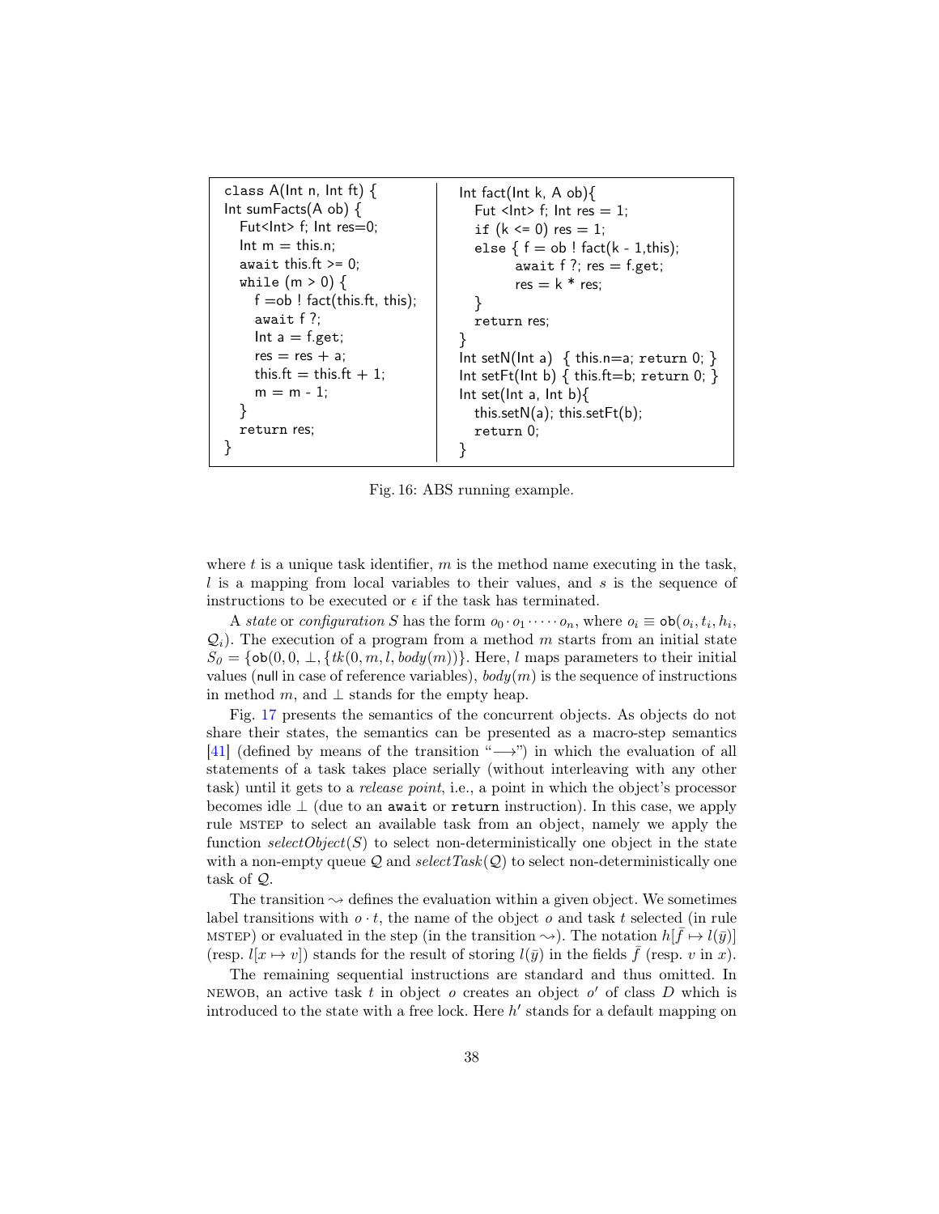```
class A(Int n, Int ft) {
Int sumFacts(A ob) {
   Fut<Int> f; Int res=0;
   Int m = this.n;
   await this.ft >= 0;
   while (m > 0) {
      f =ob ! fact(this.ft, this);
      await f ?;
      Int a = f.get;
      res = res + a;
      this.ft = this.ft + 1;
      m = m - 1;
   }
   return res;
}
```

```
Int fact(Int k, A ob){
   Fut <Int> f; Int res = 1;
   if (k <= 0) res = 1;
   else { f = ob ! fact(k - 1,this);
          await f ?; res = f.get;
          res = k * res;
   }
   return res;
}
Int setN(Int a)  { this.n=a; return 0; }
Int setFt(Int b) { this.ft=b; return 0; }
Int set(Int a, Int b){
   this.setN(a); this.setFt(b);
   return 0;
}
```

Fig. 16: ABS running example.

where $t$ is a unique task identifier, $m$ is the method name executing in the task, $l$ is a mapping from local variables to their values, and $s$ is the sequence of instructions to be executed or $\epsilon$ if the task has terminated.

A *state* or *configuration* $S$ has the form $o_0 \cdot o_1 \cdot \dots \cdot o_n$, where $o_i \equiv \mathsf{ob}(o_i, t_i, h_i, \mathcal{Q}_i)$. The execution of a program from a method $m$ starts from an initial state $S_0 = \{\mathsf{ob}(0, 0, \bot, \{tk(0, m, l, body(m))\}$. Here, $l$ maps parameters to their initial values (null in case of reference variables), $body(m)$ is the sequence of instructions in method $m$, and $\bot$ stands for the empty heap.

Fig. 17 presents the semantics of the concurrent objects. As objects do not share their states, the semantics can be presented as a macro-step semantics [41] (defined by means of the transition "$\longrightarrow$") in which the evaluation of all statements of a task takes place serially (without interleaving with any other task) until it gets to a *release point*, i.e., a point in which the object's processor becomes idle $\bot$ (due to an `await` or `return` instruction). In this case, we apply rule MSTEP to select an available task from an object, namely we apply the function $selectObject(S)$ to select non-deterministically one object in the state with a non-empty queue $\mathcal{Q}$ and $selectTask(\mathcal{Q})$ to select non-deterministically one task of $\mathcal{Q}$.

The transition $\rightsquigarrow$ defines the evaluation within a given object. We sometimes label transitions with $o \cdot t$, the name of the object $o$ and task $t$ selected (in rule MSTEP) or evaluated in the step (in the transition $\rightsquigarrow$). The notation $h[\bar{f} \mapsto l(\bar{y})]$ (resp. $l[x \mapsto v]$) stands for the result of storing $l(\bar{y})$ in the fields $\bar{f}$ (resp. $v$ in $x$).

The remaining sequential instructions are standard and thus omitted. In NEWOB, an active task $t$ in object $o$ creates an object $o'$ of class $D$ which is introduced to the state with a free lock. Here $h'$ stands for a default mapping on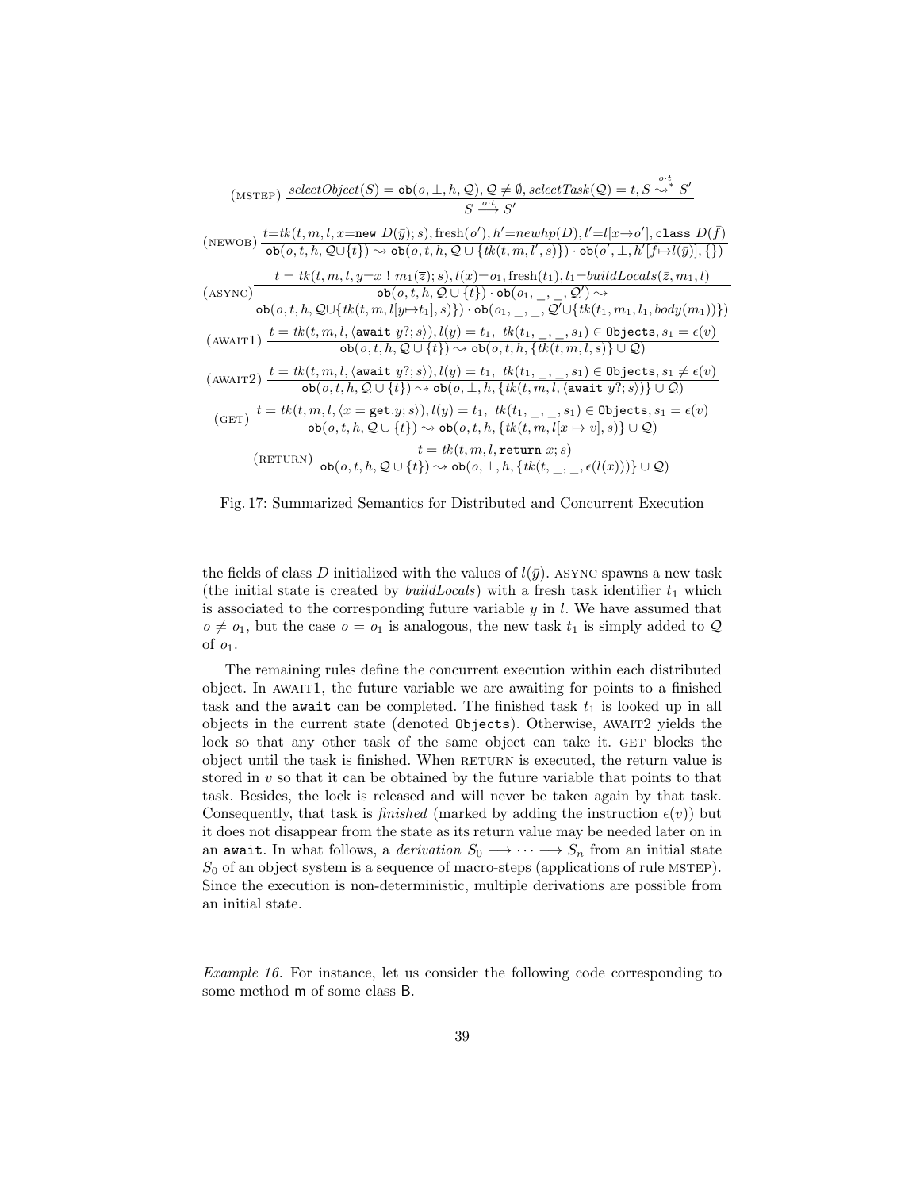$$\text{(MSTEP)}\ \frac{selectObject(S) = \mathtt{ob}(o, \bot, h, \mathcal{Q}), \mathcal{Q} \neq \emptyset, selectTask(\mathcal{Q}) = t, S \overset{o\cdot t}{\rightsquigarrow^*} S'}{S \xrightarrow{o\cdot t} S'}$$

$$\text{(NEWOB)}\ \frac{t{=}tk(t, m, l, x{=}\mathtt{new}\ D(\bar{y}); s), \text{fresh}(o'), h'{=}newhp(D), l'{=}l[x{\to}o'], \mathtt{class}\ D(\bar{f})}{\mathtt{ob}(o, t, h, \mathcal{Q}{\cup}\{t\}) \rightsquigarrow \mathtt{ob}(o, t, h, \mathcal{Q} \cup \{tk(t, m, l', s)\}) \cdot \mathtt{ob}(o', \bot, h'[f{\mapsto}l(\bar{y})], \{\})}$$

$$\text{(ASYNC)}\ \frac{t = tk(t, m, l, y{=}x\ !\ m_1(\bar{z}); s), l(x){=}o_1, \text{fresh}(t_1), l_1{=}buildLocals(\bar{z}, m_1, l)}{\begin{array}{c}\mathtt{ob}(o, t, h, \mathcal{Q} \cup \{t\}) \cdot \mathtt{ob}(o_1, \_, \_, \mathcal{Q}') \rightsquigarrow \\ \mathtt{ob}(o, t, h, \mathcal{Q}{\cup}\{tk(t, m, l[y{\mapsto}t_1], s)\}) \cdot \mathtt{ob}(o_1, \_, \_, \mathcal{Q}'{\cup}\{tk(t_1, m_1, l_1, body(m_1))\})\end{array}}$$

$$\text{(AWAIT1)}\ \frac{t = tk(t, m, l, \langle \mathtt{await}\ y?; s\rangle), l(y) = t_1,\ tk(t_1, \_, \_, s_1) \in \mathtt{Objects}, s_1 = \epsilon(v)}{\mathtt{ob}(o, t, h, \mathcal{Q} \cup \{t\}) \rightsquigarrow \mathtt{ob}(o, t, h, \{tk(t, m, l, s)\} \cup \mathcal{Q})}$$

$$\text{(AWAIT2)}\ \frac{t = tk(t, m, l, \langle \mathtt{await}\ y?; s\rangle), l(y) = t_1,\ tk(t_1, \_, \_, s_1) \in \mathtt{Objects}, s_1 \neq \epsilon(v)}{\mathtt{ob}(o, t, h, \mathcal{Q} \cup \{t\}) \rightsquigarrow \mathtt{ob}(o, \bot, h, \{tk(t, m, l, \langle \mathtt{await}\ y?; s\rangle)\} \cup \mathcal{Q})}$$

$$\text{(GET)}\ \frac{t = tk(t, m, l, \langle x = \mathtt{get}.y; s\rangle), l(y) = t_1,\ tk(t_1, \_, \_, s_1) \in \mathtt{Objects}, s_1 = \epsilon(v)}{\mathtt{ob}(o, t, h, \mathcal{Q} \cup \{t\}) \rightsquigarrow \mathtt{ob}(o, t, h, \{tk(t, m, l[x \mapsto v], s)\} \cup \mathcal{Q})}$$

$$\text{(RETURN)}\ \frac{t = tk(t, m, l, \mathtt{return}\ x; s)}{\mathtt{ob}(o, t, h, \mathcal{Q} \cup \{t\}) \rightsquigarrow \mathtt{ob}(o, \bot, h, \{tk(t, \_, \_, \epsilon(l(x)))\} \cup \mathcal{Q})}$$

Fig. 17: Summarized Semantics for Distributed and Concurrent Execution

the fields of class $D$ initialized with the values of $l(\bar{y})$. ASYNC spawns a new task (the initial state is created by *buildLocals*) with a fresh task identifier $t_1$ which is associated to the corresponding future variable $y$ in $l$. We have assumed that $o \neq o_1$, but the case $o = o_1$ is analogous, the new task $t_1$ is simply added to $\mathcal{Q}$ of $o_1$.

The remaining rules define the concurrent execution within each distributed object. In AWAIT1, the future variable we are awaiting for points to a finished task and the `await` can be completed. The finished task $t_1$ is looked up in all objects in the current state (denoted `Objects`). Otherwise, AWAIT2 yields the lock so that any other task of the same object can take it. GET blocks the object until the task is finished. When RETURN is executed, the return value is stored in $v$ so that it can be obtained by the future variable that points to that task. Besides, the lock is released and will never be taken again by that task. Consequently, that task is *finished* (marked by adding the instruction $\epsilon(v)$) but it does not disappear from the state as its return value may be needed later on in an `await`. In what follows, a *derivation* $S_0 \longrightarrow \cdots \longrightarrow S_n$ from an initial state $S_0$ of an object system is a sequence of macro-steps (applications of rule MSTEP). Since the execution is non-deterministic, multiple derivations are possible from an initial state.

*Example 16.* For instance, let us consider the following code corresponding to some method m of some class B.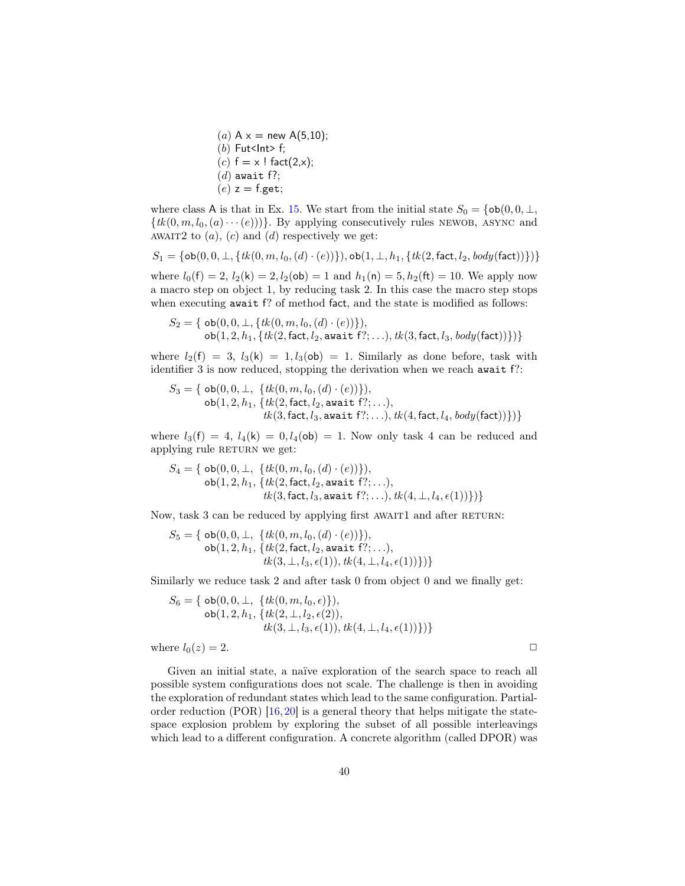(a) A x = new A(5,10);
(b) Fut<Int> f;
(c) f = x ! fact(2,x);
(d) await f?;
(e) z = f.get;

where class A is that in Ex. 15. We start from the initial state $S_0 = \{\mathsf{ob}(0, 0, \bot, \{tk(0, m, l_0, (a) \cdots (e))\})\}$. By applying consecutively rules NEWOB, ASYNC and AWAIT2 to (a), (c) and (d) respectively we get:

$$S_1 = \{\mathsf{ob}(0, 0, \bot, \{tk(0, m, l_0, (d) \cdot (e))\}), \mathsf{ob}(1, \bot, h_1, \{tk(2, \mathsf{fact}, l_2, body(\mathsf{fact}))\})\}$$

where $l_0(\mathsf{f}) = 2$, $l_2(\mathsf{k}) = 2, l_2(\mathsf{ob}) = 1$ and $h_1(\mathsf{n}) = 5, h_2(\mathsf{ft}) = 10$. We apply now a macro step on object 1, by reducing task 2. In this case the macro step stops when executing `await f?` of method fact, and the state is modified as follows:

$$\begin{aligned} S_2 = \{ & \mathsf{ob}(0, 0, \bot, \{tk(0, m, l_0, (d) \cdot (e))\}), \\ & \mathsf{ob}(1, 2, h_1, \{tk(2, \mathsf{fact}, l_2, \mathtt{await}\ \mathsf{f}?; \ldots), tk(3, \mathsf{fact}, l_3, body(\mathsf{fact}))\})\} \end{aligned}$$

where $l_2(\mathsf{f}) = 3$, $l_3(\mathsf{k}) = 1, l_3(\mathsf{ob}) = 1$. Similarly as done before, task with identifier 3 is now reduced, stopping the derivation when we reach `await f?`:

$$\begin{aligned} S_3 = \{ & \mathsf{ob}(0, 0, \bot, \ \{tk(0, m, l_0, (d) \cdot (e))\}), \\ & \mathsf{ob}(1, 2, h_1, \{tk(2, \mathsf{fact}, l_2, \mathtt{await}\ \mathsf{f}?; \ldots), \\ & \qquad tk(3, \mathsf{fact}, l_3, \mathtt{await}\ \mathsf{f}?; \ldots), tk(4, \mathsf{fact}, l_4, body(\mathsf{fact}))\})\} \end{aligned}$$

where $l_3(\mathsf{f}) = 4$, $l_4(\mathsf{k}) = 0, l_4(\mathsf{ob}) = 1$. Now only task 4 can be reduced and applying rule RETURN we get:

$$\begin{aligned} S_4 = \{ & \mathsf{ob}(0, 0, \bot, \ \{tk(0, m, l_0, (d) \cdot (e))\}), \\ & \mathsf{ob}(1, 2, h_1, \{tk(2, \mathsf{fact}, l_2, \mathtt{await}\ \mathsf{f}?; \ldots), \\ & \qquad tk(3, \mathsf{fact}, l_3, \mathtt{await}\ \mathsf{f}?; \ldots), tk(4, \bot, l_4, \epsilon(1))\})\} \end{aligned}$$

Now, task 3 can be reduced by applying first AWAIT1 and after RETURN:

$$\begin{aligned} S_5 = \{ & \mathsf{ob}(0, 0, \bot, \ \{tk(0, m, l_0, (d) \cdot (e))\}), \\ & \mathsf{ob}(1, 2, h_1, \{tk(2, \mathsf{fact}, l_2, \mathtt{await}\ \mathsf{f}?; \ldots), \\ & \qquad tk(3, \bot, l_3, \epsilon(1)), tk(4, \bot, l_4, \epsilon(1))\})\} \end{aligned}$$

Similarly we reduce task 2 and after task 0 from object 0 and we finally get:

$$\begin{aligned} S_6 = \{ & \mathsf{ob}(0, 0, \bot, \ \{tk(0, m, l_0, \epsilon)\}), \\ & \mathsf{ob}(1, 2, h_1, \{tk(2, \bot, l_2, \epsilon(2)), \\ & \qquad tk(3, \bot, l_3, \epsilon(1)), tk(4, \bot, l_4, \epsilon(1))\})\} \end{aligned}$$

where $l_0(z) = 2$. □

Given an initial state, a naïve exploration of the search space to reach all possible system configurations does not scale. The challenge is then in avoiding the exploration of redundant states which lead to the same configuration. Partial-order reduction (POR) [16,20] is a general theory that helps mitigate the state-space explosion problem by exploring the subset of all possible interleavings which lead to a different configuration. A concrete algorithm (called DPOR) was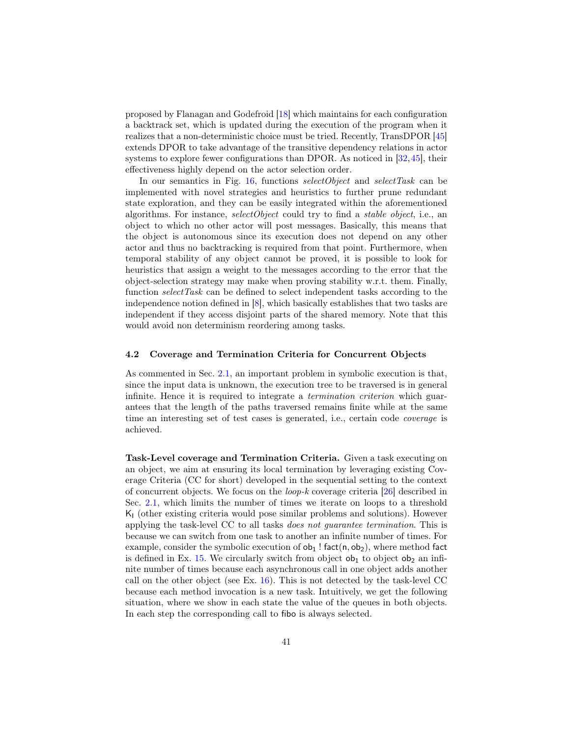proposed by Flanagan and Godefroid [18] which maintains for each configuration a backtrack set, which is updated during the execution of the program when it realizes that a non-deterministic choice must be tried. Recently, TransDPOR [45] extends DPOR to take advantage of the transitive dependency relations in actor systems to explore fewer configurations than DPOR. As noticed in [32,45], their effectiveness highly depend on the actor selection order.

In our semantics in Fig. 16, functions *selectObject* and *selectTask* can be implemented with novel strategies and heuristics to further prune redundant state exploration, and they can be easily integrated within the aforementioned algorithms. For instance, *selectObject* could try to find a *stable object*, i.e., an object to which no other actor will post messages. Basically, this means that the object is autonomous since its execution does not depend on any other actor and thus no backtracking is required from that point. Furthermore, when temporal stability of any object cannot be proved, it is possible to look for heuristics that assign a weight to the messages according to the error that the object-selection strategy may make when proving stability w.r.t. them. Finally, function *selectTask* can be defined to select independent tasks according to the independence notion defined in [8], which basically establishes that two tasks are independent if they access disjoint parts of the shared memory. Note that this would avoid non determinism reordering among tasks.

### 4.2 Coverage and Termination Criteria for Concurrent Objects

As commented in Sec. 2.1, an important problem in symbolic execution is that, since the input data is unknown, the execution tree to be traversed is in general infinite. Hence it is required to integrate a *termination criterion* which guarantees that the length of the paths traversed remains finite while at the same time an interesting set of test cases is generated, i.e., certain code *coverage* is achieved.

**Task-Level coverage and Termination Criteria.** Given a task executing on an object, we aim at ensuring its local termination by leveraging existing Coverage Criteria (CC for short) developed in the sequential setting to the context of concurrent objects. We focus on the *loop-k* coverage criteria [26] described in Sec. 2.1, which limits the number of times we iterate on loops to a threshold $\mathsf{K_l}$ (other existing criteria would pose similar problems and solutions). However applying the task-level CC to all tasks *does not guarantee termination*. This is because we can switch from one task to another an infinite number of times. For example, consider the symbolic execution of $\mathsf{ob_1} \,!\, \mathsf{fact}(\mathsf{n}, \mathsf{ob_2})$, where method fact is defined in Ex. 15. We circularly switch from object $\mathsf{ob_1}$ to object $\mathsf{ob_2}$ an infinite number of times because each asynchronous call in one object adds another call on the other object (see Ex. 16). This is not detected by the task-level CC because each method invocation is a new task. Intuitively, we get the following situation, where we show in each state the value of the queues in both objects. In each step the corresponding call to fibo is always selected.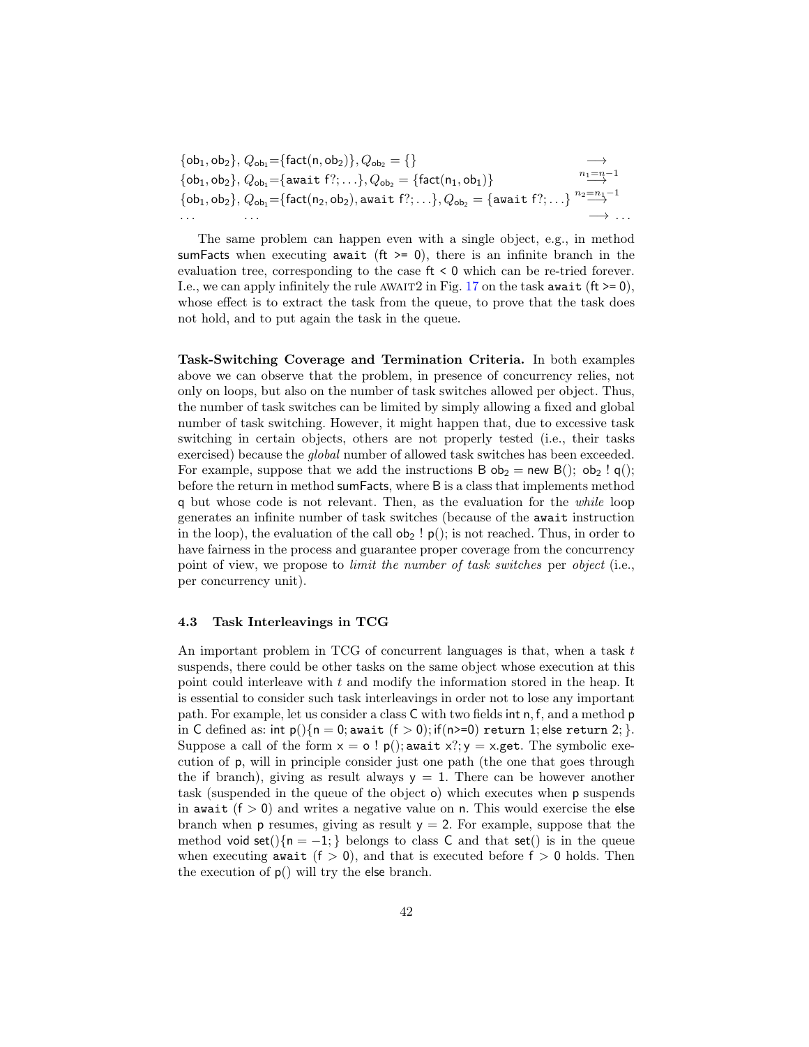$$
\begin{array}{ll}
\{\mathsf{ob}_1, \mathsf{ob}_2\},\ Q_{\mathsf{ob}_1}{=}\{\mathsf{fact}(\mathsf{n}, \mathsf{ob}_2)\}, Q_{\mathsf{ob}_2} = \{\} & \longrightarrow \\
\{\mathsf{ob}_1, \mathsf{ob}_2\},\ Q_{\mathsf{ob}_1}{=}\{\mathtt{await}\ \mathsf{f}?; \ldots\}, Q_{\mathsf{ob}_2} = \{\mathsf{fact}(\mathsf{n}_1, \mathsf{ob}_1)\} & \overset{n_1=n-1}{\longrightarrow} \\
\{\mathsf{ob}_1, \mathsf{ob}_2\},\ Q_{\mathsf{ob}_1}{=}\{\mathsf{fact}(\mathsf{n}_2, \mathsf{ob}_2), \mathtt{await}\ \mathsf{f}?; \ldots\}, Q_{\mathsf{ob}_2} = \{\mathtt{await}\ \mathsf{f}?; \ldots\} & \overset{n_2=n_1-1}{\longrightarrow} \\
\ldots \qquad \ldots & \longrightarrow \ldots
\end{array}
$$

The same problem can happen even with a single object, e.g., in method sumFacts when executing `await (ft >= 0)`, there is an infinite branch in the evaluation tree, corresponding to the case `ft < 0` which can be re-tried forever. I.e., we can apply infinitely the rule AWAIT2 in Fig. 17 on the task `await (ft >= 0)`, whose effect is to extract the task from the queue, to prove that the task does not hold, and to put again the task in the queue.

**Task-Switching Coverage and Termination Criteria.** In both examples above we can observe that the problem, in presence of concurrency relies, not only on loops, but also on the number of task switches allowed per object. Thus, the number of task switches can be limited by simply allowing a fixed and global number of task switching. However, it might happen that, due to excessive task switching in certain objects, others are not properly tested (i.e., their tasks exercised) because the *global* number of allowed task switches has been exceeded. For example, suppose that we add the instructions B $\mathsf{ob}_2$ = new B(); $\mathsf{ob}_2$ ! q(); before the return in method sumFacts, where B is a class that implements method q but whose code is not relevant. Then, as the evaluation for the *while* loop generates an infinite number of task switches (because of the `await` instruction in the loop), the evaluation of the call $\mathsf{ob}_2$ ! p(); is not reached. Thus, in order to have fairness in the process and guarantee proper coverage from the concurrency point of view, we propose to *limit the number of task switches* per *object* (i.e., per concurrency unit).

### 4.3 Task Interleavings in TCG

An important problem in TCG of concurrent languages is that, when a task $t$ suspends, there could be other tasks on the same object whose execution at this point could interleave with $t$ and modify the information stored in the heap. It is essential to consider such task interleavings in order not to lose any important path. For example, let us consider a class C with two fields int n, f, and a method p in C defined as: int p(){n = 0; `await` (f > 0); if(n>=0) `return` 1; else `return` 2; }. Suppose a call of the form x = o ! p(); `await` x?; y = x.get. The symbolic execution of p, will in principle consider just one path (the one that goes through the if branch), giving as result always y = 1. There can be however another task (suspended in the queue of the object o) which executes when p suspends in `await` (f > 0) and writes a negative value on n. This would exercise the else branch when p resumes, giving as result y = 2. For example, suppose that the method void set(){n = −1; } belongs to class C and that set() is in the queue when executing `await` (f > 0), and that is executed before f > 0 holds. Then the execution of p() will try the else branch.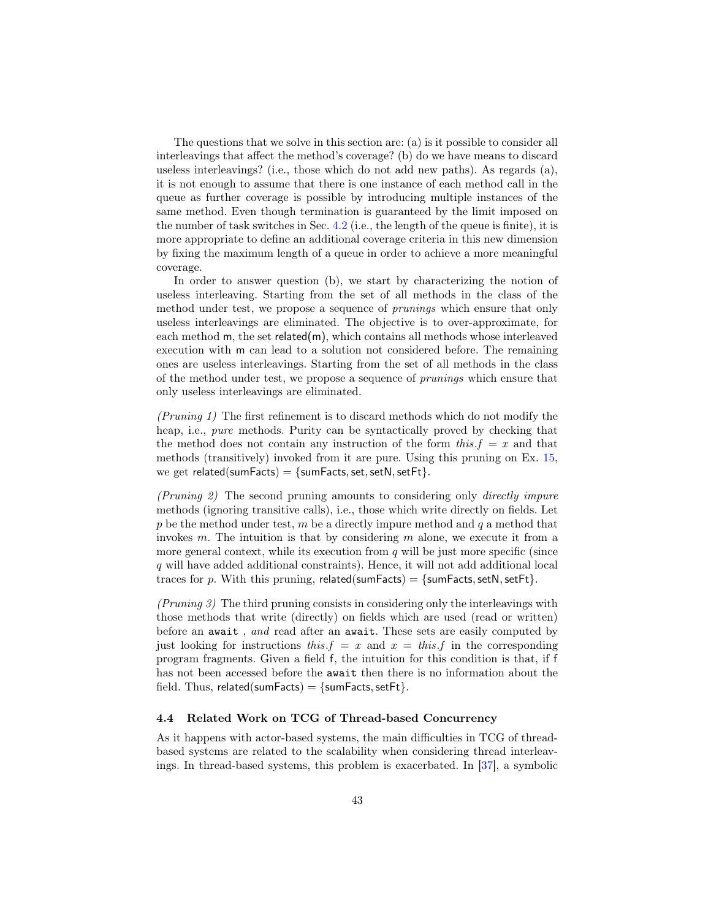The questions that we solve in this section are: (a) is it possible to consider all interleavings that affect the method's coverage? (b) do we have means to discard useless interleavings? (i.e., those which do not add new paths). As regards (a), it is not enough to assume that there is one instance of each method call in the queue as further coverage is possible by introducing multiple instances of the same method. Even though termination is guaranteed by the limit imposed on the number of task switches in Sec. 4.2 (i.e., the length of the queue is finite), it is more appropriate to define an additional coverage criteria in this new dimension by fixing the maximum length of a queue in order to achieve a more meaningful coverage.

In order to answer question (b), we start by characterizing the notion of useless interleaving. Starting from the set of all methods in the class of the method under test, we propose a sequence of *prunings* which ensure that only useless interleavings are eliminated. The objective is to over-approximate, for each method m, the set related(m), which contains all methods whose interleaved execution with m can lead to a solution not considered before. The remaining ones are useless interleavings. Starting from the set of all methods in the class of the method under test, we propose a sequence of *prunings* which ensure that only useless interleavings are eliminated.

*(Pruning 1)* The first refinement is to discard methods which do not modify the heap, i.e., *pure* methods. Purity can be syntactically proved by checking that the method does not contain any instruction of the form $this.f = x$ and that methods (transitively) invoked from it are pure. Using this pruning on Ex. 15, we get related(sumFacts) = {sumFacts, set, setN, setFt}.

*(Pruning 2)* The second pruning amounts to considering only *directly impure* methods (ignoring transitive calls), i.e., those which write directly on fields. Let $p$ be the method under test, $m$ be a directly impure method and $q$ a method that invokes $m$. The intuition is that by considering $m$ alone, we execute it from a more general context, while its execution from $q$ will be just more specific (since $q$ will have added additional constraints). Hence, it will not add additional local traces for $p$. With this pruning, related(sumFacts) = {sumFacts, setN, setFt}.

*(Pruning 3)* The third pruning consists in considering only the interleavings with those methods that write (directly) on fields which are used (read or written) before an `await` , *and* read after an `await`. These sets are easily computed by just looking for instructions $this.f = x$ and $x = this.f$ in the corresponding program fragments. Given a field f, the intuition for this condition is that, if f has not been accessed before the `await` then there is no information about the field. Thus, related(sumFacts) = {sumFacts, setFt}.

### 4.4 Related Work on TCG of Thread-based Concurrency

As it happens with actor-based systems, the main difficulties in TCG of thread-based systems are related to the scalability when considering thread interleavings. In thread-based systems, this problem is exacerbated. In [37], a symbolic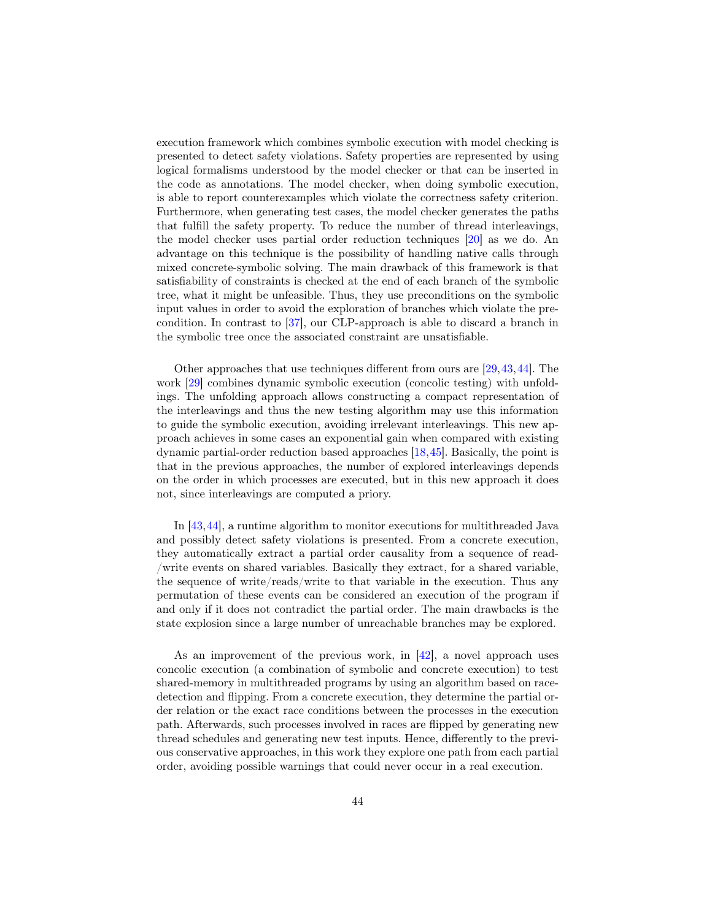execution framework which combines symbolic execution with model checking is presented to detect safety violations. Safety properties are represented by using logical formalisms understood by the model checker or that can be inserted in the code as annotations. The model checker, when doing symbolic execution, is able to report counterexamples which violate the correctness safety criterion. Furthermore, when generating test cases, the model checker generates the paths that fulfill the safety property. To reduce the number of thread interleavings, the model checker uses partial order reduction techniques [20] as we do. An advantage on this technique is the possibility of handling native calls through mixed concrete-symbolic solving. The main drawback of this framework is that satisfiability of constraints is checked at the end of each branch of the symbolic tree, what it might be unfeasible. Thus, they use preconditions on the symbolic input values in order to avoid the exploration of branches which violate the precondition. In contrast to [37], our CLP-approach is able to discard a branch in the symbolic tree once the associated constraint are unsatisfiable.

Other approaches that use techniques different from ours are [29,43,44]. The work [29] combines dynamic symbolic execution (concolic testing) with unfoldings. The unfolding approach allows constructing a compact representation of the interleavings and thus the new testing algorithm may use this information to guide the symbolic execution, avoiding irrelevant interleavings. This new approach achieves in some cases an exponential gain when compared with existing dynamic partial-order reduction based approaches [18,45]. Basically, the point is that in the previous approaches, the number of explored interleavings depends on the order in which processes are executed, but in this new approach it does not, since interleavings are computed a priory.

In [43,44], a runtime algorithm to monitor executions for multithreaded Java and possibly detect safety violations is presented. From a concrete execution, they automatically extract a partial order causality from a sequence of read-/write events on shared variables. Basically they extract, for a shared variable, the sequence of write/reads/write to that variable in the execution. Thus any permutation of these events can be considered an execution of the program if and only if it does not contradict the partial order. The main drawbacks is the state explosion since a large number of unreachable branches may be explored.

As an improvement of the previous work, in [42], a novel approach uses concolic execution (a combination of symbolic and concrete execution) to test shared-memory in multithreaded programs by using an algorithm based on race-detection and flipping. From a concrete execution, they determine the partial order relation or the exact race conditions between the processes in the execution path. Afterwards, such processes involved in races are flipped by generating new thread schedules and generating new test inputs. Hence, differently to the previous conservative approaches, in this work they explore one path from each partial order, avoiding possible warnings that could never occur in a real execution.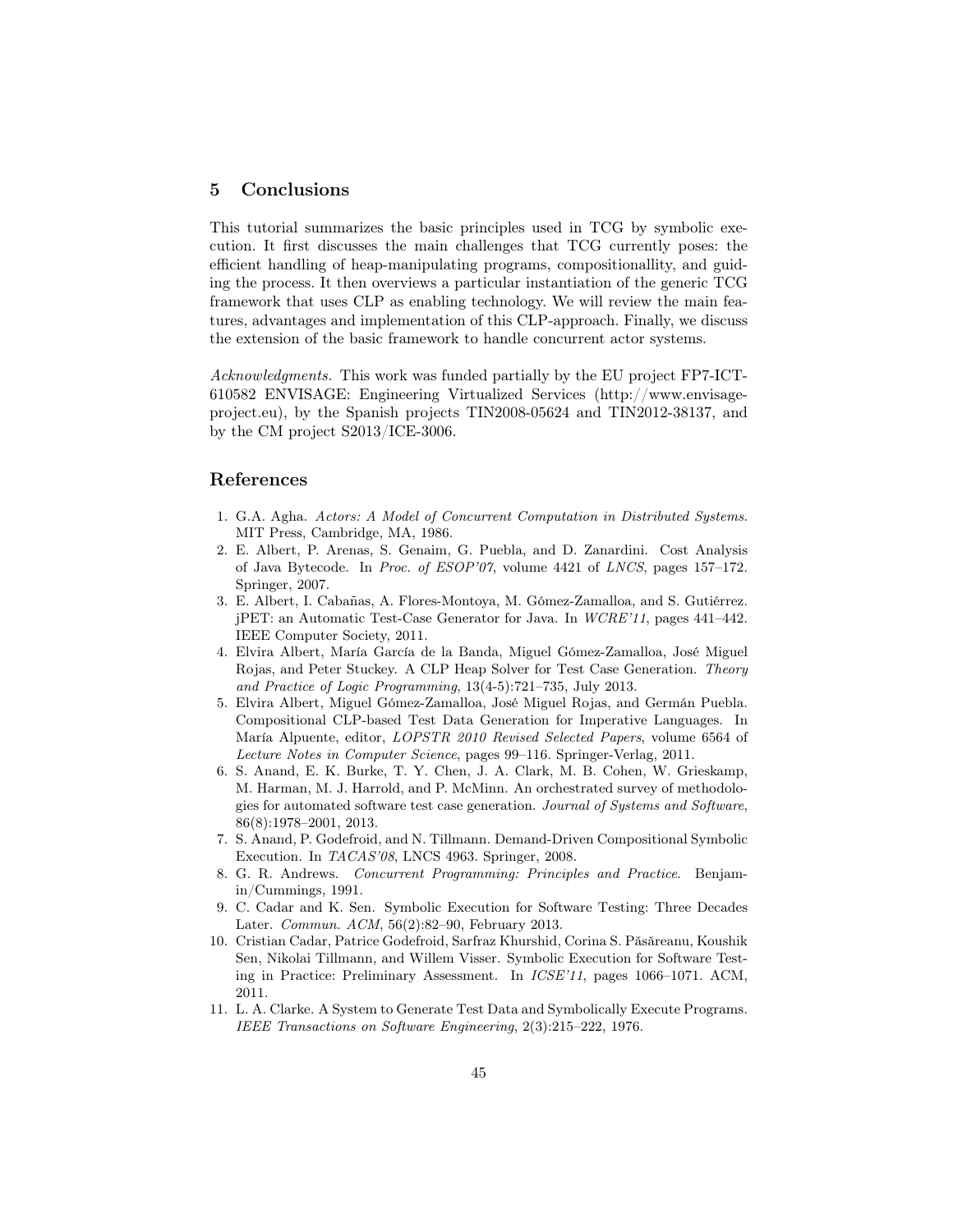## 5 Conclusions

This tutorial summarizes the basic principles used in TCG by symbolic execution. It first discusses the main challenges that TCG currently poses: the efficient handling of heap-manipulating programs, compositionallity, and guiding the process. It then overviews a particular instantiation of the generic TCG framework that uses CLP as enabling technology. We will review the main features, advantages and implementation of this CLP-approach. Finally, we discuss the extension of the basic framework to handle concurrent actor systems.

*Acknowledgments.* This work was funded partially by the EU project FP7-ICT-610582 ENVISAGE: Engineering Virtualized Services (http://www.envisage-project.eu), by the Spanish projects TIN2008-05624 and TIN2012-38137, and by the CM project S2013/ICE-3006.

## References

1. G.A. Agha. *Actors: A Model of Concurrent Computation in Distributed Systems.* MIT Press, Cambridge, MA, 1986.
2. E. Albert, P. Arenas, S. Genaim, G. Puebla, and D. Zanardini. Cost Analysis of Java Bytecode. In *Proc. of ESOP'07*, volume 4421 of *LNCS*, pages 157–172. Springer, 2007.
3. E. Albert, I. Cabañas, A. Flores-Montoya, M. Gómez-Zamalloa, and S. Gutiérrez. jPET: an Automatic Test-Case Generator for Java. In *WCRE'11*, pages 441–442. IEEE Computer Society, 2011.
4. Elvira Albert, María García de la Banda, Miguel Gómez-Zamalloa, José Miguel Rojas, and Peter Stuckey. A CLP Heap Solver for Test Case Generation. *Theory and Practice of Logic Programming*, 13(4-5):721–735, July 2013.
5. Elvira Albert, Miguel Gómez-Zamalloa, José Miguel Rojas, and Germán Puebla. Compositional CLP-based Test Data Generation for Imperative Languages. In María Alpuente, editor, *LOPSTR 2010 Revised Selected Papers*, volume 6564 of *Lecture Notes in Computer Science*, pages 99–116. Springer-Verlag, 2011.
6. S. Anand, E. K. Burke, T. Y. Chen, J. A. Clark, M. B. Cohen, W. Grieskamp, M. Harman, M. J. Harrold, and P. McMinn. An orchestrated survey of methodologies for automated software test case generation. *Journal of Systems and Software*, 86(8):1978–2001, 2013.
7. S. Anand, P. Godefroid, and N. Tillmann. Demand-Driven Compositional Symbolic Execution. In *TACAS'08*, LNCS 4963. Springer, 2008.
8. G. R. Andrews. *Concurrent Programming: Principles and Practice.* Benjamin/Cummings, 1991.
9. C. Cadar and K. Sen. Symbolic Execution for Software Testing: Three Decades Later. *Commun. ACM*, 56(2):82–90, February 2013.
10. Cristian Cadar, Patrice Godefroid, Sarfraz Khurshid, Corina S. Păsăreanu, Koushik Sen, Nikolai Tillmann, and Willem Visser. Symbolic Execution for Software Testing in Practice: Preliminary Assessment. In *ICSE'11*, pages 1066–1071. ACM, 2011.
11. L. A. Clarke. A System to Generate Test Data and Symbolically Execute Programs. *IEEE Transactions on Software Engineering*, 2(3):215–222, 1976.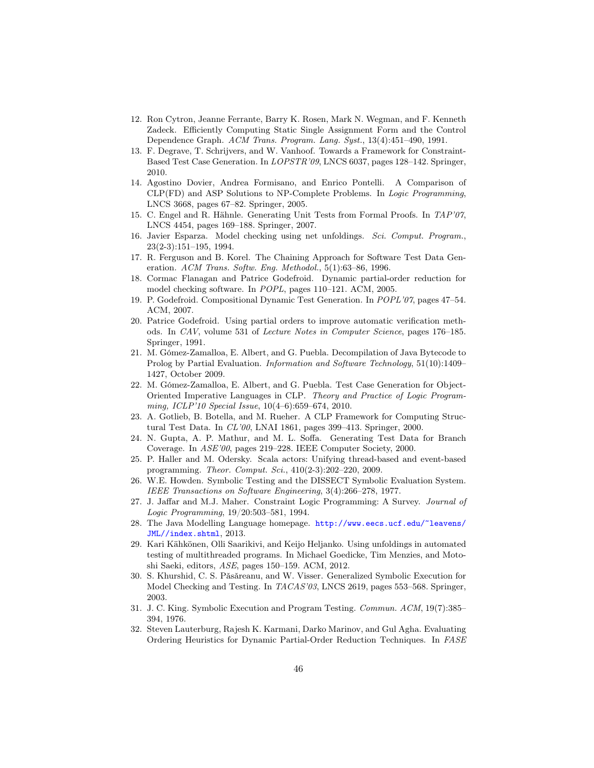12. Ron Cytron, Jeanne Ferrante, Barry K. Rosen, Mark N. Wegman, and F. Kenneth Zadeck. Efficiently Computing Static Single Assignment Form and the Control Dependence Graph. *ACM Trans. Program. Lang. Syst.*, 13(4):451–490, 1991.
13. F. Degrave, T. Schrijvers, and W. Vanhoof. Towards a Framework for Constraint-Based Test Case Generation. In *LOPSTR'09*, LNCS 6037, pages 128–142. Springer, 2010.
14. Agostino Dovier, Andrea Formisano, and Enrico Pontelli. A Comparison of CLP(FD) and ASP Solutions to NP-Complete Problems. In *Logic Programming*, LNCS 3668, pages 67–82. Springer, 2005.
15. C. Engel and R. Hähnle. Generating Unit Tests from Formal Proofs. In *TAP'07*, LNCS 4454, pages 169–188. Springer, 2007.
16. Javier Esparza. Model checking using net unfoldings. *Sci. Comput. Program.*, 23(2-3):151–195, 1994.
17. R. Ferguson and B. Korel. The Chaining Approach for Software Test Data Generation. *ACM Trans. Softw. Eng. Methodol.*, 5(1):63–86, 1996.
18. Cormac Flanagan and Patrice Godefroid. Dynamic partial-order reduction for model checking software. In *POPL*, pages 110–121. ACM, 2005.
19. P. Godefroid. Compositional Dynamic Test Generation. In *POPL'07*, pages 47–54. ACM, 2007.
20. Patrice Godefroid. Using partial orders to improve automatic verification methods. In *CAV*, volume 531 of *Lecture Notes in Computer Science*, pages 176–185. Springer, 1991.
21. M. Gómez-Zamalloa, E. Albert, and G. Puebla. Decompilation of Java Bytecode to Prolog by Partial Evaluation. *Information and Software Technology*, 51(10):1409–1427, October 2009.
22. M. Gómez-Zamalloa, E. Albert, and G. Puebla. Test Case Generation for Object-Oriented Imperative Languages in CLP. *Theory and Practice of Logic Programming, ICLP'10 Special Issue*, 10(4–6):659–674, 2010.
23. A. Gotlieb, B. Botella, and M. Rueher. A CLP Framework for Computing Structural Test Data. In *CL'00*, LNAI 1861, pages 399–413. Springer, 2000.
24. N. Gupta, A. P. Mathur, and M. L. Soffa. Generating Test Data for Branch Coverage. In *ASE'00*, pages 219–228. IEEE Computer Society, 2000.
25. P. Haller and M. Odersky. Scala actors: Unifying thread-based and event-based programming. *Theor. Comput. Sci.*, 410(2-3):202–220, 2009.
26. W.E. Howden. Symbolic Testing and the DISSECT Symbolic Evaluation System. *IEEE Transactions on Software Engineering*, 3(4):266–278, 1977.
27. J. Jaffar and M.J. Maher. Constraint Logic Programming: A Survey. *Journal of Logic Programming*, 19/20:503–581, 1994.
28. The Java Modelling Language homepage. http://www.eecs.ucf.edu/~leavens/JML//index.shtml, 2013.
29. Kari Kähkönen, Olli Saarikivi, and Keijo Heljanko. Using unfoldings in automated testing of multithreaded programs. In Michael Goedicke, Tim Menzies, and Motoshi Saeki, editors, *ASE*, pages 150–159. ACM, 2012.
30. S. Khurshid, C. S. Păsăreanu, and W. Visser. Generalized Symbolic Execution for Model Checking and Testing. In *TACAS'03*, LNCS 2619, pages 553–568. Springer, 2003.
31. J. C. King. Symbolic Execution and Program Testing. *Commun. ACM*, 19(7):385–394, 1976.
32. Steven Lauterburg, Rajesh K. Karmani, Darko Marinov, and Gul Agha. Evaluating Ordering Heuristics for Dynamic Partial-Order Reduction Techniques. In *FASE*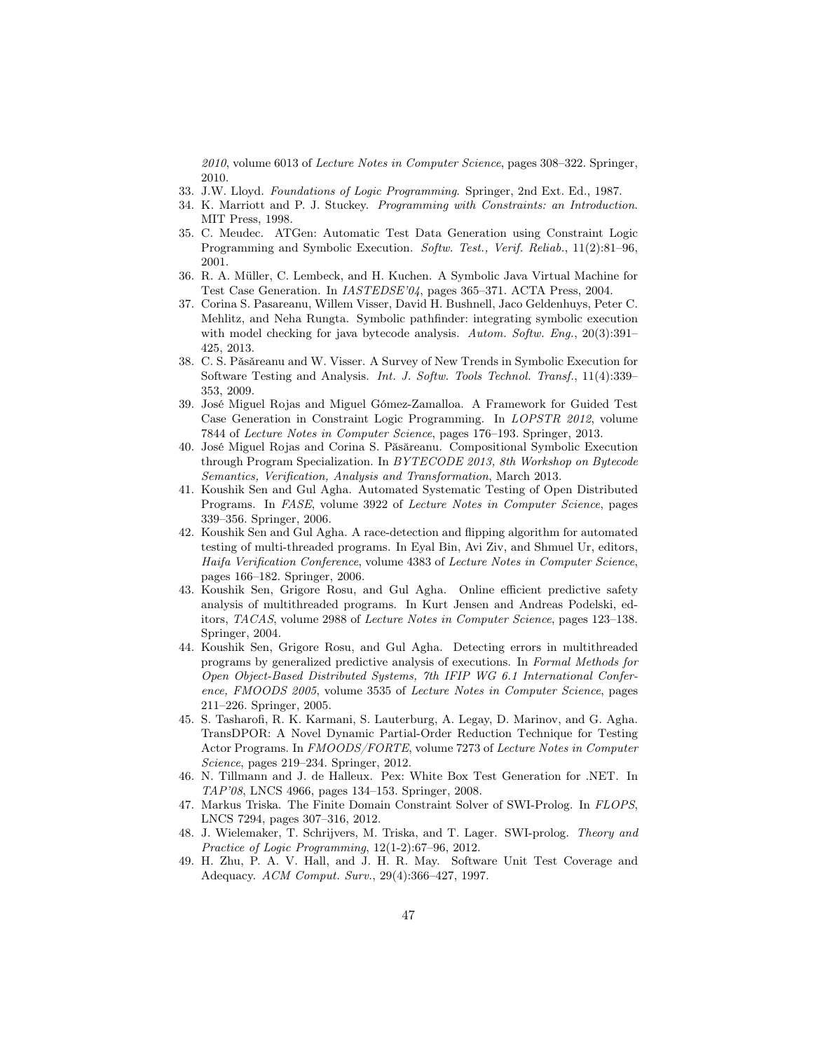*2010*, volume 6013 of *Lecture Notes in Computer Science*, pages 308–322. Springer, 2010.

33. J.W. Lloyd. *Foundations of Logic Programming*. Springer, 2nd Ext. Ed., 1987.
34. K. Marriott and P. J. Stuckey. *Programming with Constraints: an Introduction*. MIT Press, 1998.
35. C. Meudec. ATGen: Automatic Test Data Generation using Constraint Logic Programming and Symbolic Execution. *Softw. Test., Verif. Reliab.*, 11(2):81–96, 2001.
36. R. A. Müller, C. Lembeck, and H. Kuchen. A Symbolic Java Virtual Machine for Test Case Generation. In *IASTEDSE'04*, pages 365–371. ACTA Press, 2004.
37. Corina S. Pasareanu, Willem Visser, David H. Bushnell, Jaco Geldenhuys, Peter C. Mehlitz, and Neha Rungta. Symbolic pathfinder: integrating symbolic execution with model checking for java bytecode analysis. *Autom. Softw. Eng.*, 20(3):391–425, 2013.
38. C. S. Păsăreanu and W. Visser. A Survey of New Trends in Symbolic Execution for Software Testing and Analysis. *Int. J. Softw. Tools Technol. Transf.*, 11(4):339–353, 2009.
39. José Miguel Rojas and Miguel Gómez-Zamalloa. A Framework for Guided Test Case Generation in Constraint Logic Programming. In *LOPSTR 2012*, volume 7844 of *Lecture Notes in Computer Science*, pages 176–193. Springer, 2013.
40. José Miguel Rojas and Corina S. Păsăreanu. Compositional Symbolic Execution through Program Specialization. In *BYTECODE 2013, 8th Workshop on Bytecode Semantics, Verification, Analysis and Transformation*, March 2013.
41. Koushik Sen and Gul Agha. Automated Systematic Testing of Open Distributed Programs. In *FASE*, volume 3922 of *Lecture Notes in Computer Science*, pages 339–356. Springer, 2006.
42. Koushik Sen and Gul Agha. A race-detection and flipping algorithm for automated testing of multi-threaded programs. In Eyal Bin, Avi Ziv, and Shmuel Ur, editors, *Haifa Verification Conference*, volume 4383 of *Lecture Notes in Computer Science*, pages 166–182. Springer, 2006.
43. Koushik Sen, Grigore Rosu, and Gul Agha. Online efficient predictive safety analysis of multithreaded programs. In Kurt Jensen and Andreas Podelski, editors, *TACAS*, volume 2988 of *Lecture Notes in Computer Science*, pages 123–138. Springer, 2004.
44. Koushik Sen, Grigore Rosu, and Gul Agha. Detecting errors in multithreaded programs by generalized predictive analysis of executions. In *Formal Methods for Open Object-Based Distributed Systems, 7th IFIP WG 6.1 International Conference, FMOODS 2005*, volume 3535 of *Lecture Notes in Computer Science*, pages 211–226. Springer, 2005.
45. S. Tasharofi, R. K. Karmani, S. Lauterburg, A. Legay, D. Marinov, and G. Agha. TransDPOR: A Novel Dynamic Partial-Order Reduction Technique for Testing Actor Programs. In *FMOODS/FORTE*, volume 7273 of *Lecture Notes in Computer Science*, pages 219–234. Springer, 2012.
46. N. Tillmann and J. de Halleux. Pex: White Box Test Generation for .NET. In *TAP'08*, LNCS 4966, pages 134–153. Springer, 2008.
47. Markus Triska. The Finite Domain Constraint Solver of SWI-Prolog. In *FLOPS*, LNCS 7294, pages 307–316, 2012.
48. J. Wielemaker, T. Schrijvers, M. Triska, and T. Lager. SWI-prolog. *Theory and Practice of Logic Programming*, 12(1-2):67–96, 2012.
49. H. Zhu, P. A. V. Hall, and J. H. R. May. Software Unit Test Coverage and Adequacy. *ACM Comput. Surv.*, 29(4):366–427, 1997.